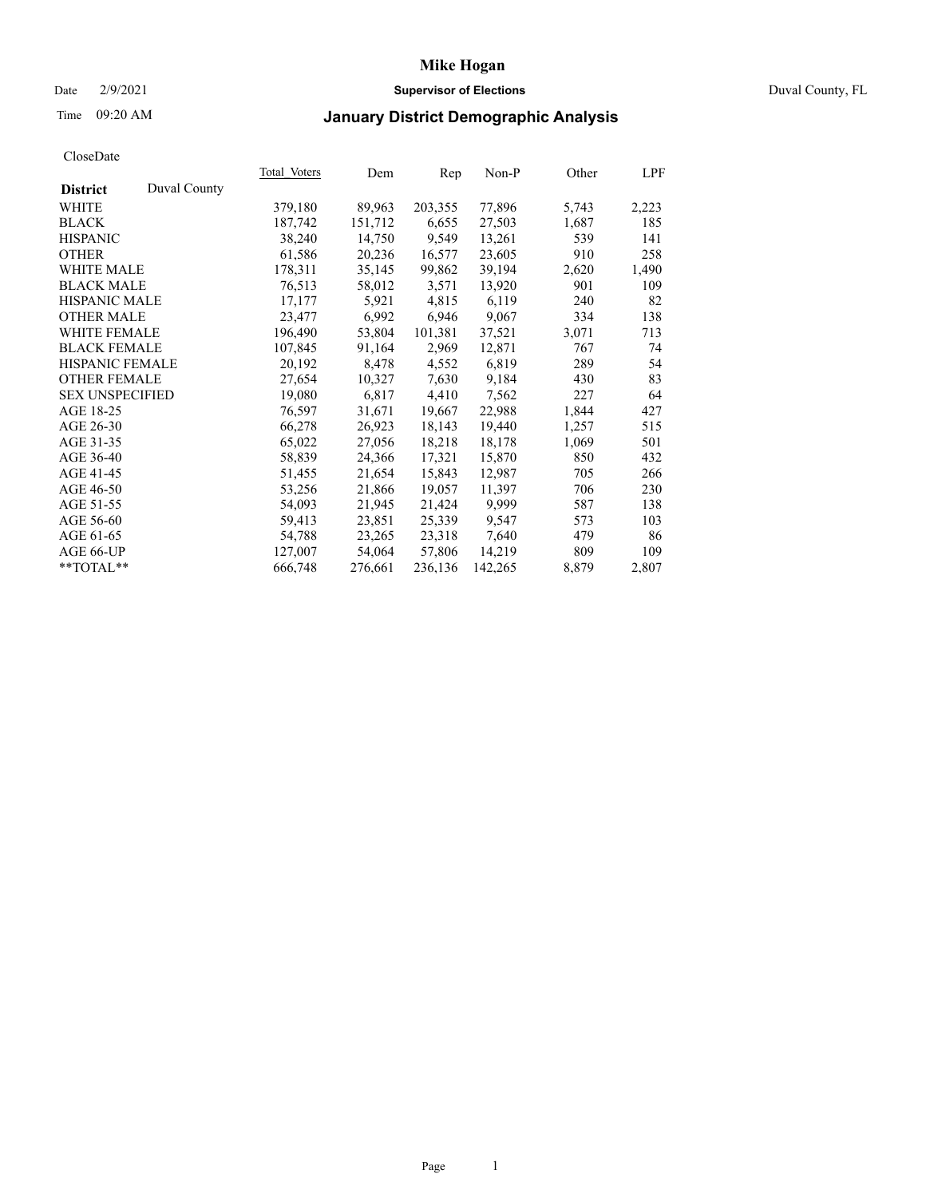# Mike Hogan

Date 2/9/2021 **Supervisor of Elections** Duval County, FL

Time 09:20 AM **January District Demographic Analysis**

CloseDate

| District | Duval County | Total Voters | Dem | Rep | Non-P | Other | LPF |
|---|---|---|---|---|---|---|---|
| WHITE | | 379,180 | 89,963 | 203,355 | 77,896 | 5,743 | 2,223 |
| BLACK | | 187,742 | 151,712 | 6,655 | 27,503 | 1,687 | 185 |
| HISPANIC | | 38,240 | 14,750 | 9,549 | 13,261 | 539 | 141 |
| OTHER | | 61,586 | 20,236 | 16,577 | 23,605 | 910 | 258 |
| WHITE MALE | | 178,311 | 35,145 | 99,862 | 39,194 | 2,620 | 1,490 |
| BLACK MALE | | 76,513 | 58,012 | 3,571 | 13,920 | 901 | 109 |
| HISPANIC MALE | | 17,177 | 5,921 | 4,815 | 6,119 | 240 | 82 |
| OTHER MALE | | 23,477 | 6,992 | 6,946 | 9,067 | 334 | 138 |
| WHITE FEMALE | | 196,490 | 53,804 | 101,381 | 37,521 | 3,071 | 713 |
| BLACK FEMALE | | 107,845 | 91,164 | 2,969 | 12,871 | 767 | 74 |
| HISPANIC FEMALE | | 20,192 | 8,478 | 4,552 | 6,819 | 289 | 54 |
| OTHER FEMALE | | 27,654 | 10,327 | 7,630 | 9,184 | 430 | 83 |
| SEX UNSPECIFIED | | 19,080 | 6,817 | 4,410 | 7,562 | 227 | 64 |
| AGE 18-25 | | 76,597 | 31,671 | 19,667 | 22,988 | 1,844 | 427 |
| AGE 26-30 | | 66,278 | 26,923 | 18,143 | 19,440 | 1,257 | 515 |
| AGE 31-35 | | 65,022 | 27,056 | 18,218 | 18,178 | 1,069 | 501 |
| AGE 36-40 | | 58,839 | 24,366 | 17,321 | 15,870 | 850 | 432 |
| AGE 41-45 | | 51,455 | 21,654 | 15,843 | 12,987 | 705 | 266 |
| AGE 46-50 | | 53,256 | 21,866 | 19,057 | 11,397 | 706 | 230 |
| AGE 51-55 | | 54,093 | 21,945 | 21,424 | 9,999 | 587 | 138 |
| AGE 56-60 | | 59,413 | 23,851 | 25,339 | 9,547 | 573 | 103 |
| AGE 61-65 | | 54,788 | 23,265 | 23,318 | 7,640 | 479 | 86 |
| AGE 66-UP | | 127,007 | 54,064 | 57,806 | 14,219 | 809 | 109 |
| **TOTAL** | | 666,748 | 276,661 | 236,136 | 142,265 | 8,879 | 2,807 |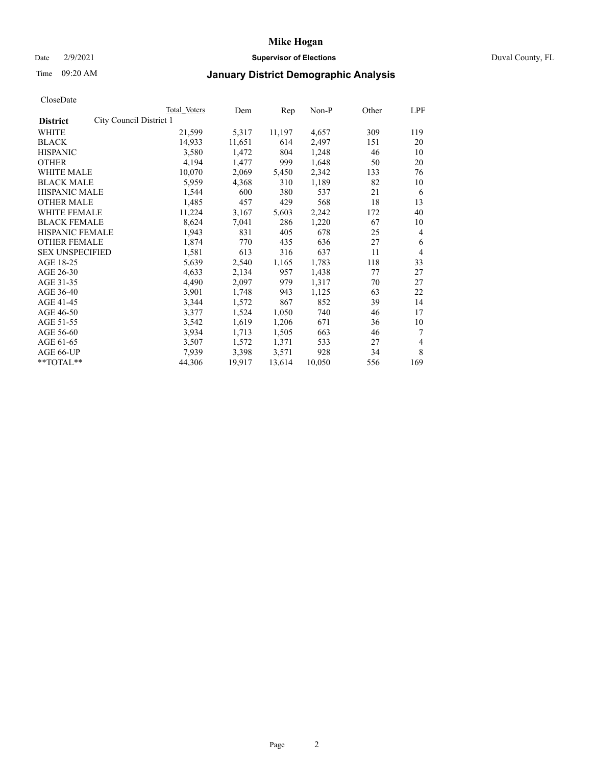# Mike Hogan

Date 2/9/2021 **Supervisor of Elections** Duval County, FL

Time 09:20 AM **January District Demographic Analysis**

CloseDate

| District | Total Voters | Dem | Rep | Non-P | Other | LPF |
|---|---|---|---|---|---|---|
| City Council District 1 | | | | | | |
| WHITE | 21,599 | 5,317 | 11,197 | 4,657 | 309 | 119 |
| BLACK | 14,933 | 11,651 | 614 | 2,497 | 151 | 20 |
| HISPANIC | 3,580 | 1,472 | 804 | 1,248 | 46 | 10 |
| OTHER | 4,194 | 1,477 | 999 | 1,648 | 50 | 20 |
| WHITE MALE | 10,070 | 2,069 | 5,450 | 2,342 | 133 | 76 |
| BLACK MALE | 5,959 | 4,368 | 310 | 1,189 | 82 | 10 |
| HISPANIC MALE | 1,544 | 600 | 380 | 537 | 21 | 6 |
| OTHER MALE | 1,485 | 457 | 429 | 568 | 18 | 13 |
| WHITE FEMALE | 11,224 | 3,167 | 5,603 | 2,242 | 172 | 40 |
| BLACK FEMALE | 8,624 | 7,041 | 286 | 1,220 | 67 | 10 |
| HISPANIC FEMALE | 1,943 | 831 | 405 | 678 | 25 | 4 |
| OTHER FEMALE | 1,874 | 770 | 435 | 636 | 27 | 6 |
| SEX UNSPECIFIED | 1,581 | 613 | 316 | 637 | 11 | 4 |
| AGE 18-25 | 5,639 | 2,540 | 1,165 | 1,783 | 118 | 33 |
| AGE 26-30 | 4,633 | 2,134 | 957 | 1,438 | 77 | 27 |
| AGE 31-35 | 4,490 | 2,097 | 979 | 1,317 | 70 | 27 |
| AGE 36-40 | 3,901 | 1,748 | 943 | 1,125 | 63 | 22 |
| AGE 41-45 | 3,344 | 1,572 | 867 | 852 | 39 | 14 |
| AGE 46-50 | 3,377 | 1,524 | 1,050 | 740 | 46 | 17 |
| AGE 51-55 | 3,542 | 1,619 | 1,206 | 671 | 36 | 10 |
| AGE 56-60 | 3,934 | 1,713 | 1,505 | 663 | 46 | 7 |
| AGE 61-65 | 3,507 | 1,572 | 1,371 | 533 | 27 | 4 |
| AGE 66-UP | 7,939 | 3,398 | 3,571 | 928 | 34 | 8 |
| **TOTAL** | 44,306 | 19,917 | 13,614 | 10,050 | 556 | 169 |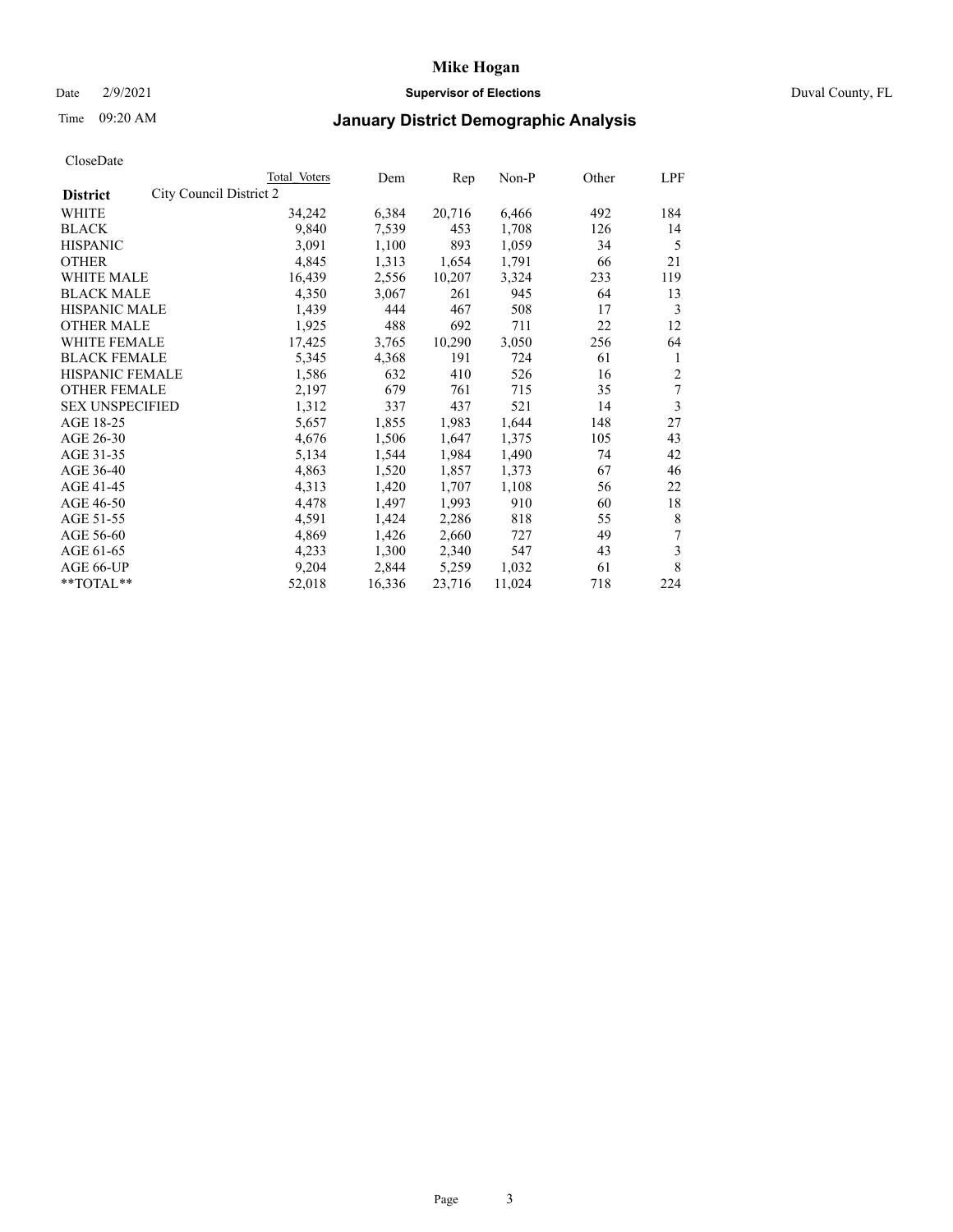# Mike Hogan

Date 2/9/2021 **Supervisor of Elections** Duval County, FL

Time 09:20 AM **January District Demographic Analysis**

CloseDate

| **District** | City Council District 2 | Total Voters | Dem | Rep | Non-P | Other | LPF |
|---|---|---|---|---|---|---|---|
| WHITE | | 34,242 | 6,384 | 20,716 | 6,466 | 492 | 184 |
| BLACK | | 9,840 | 7,539 | 453 | 1,708 | 126 | 14 |
| HISPANIC | | 3,091 | 1,100 | 893 | 1,059 | 34 | 5 |
| OTHER | | 4,845 | 1,313 | 1,654 | 1,791 | 66 | 21 |
| WHITE MALE | | 16,439 | 2,556 | 10,207 | 3,324 | 233 | 119 |
| BLACK MALE | | 4,350 | 3,067 | 261 | 945 | 64 | 13 |
| HISPANIC MALE | | 1,439 | 444 | 467 | 508 | 17 | 3 |
| OTHER MALE | | 1,925 | 488 | 692 | 711 | 22 | 12 |
| WHITE FEMALE | | 17,425 | 3,765 | 10,290 | 3,050 | 256 | 64 |
| BLACK FEMALE | | 5,345 | 4,368 | 191 | 724 | 61 | 1 |
| HISPANIC FEMALE | | 1,586 | 632 | 410 | 526 | 16 | 2 |
| OTHER FEMALE | | 2,197 | 679 | 761 | 715 | 35 | 7 |
| SEX UNSPECIFIED | | 1,312 | 337 | 437 | 521 | 14 | 3 |
| AGE 18-25 | | 5,657 | 1,855 | 1,983 | 1,644 | 148 | 27 |
| AGE 26-30 | | 4,676 | 1,506 | 1,647 | 1,375 | 105 | 43 |
| AGE 31-35 | | 5,134 | 1,544 | 1,984 | 1,490 | 74 | 42 |
| AGE 36-40 | | 4,863 | 1,520 | 1,857 | 1,373 | 67 | 46 |
| AGE 41-45 | | 4,313 | 1,420 | 1,707 | 1,108 | 56 | 22 |
| AGE 46-50 | | 4,478 | 1,497 | 1,993 | 910 | 60 | 18 |
| AGE 51-55 | | 4,591 | 1,424 | 2,286 | 818 | 55 | 8 |
| AGE 56-60 | | 4,869 | 1,426 | 2,660 | 727 | 49 | 7 |
| AGE 61-65 | | 4,233 | 1,300 | 2,340 | 547 | 43 | 3 |
| AGE 66-UP | | 9,204 | 2,844 | 5,259 | 1,032 | 61 | 8 |
| **TOTAL** | | 52,018 | 16,336 | 23,716 | 11,024 | 718 | 224 |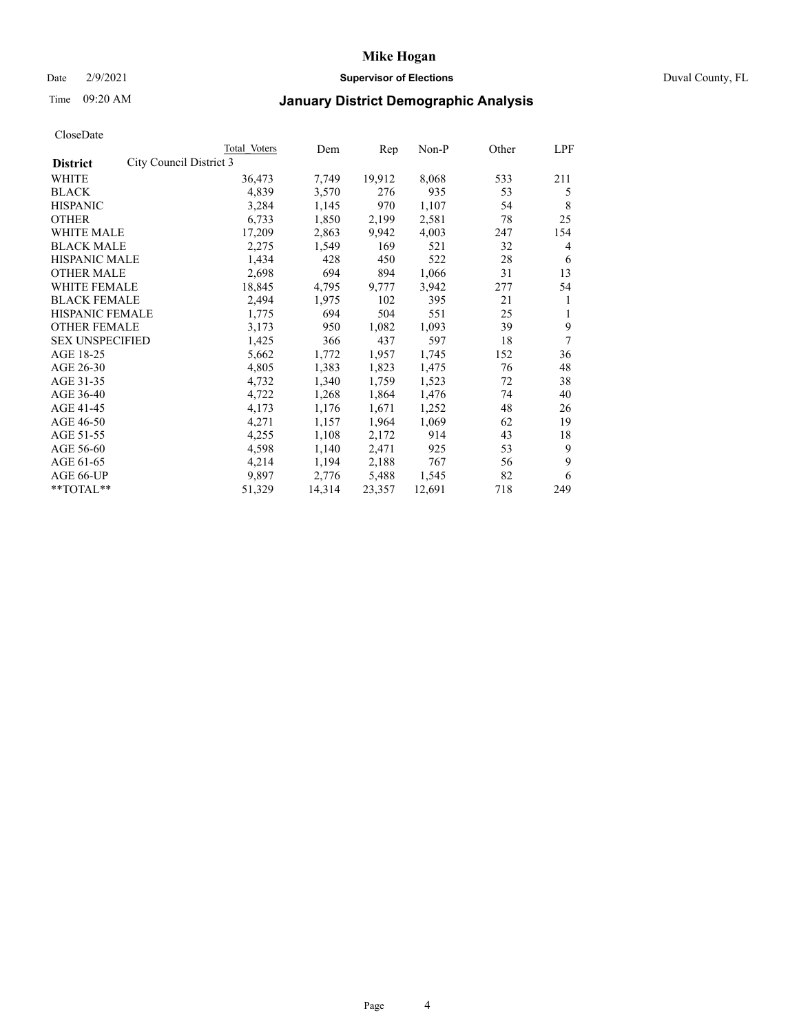# Mike Hogan

Date 2/9/2021 **Supervisor of Elections** Duval County, FL

Time 09:20 AM **January District Demographic Analysis**

CloseDate

| **District** | City Council District 3 | Total Voters | Dem | Rep | Non-P | Other | LPF |
|---|---|---|---|---|---|---|---|
| WHITE | | 36,473 | 7,749 | 19,912 | 8,068 | 533 | 211 |
| BLACK | | 4,839 | 3,570 | 276 | 935 | 53 | 5 |
| HISPANIC | | 3,284 | 1,145 | 970 | 1,107 | 54 | 8 |
| OTHER | | 6,733 | 1,850 | 2,199 | 2,581 | 78 | 25 |
| WHITE MALE | | 17,209 | 2,863 | 9,942 | 4,003 | 247 | 154 |
| BLACK MALE | | 2,275 | 1,549 | 169 | 521 | 32 | 4 |
| HISPANIC MALE | | 1,434 | 428 | 450 | 522 | 28 | 6 |
| OTHER MALE | | 2,698 | 694 | 894 | 1,066 | 31 | 13 |
| WHITE FEMALE | | 18,845 | 4,795 | 9,777 | 3,942 | 277 | 54 |
| BLACK FEMALE | | 2,494 | 1,975 | 102 | 395 | 21 | 1 |
| HISPANIC FEMALE | | 1,775 | 694 | 504 | 551 | 25 | 1 |
| OTHER FEMALE | | 3,173 | 950 | 1,082 | 1,093 | 39 | 9 |
| SEX UNSPECIFIED | | 1,425 | 366 | 437 | 597 | 18 | 7 |
| AGE 18-25 | | 5,662 | 1,772 | 1,957 | 1,745 | 152 | 36 |
| AGE 26-30 | | 4,805 | 1,383 | 1,823 | 1,475 | 76 | 48 |
| AGE 31-35 | | 4,732 | 1,340 | 1,759 | 1,523 | 72 | 38 |
| AGE 36-40 | | 4,722 | 1,268 | 1,864 | 1,476 | 74 | 40 |
| AGE 41-45 | | 4,173 | 1,176 | 1,671 | 1,252 | 48 | 26 |
| AGE 46-50 | | 4,271 | 1,157 | 1,964 | 1,069 | 62 | 19 |
| AGE 51-55 | | 4,255 | 1,108 | 2,172 | 914 | 43 | 18 |
| AGE 56-60 | | 4,598 | 1,140 | 2,471 | 925 | 53 | 9 |
| AGE 61-65 | | 4,214 | 1,194 | 2,188 | 767 | 56 | 9 |
| AGE 66-UP | | 9,897 | 2,776 | 5,488 | 1,545 | 82 | 6 |
| **TOTAL** | | 51,329 | 14,314 | 23,357 | 12,691 | 718 | 249 |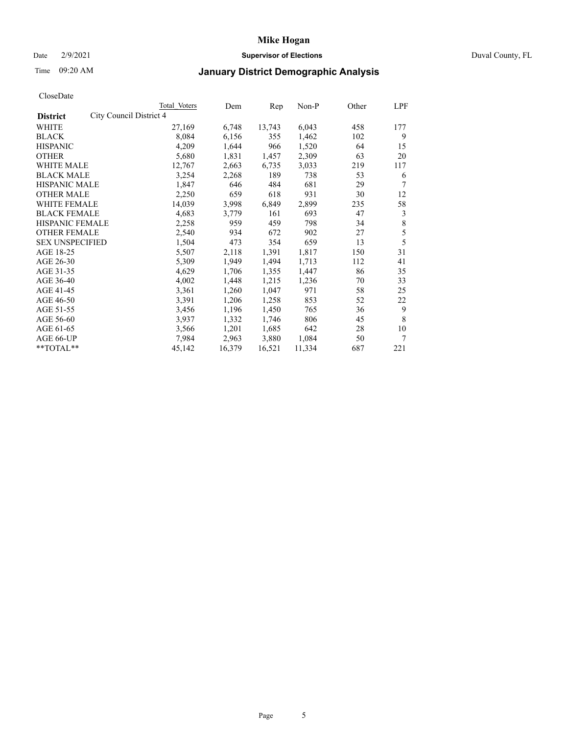# Mike Hogan

Date 2/9/2021 **Supervisor of Elections** Duval County, FL

Time 09:20 AM

## January District Demographic Analysis

CloseDate

| **District** | City Council District 4 | Dem | Rep | Non-P | Other | LPF |
|---|---|---|---|---|---|---|
| | Total Voters | | | | | |
| WHITE | 27,169 | 6,748 | 13,743 | 6,043 | 458 | 177 |
| BLACK | 8,084 | 6,156 | 355 | 1,462 | 102 | 9 |
| HISPANIC | 4,209 | 1,644 | 966 | 1,520 | 64 | 15 |
| OTHER | 5,680 | 1,831 | 1,457 | 2,309 | 63 | 20 |
| WHITE MALE | 12,767 | 2,663 | 6,735 | 3,033 | 219 | 117 |
| BLACK MALE | 3,254 | 2,268 | 189 | 738 | 53 | 6 |
| HISPANIC MALE | 1,847 | 646 | 484 | 681 | 29 | 7 |
| OTHER MALE | 2,250 | 659 | 618 | 931 | 30 | 12 |
| WHITE FEMALE | 14,039 | 3,998 | 6,849 | 2,899 | 235 | 58 |
| BLACK FEMALE | 4,683 | 3,779 | 161 | 693 | 47 | 3 |
| HISPANIC FEMALE | 2,258 | 959 | 459 | 798 | 34 | 8 |
| OTHER FEMALE | 2,540 | 934 | 672 | 902 | 27 | 5 |
| SEX UNSPECIFIED | 1,504 | 473 | 354 | 659 | 13 | 5 |
| AGE 18-25 | 5,507 | 2,118 | 1,391 | 1,817 | 150 | 31 |
| AGE 26-30 | 5,309 | 1,949 | 1,494 | 1,713 | 112 | 41 |
| AGE 31-35 | 4,629 | 1,706 | 1,355 | 1,447 | 86 | 35 |
| AGE 36-40 | 4,002 | 1,448 | 1,215 | 1,236 | 70 | 33 |
| AGE 41-45 | 3,361 | 1,260 | 1,047 | 971 | 58 | 25 |
| AGE 46-50 | 3,391 | 1,206 | 1,258 | 853 | 52 | 22 |
| AGE 51-55 | 3,456 | 1,196 | 1,450 | 765 | 36 | 9 |
| AGE 56-60 | 3,937 | 1,332 | 1,746 | 806 | 45 | 8 |
| AGE 61-65 | 3,566 | 1,201 | 1,685 | 642 | 28 | 10 |
| AGE 66-UP | 7,984 | 2,963 | 3,880 | 1,084 | 50 | 7 |
| **TOTAL** | 45,142 | 16,379 | 16,521 | 11,334 | 687 | 221 |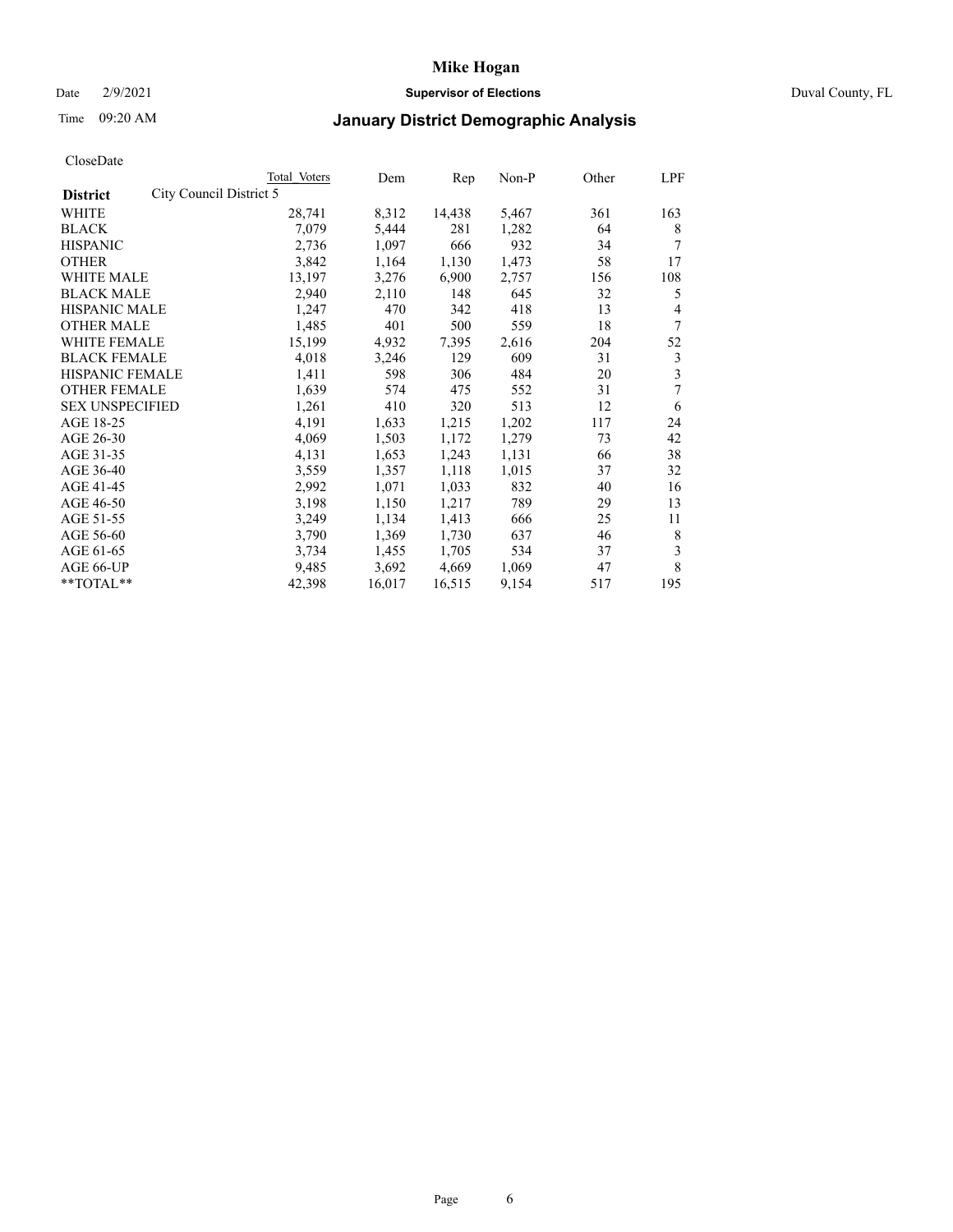# Mike Hogan

Date 2/9/2021 **Supervisor of Elections** Duval County, FL

Time 09:20 AM **January District Demographic Analysis**

CloseDate

| **District** | City Council District 5 | Total Voters | Dem | Rep | Non-P | Other | LPF |
|---|---|---|---|---|---|---|---|
| WHITE | | 28,741 | 8,312 | 14,438 | 5,467 | 361 | 163 |
| BLACK | | 7,079 | 5,444 | 281 | 1,282 | 64 | 8 |
| HISPANIC | | 2,736 | 1,097 | 666 | 932 | 34 | 7 |
| OTHER | | 3,842 | 1,164 | 1,130 | 1,473 | 58 | 17 |
| WHITE MALE | | 13,197 | 3,276 | 6,900 | 2,757 | 156 | 108 |
| BLACK MALE | | 2,940 | 2,110 | 148 | 645 | 32 | 5 |
| HISPANIC MALE | | 1,247 | 470 | 342 | 418 | 13 | 4 |
| OTHER MALE | | 1,485 | 401 | 500 | 559 | 18 | 7 |
| WHITE FEMALE | | 15,199 | 4,932 | 7,395 | 2,616 | 204 | 52 |
| BLACK FEMALE | | 4,018 | 3,246 | 129 | 609 | 31 | 3 |
| HISPANIC FEMALE | | 1,411 | 598 | 306 | 484 | 20 | 3 |
| OTHER FEMALE | | 1,639 | 574 | 475 | 552 | 31 | 7 |
| SEX UNSPECIFIED | | 1,261 | 410 | 320 | 513 | 12 | 6 |
| AGE 18-25 | | 4,191 | 1,633 | 1,215 | 1,202 | 117 | 24 |
| AGE 26-30 | | 4,069 | 1,503 | 1,172 | 1,279 | 73 | 42 |
| AGE 31-35 | | 4,131 | 1,653 | 1,243 | 1,131 | 66 | 38 |
| AGE 36-40 | | 3,559 | 1,357 | 1,118 | 1,015 | 37 | 32 |
| AGE 41-45 | | 2,992 | 1,071 | 1,033 | 832 | 40 | 16 |
| AGE 46-50 | | 3,198 | 1,150 | 1,217 | 789 | 29 | 13 |
| AGE 51-55 | | 3,249 | 1,134 | 1,413 | 666 | 25 | 11 |
| AGE 56-60 | | 3,790 | 1,369 | 1,730 | 637 | 46 | 8 |
| AGE 61-65 | | 3,734 | 1,455 | 1,705 | 534 | 37 | 3 |
| AGE 66-UP | | 9,485 | 3,692 | 4,669 | 1,069 | 47 | 8 |
| **TOTAL** | | 42,398 | 16,017 | 16,515 | 9,154 | 517 | 195 |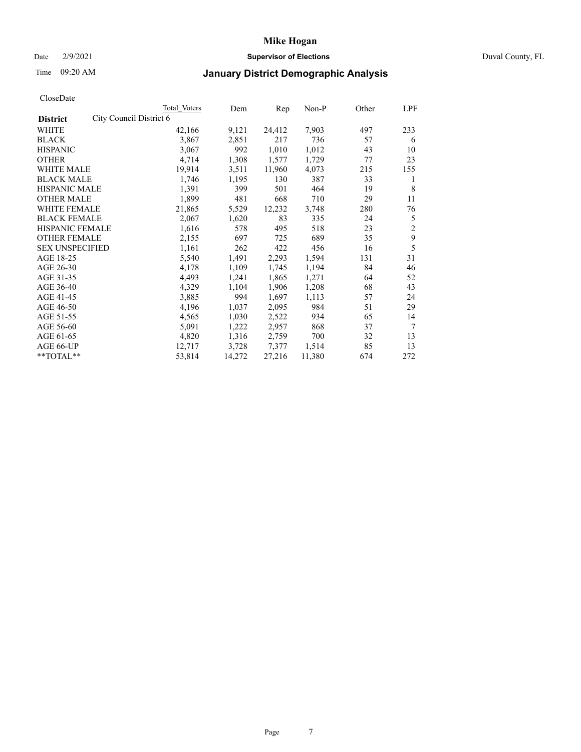# Mike Hogan

Date 2/9/2021 **Supervisor of Elections** Duval County, FL

Time 09:20 AM **January District Demographic Analysis**

CloseDate

| **District** | City Council District 6 | Total Voters | Dem | Rep | Non-P | Other | LPF |
|---|---|---|---|---|---|---|---|
| WHITE | | 42,166 | 9,121 | 24,412 | 7,903 | 497 | 233 |
| BLACK | | 3,867 | 2,851 | 217 | 736 | 57 | 6 |
| HISPANIC | | 3,067 | 992 | 1,010 | 1,012 | 43 | 10 |
| OTHER | | 4,714 | 1,308 | 1,577 | 1,729 | 77 | 23 |
| WHITE MALE | | 19,914 | 3,511 | 11,960 | 4,073 | 215 | 155 |
| BLACK MALE | | 1,746 | 1,195 | 130 | 387 | 33 | 1 |
| HISPANIC MALE | | 1,391 | 399 | 501 | 464 | 19 | 8 |
| OTHER MALE | | 1,899 | 481 | 668 | 710 | 29 | 11 |
| WHITE FEMALE | | 21,865 | 5,529 | 12,232 | 3,748 | 280 | 76 |
| BLACK FEMALE | | 2,067 | 1,620 | 83 | 335 | 24 | 5 |
| HISPANIC FEMALE | | 1,616 | 578 | 495 | 518 | 23 | 2 |
| OTHER FEMALE | | 2,155 | 697 | 725 | 689 | 35 | 9 |
| SEX UNSPECIFIED | | 1,161 | 262 | 422 | 456 | 16 | 5 |
| AGE 18-25 | | 5,540 | 1,491 | 2,293 | 1,594 | 131 | 31 |
| AGE 26-30 | | 4,178 | 1,109 | 1,745 | 1,194 | 84 | 46 |
| AGE 31-35 | | 4,493 | 1,241 | 1,865 | 1,271 | 64 | 52 |
| AGE 36-40 | | 4,329 | 1,104 | 1,906 | 1,208 | 68 | 43 |
| AGE 41-45 | | 3,885 | 994 | 1,697 | 1,113 | 57 | 24 |
| AGE 46-50 | | 4,196 | 1,037 | 2,095 | 984 | 51 | 29 |
| AGE 51-55 | | 4,565 | 1,030 | 2,522 | 934 | 65 | 14 |
| AGE 56-60 | | 5,091 | 1,222 | 2,957 | 868 | 37 | 7 |
| AGE 61-65 | | 4,820 | 1,316 | 2,759 | 700 | 32 | 13 |
| AGE 66-UP | | 12,717 | 3,728 | 7,377 | 1,514 | 85 | 13 |
| **TOTAL** | | 53,814 | 14,272 | 27,216 | 11,380 | 674 | 272 |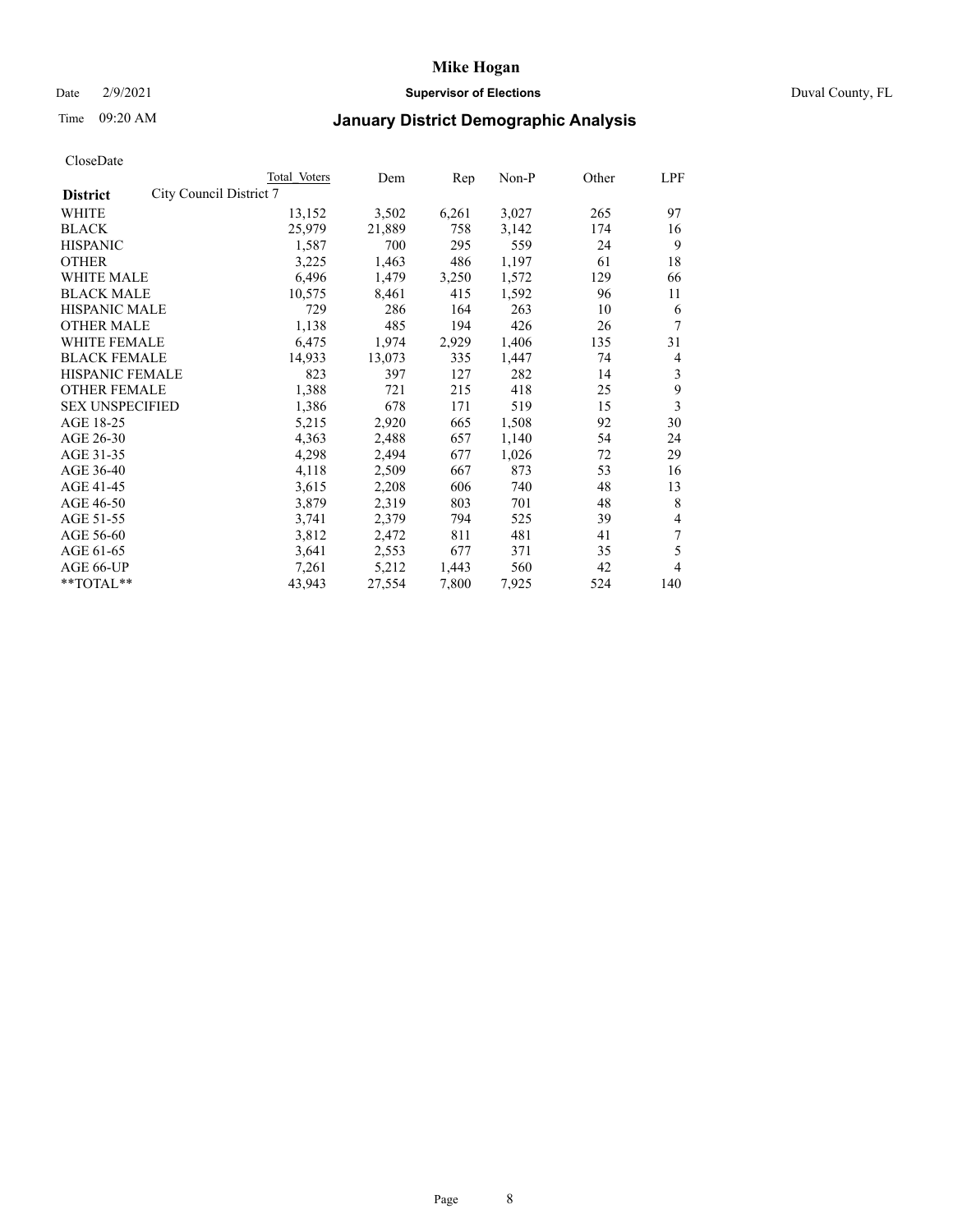# Mike Hogan

Date 2/9/2021 **Supervisor of Elections** Duval County, FL

Time 09:20 AM

## January District Demographic Analysis

CloseDate

| District | City Council District 7 | Total Voters | Dem | Rep | Non-P | Other | LPF |
|---|---|---|---|---|---|---|---|
| WHITE | | 13,152 | 3,502 | 6,261 | 3,027 | 265 | 97 |
| BLACK | | 25,979 | 21,889 | 758 | 3,142 | 174 | 16 |
| HISPANIC | | 1,587 | 700 | 295 | 559 | 24 | 9 |
| OTHER | | 3,225 | 1,463 | 486 | 1,197 | 61 | 18 |
| WHITE MALE | | 6,496 | 1,479 | 3,250 | 1,572 | 129 | 66 |
| BLACK MALE | | 10,575 | 8,461 | 415 | 1,592 | 96 | 11 |
| HISPANIC MALE | | 729 | 286 | 164 | 263 | 10 | 6 |
| OTHER MALE | | 1,138 | 485 | 194 | 426 | 26 | 7 |
| WHITE FEMALE | | 6,475 | 1,974 | 2,929 | 1,406 | 135 | 31 |
| BLACK FEMALE | | 14,933 | 13,073 | 335 | 1,447 | 74 | 4 |
| HISPANIC FEMALE | | 823 | 397 | 127 | 282 | 14 | 3 |
| OTHER FEMALE | | 1,388 | 721 | 215 | 418 | 25 | 9 |
| SEX UNSPECIFIED | | 1,386 | 678 | 171 | 519 | 15 | 3 |
| AGE 18-25 | | 5,215 | 2,920 | 665 | 1,508 | 92 | 30 |
| AGE 26-30 | | 4,363 | 2,488 | 657 | 1,140 | 54 | 24 |
| AGE 31-35 | | 4,298 | 2,494 | 677 | 1,026 | 72 | 29 |
| AGE 36-40 | | 4,118 | 2,509 | 667 | 873 | 53 | 16 |
| AGE 41-45 | | 3,615 | 2,208 | 606 | 740 | 48 | 13 |
| AGE 46-50 | | 3,879 | 2,319 | 803 | 701 | 48 | 8 |
| AGE 51-55 | | 3,741 | 2,379 | 794 | 525 | 39 | 4 |
| AGE 56-60 | | 3,812 | 2,472 | 811 | 481 | 41 | 7 |
| AGE 61-65 | | 3,641 | 2,553 | 677 | 371 | 35 | 5 |
| AGE 66-UP | | 7,261 | 5,212 | 1,443 | 560 | 42 | 4 |
| **TOTAL** | | 43,943 | 27,554 | 7,800 | 7,925 | 524 | 140 |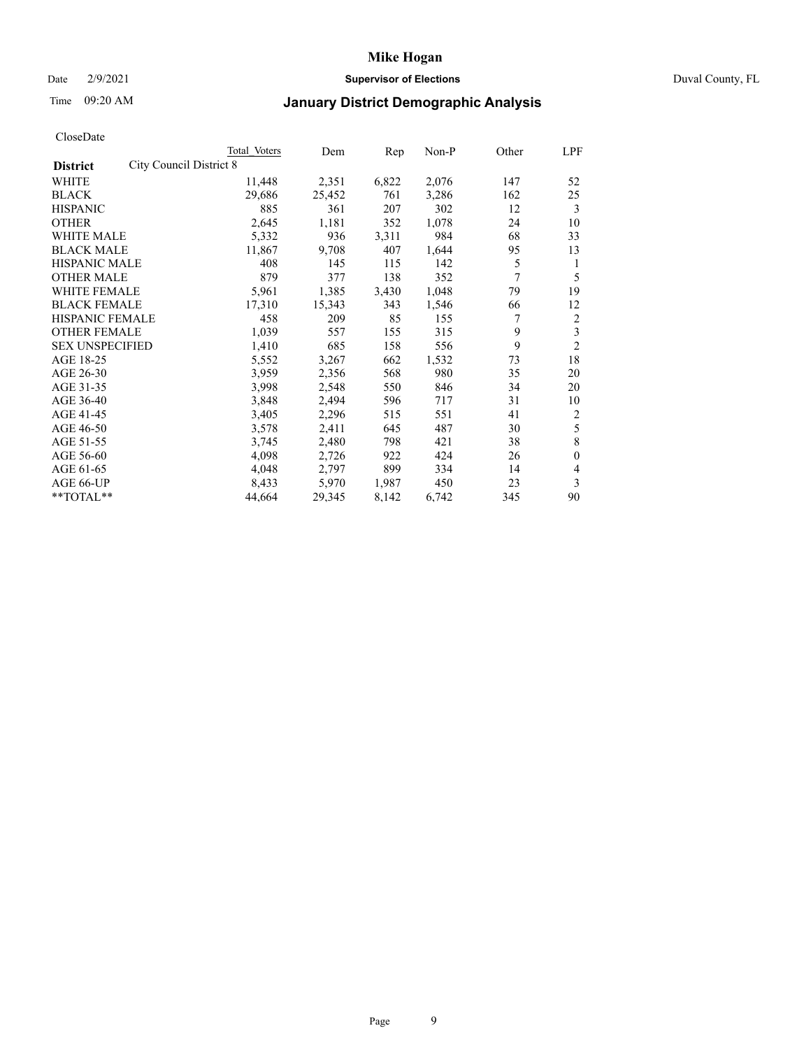# Mike Hogan

Date 2/9/2021 **Supervisor of Elections** Duval County, FL

Time 09:20 AM

## January District Demographic Analysis

CloseDate

| **District** | Total Voters | Dem | Rep | Non-P | Other | LPF |
|---|---|---|---|---|---|---|
| City Council District 8 | | | | | | |
| WHITE | 11,448 | 2,351 | 6,822 | 2,076 | 147 | 52 |
| BLACK | 29,686 | 25,452 | 761 | 3,286 | 162 | 25 |
| HISPANIC | 885 | 361 | 207 | 302 | 12 | 3 |
| OTHER | 2,645 | 1,181 | 352 | 1,078 | 24 | 10 |
| WHITE MALE | 5,332 | 936 | 3,311 | 984 | 68 | 33 |
| BLACK MALE | 11,867 | 9,708 | 407 | 1,644 | 95 | 13 |
| HISPANIC MALE | 408 | 145 | 115 | 142 | 5 | 1 |
| OTHER MALE | 879 | 377 | 138 | 352 | 7 | 5 |
| WHITE FEMALE | 5,961 | 1,385 | 3,430 | 1,048 | 79 | 19 |
| BLACK FEMALE | 17,310 | 15,343 | 343 | 1,546 | 66 | 12 |
| HISPANIC FEMALE | 458 | 209 | 85 | 155 | 7 | 2 |
| OTHER FEMALE | 1,039 | 557 | 155 | 315 | 9 | 3 |
| SEX UNSPECIFIED | 1,410 | 685 | 158 | 556 | 9 | 2 |
| AGE 18-25 | 5,552 | 3,267 | 662 | 1,532 | 73 | 18 |
| AGE 26-30 | 3,959 | 2,356 | 568 | 980 | 35 | 20 |
| AGE 31-35 | 3,998 | 2,548 | 550 | 846 | 34 | 20 |
| AGE 36-40 | 3,848 | 2,494 | 596 | 717 | 31 | 10 |
| AGE 41-45 | 3,405 | 2,296 | 515 | 551 | 41 | 2 |
| AGE 46-50 | 3,578 | 2,411 | 645 | 487 | 30 | 5 |
| AGE 51-55 | 3,745 | 2,480 | 798 | 421 | 38 | 8 |
| AGE 56-60 | 4,098 | 2,726 | 922 | 424 | 26 | 0 |
| AGE 61-65 | 4,048 | 2,797 | 899 | 334 | 14 | 4 |
| AGE 66-UP | 8,433 | 5,970 | 1,987 | 450 | 23 | 3 |
| **TOTAL** | 44,664 | 29,345 | 8,142 | 6,742 | 345 | 90 |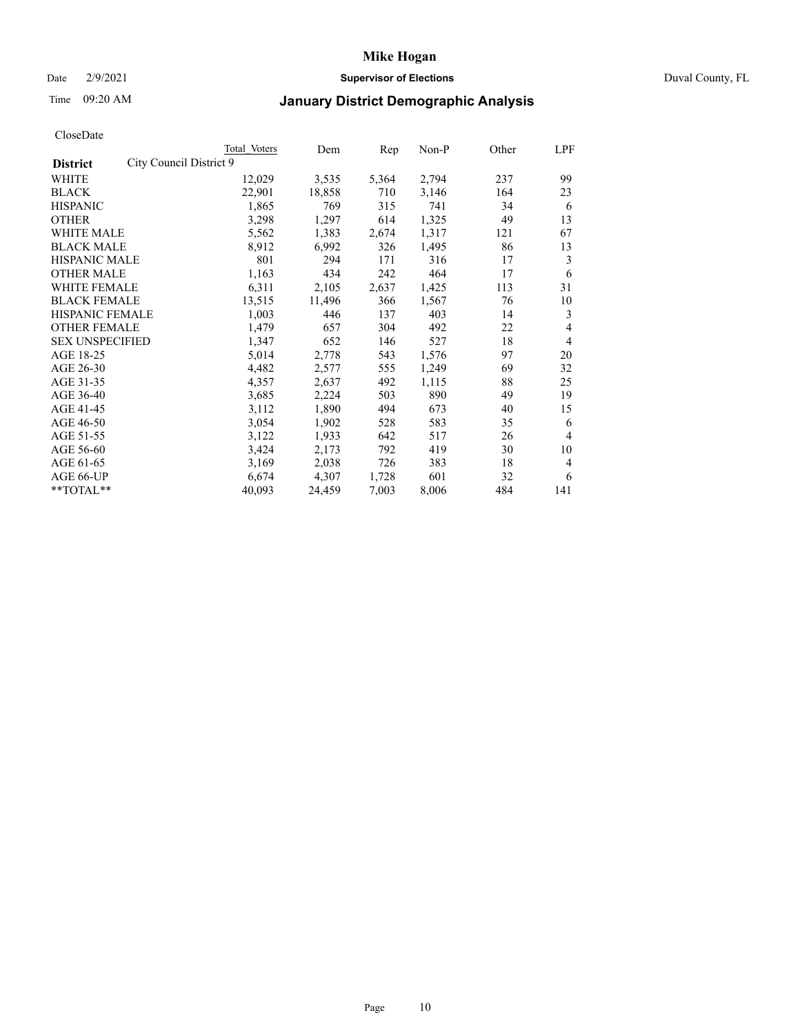# Mike Hogan

Date 2/9/2021 **Supervisor of Elections** Duval County, FL

Time 09:20 AM **January District Demographic Analysis**

CloseDate

| **District** | City Council District 9 Total Voters | Dem | Rep | Non-P | Other | LPF |
|---|---|---|---|---|---|---|
| WHITE | 12,029 | 3,535 | 5,364 | 2,794 | 237 | 99 |
| BLACK | 22,901 | 18,858 | 710 | 3,146 | 164 | 23 |
| HISPANIC | 1,865 | 769 | 315 | 741 | 34 | 6 |
| OTHER | 3,298 | 1,297 | 614 | 1,325 | 49 | 13 |
| WHITE MALE | 5,562 | 1,383 | 2,674 | 1,317 | 121 | 67 |
| BLACK MALE | 8,912 | 6,992 | 326 | 1,495 | 86 | 13 |
| HISPANIC MALE | 801 | 294 | 171 | 316 | 17 | 3 |
| OTHER MALE | 1,163 | 434 | 242 | 464 | 17 | 6 |
| WHITE FEMALE | 6,311 | 2,105 | 2,637 | 1,425 | 113 | 31 |
| BLACK FEMALE | 13,515 | 11,496 | 366 | 1,567 | 76 | 10 |
| HISPANIC FEMALE | 1,003 | 446 | 137 | 403 | 14 | 3 |
| OTHER FEMALE | 1,479 | 657 | 304 | 492 | 22 | 4 |
| SEX UNSPECIFIED | 1,347 | 652 | 146 | 527 | 18 | 4 |
| AGE 18-25 | 5,014 | 2,778 | 543 | 1,576 | 97 | 20 |
| AGE 26-30 | 4,482 | 2,577 | 555 | 1,249 | 69 | 32 |
| AGE 31-35 | 4,357 | 2,637 | 492 | 1,115 | 88 | 25 |
| AGE 36-40 | 3,685 | 2,224 | 503 | 890 | 49 | 19 |
| AGE 41-45 | 3,112 | 1,890 | 494 | 673 | 40 | 15 |
| AGE 46-50 | 3,054 | 1,902 | 528 | 583 | 35 | 6 |
| AGE 51-55 | 3,122 | 1,933 | 642 | 517 | 26 | 4 |
| AGE 56-60 | 3,424 | 2,173 | 792 | 419 | 30 | 10 |
| AGE 61-65 | 3,169 | 2,038 | 726 | 383 | 18 | 4 |
| AGE 66-UP | 6,674 | 4,307 | 1,728 | 601 | 32 | 6 |
| **TOTAL** | 40,093 | 24,459 | 7,003 | 8,006 | 484 | 141 |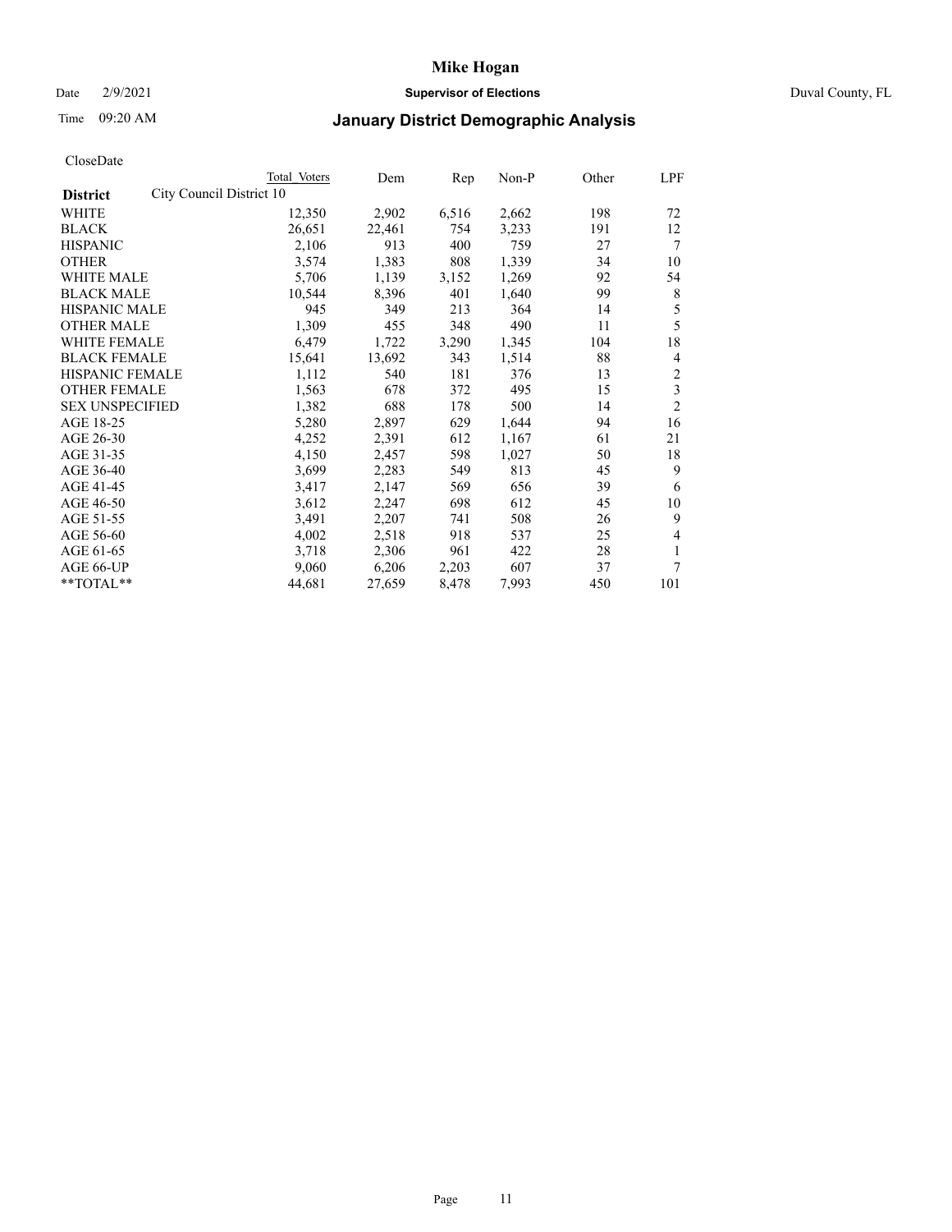# Mike Hogan

Date 2/9/2021 **Supervisor of Elections** Duval County, FL

Time 09:20 AM **January District Demographic Analysis**

CloseDate

| **District** | City Council District 10 | Total Voters | Dem | Rep | Non-P | Other | LPF |
|---|---|---|---|---|---|---|---|
| WHITE | | 12,350 | 2,902 | 6,516 | 2,662 | 198 | 72 |
| BLACK | | 26,651 | 22,461 | 754 | 3,233 | 191 | 12 |
| HISPANIC | | 2,106 | 913 | 400 | 759 | 27 | 7 |
| OTHER | | 3,574 | 1,383 | 808 | 1,339 | 34 | 10 |
| WHITE MALE | | 5,706 | 1,139 | 3,152 | 1,269 | 92 | 54 |
| BLACK MALE | | 10,544 | 8,396 | 401 | 1,640 | 99 | 8 |
| HISPANIC MALE | | 945 | 349 | 213 | 364 | 14 | 5 |
| OTHER MALE | | 1,309 | 455 | 348 | 490 | 11 | 5 |
| WHITE FEMALE | | 6,479 | 1,722 | 3,290 | 1,345 | 104 | 18 |
| BLACK FEMALE | | 15,641 | 13,692 | 343 | 1,514 | 88 | 4 |
| HISPANIC FEMALE | | 1,112 | 540 | 181 | 376 | 13 | 2 |
| OTHER FEMALE | | 1,563 | 678 | 372 | 495 | 15 | 3 |
| SEX UNSPECIFIED | | 1,382 | 688 | 178 | 500 | 14 | 2 |
| AGE 18-25 | | 5,280 | 2,897 | 629 | 1,644 | 94 | 16 |
| AGE 26-30 | | 4,252 | 2,391 | 612 | 1,167 | 61 | 21 |
| AGE 31-35 | | 4,150 | 2,457 | 598 | 1,027 | 50 | 18 |
| AGE 36-40 | | 3,699 | 2,283 | 549 | 813 | 45 | 9 |
| AGE 41-45 | | 3,417 | 2,147 | 569 | 656 | 39 | 6 |
| AGE 46-50 | | 3,612 | 2,247 | 698 | 612 | 45 | 10 |
| AGE 51-55 | | 3,491 | 2,207 | 741 | 508 | 26 | 9 |
| AGE 56-60 | | 4,002 | 2,518 | 918 | 537 | 25 | 4 |
| AGE 61-65 | | 3,718 | 2,306 | 961 | 422 | 28 | 1 |
| AGE 66-UP | | 9,060 | 6,206 | 2,203 | 607 | 37 | 7 |
| **TOTAL** | | 44,681 | 27,659 | 8,478 | 7,993 | 450 | 101 |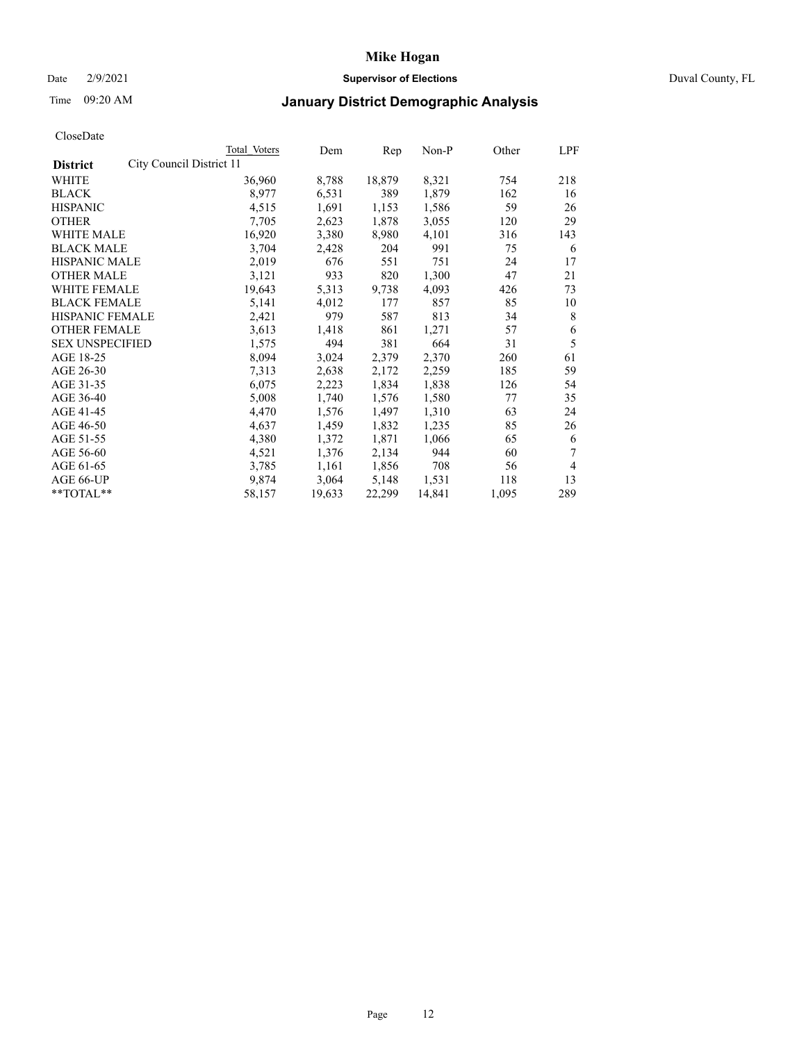# Mike Hogan

Date 2/9/2021 **Supervisor of Elections** Duval County, FL

Time 09:20 AM **January District Demographic Analysis**

CloseDate

| District | Total Voters | Dem | Rep | Non-P | Other | LPF |
|---|---|---|---|---|---|---|
| City Council District 11 | | | | | | |
| WHITE | 36,960 | 8,788 | 18,879 | 8,321 | 754 | 218 |
| BLACK | 8,977 | 6,531 | 389 | 1,879 | 162 | 16 |
| HISPANIC | 4,515 | 1,691 | 1,153 | 1,586 | 59 | 26 |
| OTHER | 7,705 | 2,623 | 1,878 | 3,055 | 120 | 29 |
| WHITE MALE | 16,920 | 3,380 | 8,980 | 4,101 | 316 | 143 |
| BLACK MALE | 3,704 | 2,428 | 204 | 991 | 75 | 6 |
| HISPANIC MALE | 2,019 | 676 | 551 | 751 | 24 | 17 |
| OTHER MALE | 3,121 | 933 | 820 | 1,300 | 47 | 21 |
| WHITE FEMALE | 19,643 | 5,313 | 9,738 | 4,093 | 426 | 73 |
| BLACK FEMALE | 5,141 | 4,012 | 177 | 857 | 85 | 10 |
| HISPANIC FEMALE | 2,421 | 979 | 587 | 813 | 34 | 8 |
| OTHER FEMALE | 3,613 | 1,418 | 861 | 1,271 | 57 | 6 |
| SEX UNSPECIFIED | 1,575 | 494 | 381 | 664 | 31 | 5 |
| AGE 18-25 | 8,094 | 3,024 | 2,379 | 2,370 | 260 | 61 |
| AGE 26-30 | 7,313 | 2,638 | 2,172 | 2,259 | 185 | 59 |
| AGE 31-35 | 6,075 | 2,223 | 1,834 | 1,838 | 126 | 54 |
| AGE 36-40 | 5,008 | 1,740 | 1,576 | 1,580 | 77 | 35 |
| AGE 41-45 | 4,470 | 1,576 | 1,497 | 1,310 | 63 | 24 |
| AGE 46-50 | 4,637 | 1,459 | 1,832 | 1,235 | 85 | 26 |
| AGE 51-55 | 4,380 | 1,372 | 1,871 | 1,066 | 65 | 6 |
| AGE 56-60 | 4,521 | 1,376 | 2,134 | 944 | 60 | 7 |
| AGE 61-65 | 3,785 | 1,161 | 1,856 | 708 | 56 | 4 |
| AGE 66-UP | 9,874 | 3,064 | 5,148 | 1,531 | 118 | 13 |
| **TOTAL** | 58,157 | 19,633 | 22,299 | 14,841 | 1,095 | 289 |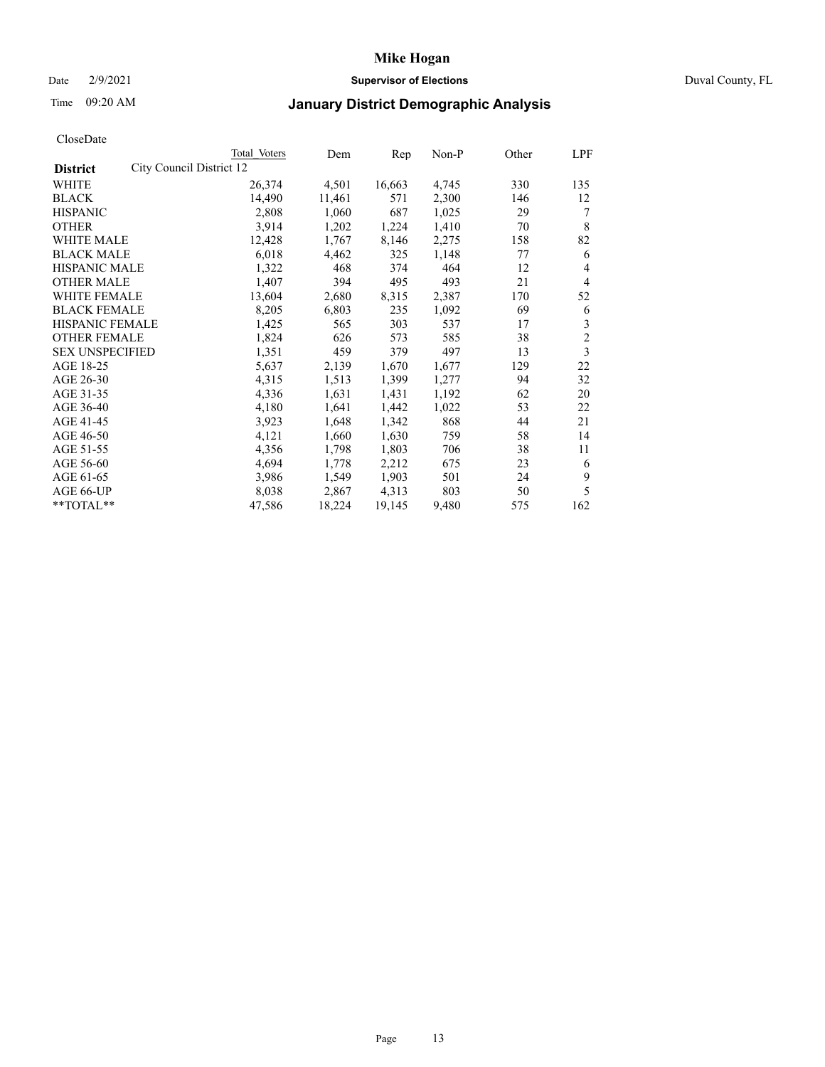# Mike Hogan

Date 2/9/2021 **Supervisor of Elections** Duval County, FL

Time 09:20 AM

## January District Demographic Analysis

CloseDate

| **District** | City Council District 12 | Total Voters | Dem | Rep | Non-P | Other | LPF |
|---|---|---|---|---|---|---|---|
| WHITE | | 26,374 | 4,501 | 16,663 | 4,745 | 330 | 135 |
| BLACK | | 14,490 | 11,461 | 571 | 2,300 | 146 | 12 |
| HISPANIC | | 2,808 | 1,060 | 687 | 1,025 | 29 | 7 |
| OTHER | | 3,914 | 1,202 | 1,224 | 1,410 | 70 | 8 |
| WHITE MALE | | 12,428 | 1,767 | 8,146 | 2,275 | 158 | 82 |
| BLACK MALE | | 6,018 | 4,462 | 325 | 1,148 | 77 | 6 |
| HISPANIC MALE | | 1,322 | 468 | 374 | 464 | 12 | 4 |
| OTHER MALE | | 1,407 | 394 | 495 | 493 | 21 | 4 |
| WHITE FEMALE | | 13,604 | 2,680 | 8,315 | 2,387 | 170 | 52 |
| BLACK FEMALE | | 8,205 | 6,803 | 235 | 1,092 | 69 | 6 |
| HISPANIC FEMALE | | 1,425 | 565 | 303 | 537 | 17 | 3 |
| OTHER FEMALE | | 1,824 | 626 | 573 | 585 | 38 | 2 |
| SEX UNSPECIFIED | | 1,351 | 459 | 379 | 497 | 13 | 3 |
| AGE 18-25 | | 5,637 | 2,139 | 1,670 | 1,677 | 129 | 22 |
| AGE 26-30 | | 4,315 | 1,513 | 1,399 | 1,277 | 94 | 32 |
| AGE 31-35 | | 4,336 | 1,631 | 1,431 | 1,192 | 62 | 20 |
| AGE 36-40 | | 4,180 | 1,641 | 1,442 | 1,022 | 53 | 22 |
| AGE 41-45 | | 3,923 | 1,648 | 1,342 | 868 | 44 | 21 |
| AGE 46-50 | | 4,121 | 1,660 | 1,630 | 759 | 58 | 14 |
| AGE 51-55 | | 4,356 | 1,798 | 1,803 | 706 | 38 | 11 |
| AGE 56-60 | | 4,694 | 1,778 | 2,212 | 675 | 23 | 6 |
| AGE 61-65 | | 3,986 | 1,549 | 1,903 | 501 | 24 | 9 |
| AGE 66-UP | | 8,038 | 2,867 | 4,313 | 803 | 50 | 5 |
| **TOTAL** | | 47,586 | 18,224 | 19,145 | 9,480 | 575 | 162 |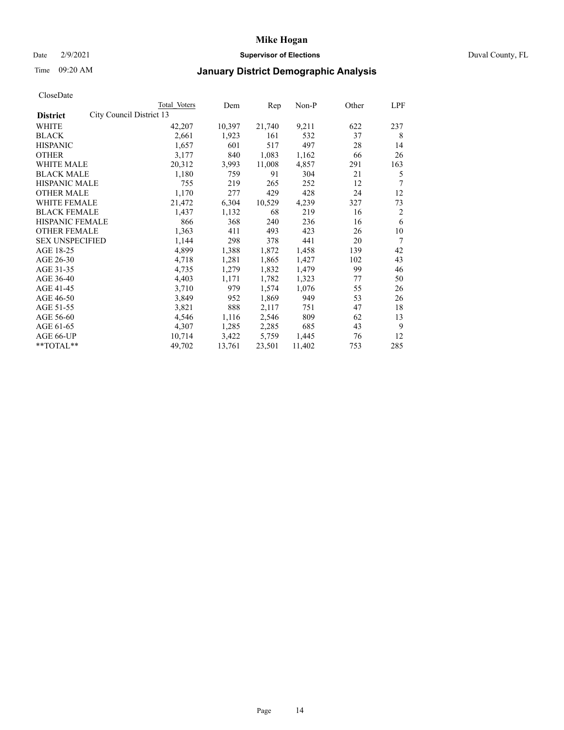# Mike Hogan

Date 2/9/2021 **Supervisor of Elections** Duval County, FL

Time 09:20 AM **January District Demographic Analysis**

CloseDate

| **District** | City Council District 13 | Total Voters | Dem | Rep | Non-P | Other | LPF |
|---|---|---|---|---|---|---|---|
| WHITE | | 42,207 | 10,397 | 21,740 | 9,211 | 622 | 237 |
| BLACK | | 2,661 | 1,923 | 161 | 532 | 37 | 8 |
| HISPANIC | | 1,657 | 601 | 517 | 497 | 28 | 14 |
| OTHER | | 3,177 | 840 | 1,083 | 1,162 | 66 | 26 |
| WHITE MALE | | 20,312 | 3,993 | 11,008 | 4,857 | 291 | 163 |
| BLACK MALE | | 1,180 | 759 | 91 | 304 | 21 | 5 |
| HISPANIC MALE | | 755 | 219 | 265 | 252 | 12 | 7 |
| OTHER MALE | | 1,170 | 277 | 429 | 428 | 24 | 12 |
| WHITE FEMALE | | 21,472 | 6,304 | 10,529 | 4,239 | 327 | 73 |
| BLACK FEMALE | | 1,437 | 1,132 | 68 | 219 | 16 | 2 |
| HISPANIC FEMALE | | 866 | 368 | 240 | 236 | 16 | 6 |
| OTHER FEMALE | | 1,363 | 411 | 493 | 423 | 26 | 10 |
| SEX UNSPECIFIED | | 1,144 | 298 | 378 | 441 | 20 | 7 |
| AGE 18-25 | | 4,899 | 1,388 | 1,872 | 1,458 | 139 | 42 |
| AGE 26-30 | | 4,718 | 1,281 | 1,865 | 1,427 | 102 | 43 |
| AGE 31-35 | | 4,735 | 1,279 | 1,832 | 1,479 | 99 | 46 |
| AGE 36-40 | | 4,403 | 1,171 | 1,782 | 1,323 | 77 | 50 |
| AGE 41-45 | | 3,710 | 979 | 1,574 | 1,076 | 55 | 26 |
| AGE 46-50 | | 3,849 | 952 | 1,869 | 949 | 53 | 26 |
| AGE 51-55 | | 3,821 | 888 | 2,117 | 751 | 47 | 18 |
| AGE 56-60 | | 4,546 | 1,116 | 2,546 | 809 | 62 | 13 |
| AGE 61-65 | | 4,307 | 1,285 | 2,285 | 685 | 43 | 9 |
| AGE 66-UP | | 10,714 | 3,422 | 5,759 | 1,445 | 76 | 12 |
| **TOTAL** | | 49,702 | 13,761 | 23,501 | 11,402 | 753 | 285 |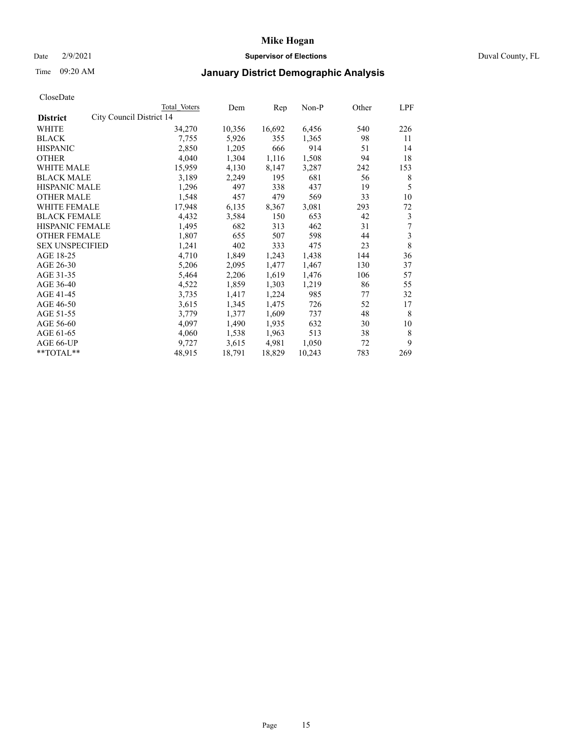# Mike Hogan

Date 2/9/2021 **Supervisor of Elections** Duval County, FL

Time 09:20 AM **January District Demographic Analysis**

CloseDate

| **District** City Council District 14 | Total Voters | Dem | Rep | Non-P | Other | LPF |
|---|---|---|---|---|---|---|
| WHITE | 34,270 | 10,356 | 16,692 | 6,456 | 540 | 226 |
| BLACK | 7,755 | 5,926 | 355 | 1,365 | 98 | 11 |
| HISPANIC | 2,850 | 1,205 | 666 | 914 | 51 | 14 |
| OTHER | 4,040 | 1,304 | 1,116 | 1,508 | 94 | 18 |
| WHITE MALE | 15,959 | 4,130 | 8,147 | 3,287 | 242 | 153 |
| BLACK MALE | 3,189 | 2,249 | 195 | 681 | 56 | 8 |
| HISPANIC MALE | 1,296 | 497 | 338 | 437 | 19 | 5 |
| OTHER MALE | 1,548 | 457 | 479 | 569 | 33 | 10 |
| WHITE FEMALE | 17,948 | 6,135 | 8,367 | 3,081 | 293 | 72 |
| BLACK FEMALE | 4,432 | 3,584 | 150 | 653 | 42 | 3 |
| HISPANIC FEMALE | 1,495 | 682 | 313 | 462 | 31 | 7 |
| OTHER FEMALE | 1,807 | 655 | 507 | 598 | 44 | 3 |
| SEX UNSPECIFIED | 1,241 | 402 | 333 | 475 | 23 | 8 |
| AGE 18-25 | 4,710 | 1,849 | 1,243 | 1,438 | 144 | 36 |
| AGE 26-30 | 5,206 | 2,095 | 1,477 | 1,467 | 130 | 37 |
| AGE 31-35 | 5,464 | 2,206 | 1,619 | 1,476 | 106 | 57 |
| AGE 36-40 | 4,522 | 1,859 | 1,303 | 1,219 | 86 | 55 |
| AGE 41-45 | 3,735 | 1,417 | 1,224 | 985 | 77 | 32 |
| AGE 46-50 | 3,615 | 1,345 | 1,475 | 726 | 52 | 17 |
| AGE 51-55 | 3,779 | 1,377 | 1,609 | 737 | 48 | 8 |
| AGE 56-60 | 4,097 | 1,490 | 1,935 | 632 | 30 | 10 |
| AGE 61-65 | 4,060 | 1,538 | 1,963 | 513 | 38 | 8 |
| AGE 66-UP | 9,727 | 3,615 | 4,981 | 1,050 | 72 | 9 |
| **TOTAL** | 48,915 | 18,791 | 18,829 | 10,243 | 783 | 269 |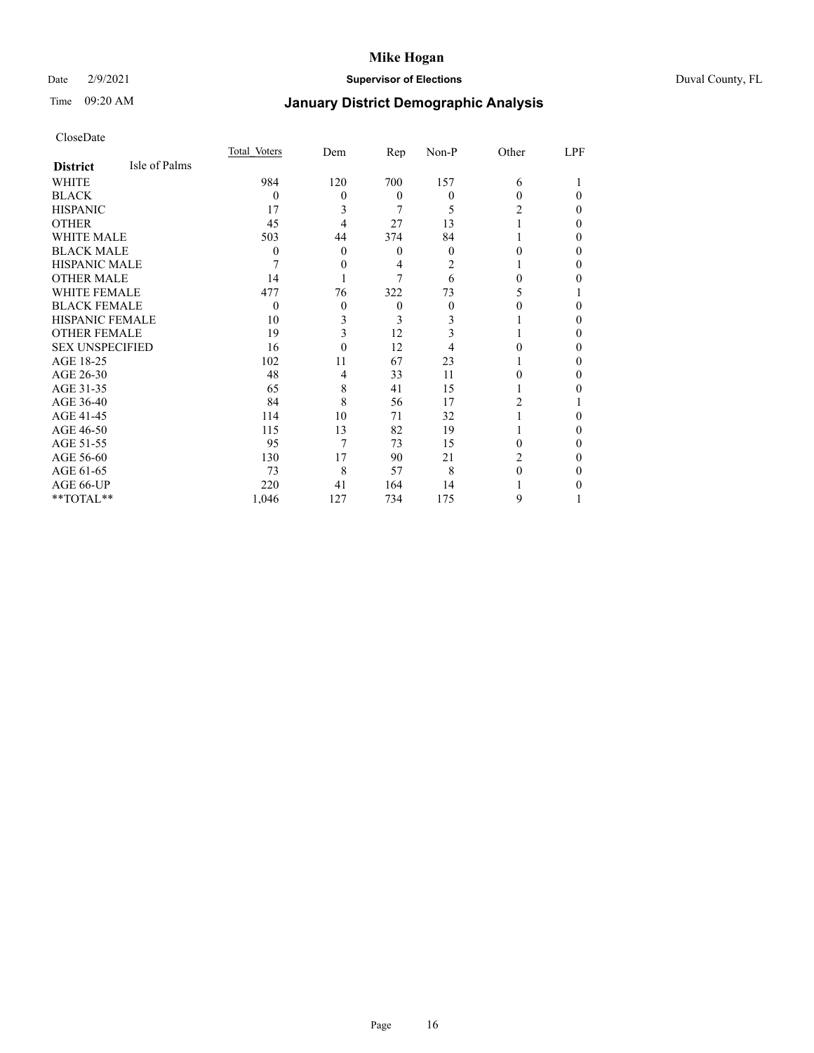# Mike Hogan

Date 2/9/2021 **Supervisor of Elections** Duval County, FL

Time 09:20 AM

## January District Demographic Analysis

CloseDate

| **District** Isle of Palms | Total Voters | Dem | Rep | Non-P | Other | LPF |
|---|---|---|---|---|---|---|
| WHITE | 984 | 120 | 700 | 157 | 6 | 1 |
| BLACK | 0 | 0 | 0 | 0 | 0 | 0 |
| HISPANIC | 17 | 3 | 7 | 5 | 2 | 0 |
| OTHER | 45 | 4 | 27 | 13 | 1 | 0 |
| WHITE MALE | 503 | 44 | 374 | 84 | 1 | 0 |
| BLACK MALE | 0 | 0 | 0 | 0 | 0 | 0 |
| HISPANIC MALE | 7 | 0 | 4 | 2 | 1 | 0 |
| OTHER MALE | 14 | 1 | 7 | 6 | 0 | 0 |
| WHITE FEMALE | 477 | 76 | 322 | 73 | 5 | 1 |
| BLACK FEMALE | 0 | 0 | 0 | 0 | 0 | 0 |
| HISPANIC FEMALE | 10 | 3 | 3 | 3 | 1 | 0 |
| OTHER FEMALE | 19 | 3 | 12 | 3 | 1 | 0 |
| SEX UNSPECIFIED | 16 | 0 | 12 | 4 | 0 | 0 |
| AGE 18-25 | 102 | 11 | 67 | 23 | 1 | 0 |
| AGE 26-30 | 48 | 4 | 33 | 11 | 0 | 0 |
| AGE 31-35 | 65 | 8 | 41 | 15 | 1 | 0 |
| AGE 36-40 | 84 | 8 | 56 | 17 | 2 | 1 |
| AGE 41-45 | 114 | 10 | 71 | 32 | 1 | 0 |
| AGE 46-50 | 115 | 13 | 82 | 19 | 1 | 0 |
| AGE 51-55 | 95 | 7 | 73 | 15 | 0 | 0 |
| AGE 56-60 | 130 | 17 | 90 | 21 | 2 | 0 |
| AGE 61-65 | 73 | 8 | 57 | 8 | 0 | 0 |
| AGE 66-UP | 220 | 41 | 164 | 14 | 1 | 0 |
| **TOTAL** | 1,046 | 127 | 734 | 175 | 9 | 1 |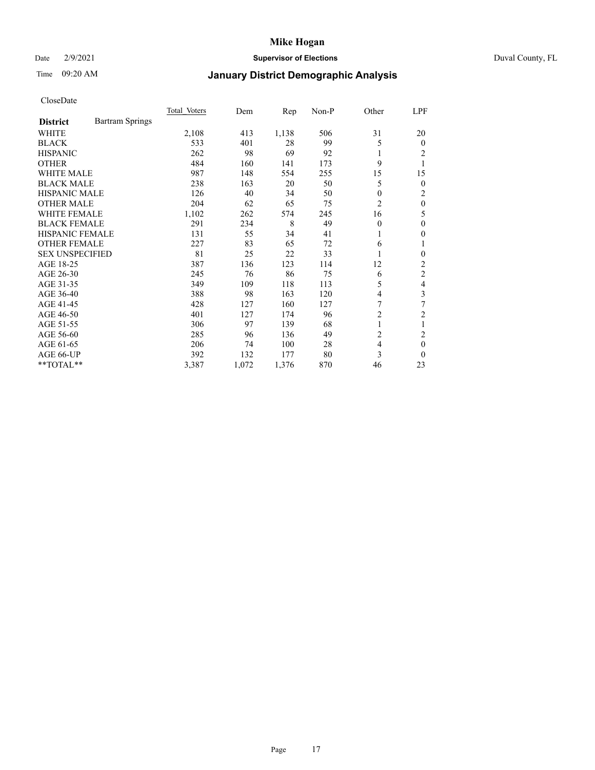# Mike Hogan

Date 2/9/2021 **Supervisor of Elections** Duval County, FL

Time 09:20 AM

## January District Demographic Analysis

CloseDate

| **District** Bartram Springs | Total Voters | Dem | Rep | Non-P | Other | LPF |
|---|---|---|---|---|---|---|
| WHITE | 2,108 | 413 | 1,138 | 506 | 31 | 20 |
| BLACK | 533 | 401 | 28 | 99 | 5 | 0 |
| HISPANIC | 262 | 98 | 69 | 92 | 1 | 2 |
| OTHER | 484 | 160 | 141 | 173 | 9 | 1 |
| WHITE MALE | 987 | 148 | 554 | 255 | 15 | 15 |
| BLACK MALE | 238 | 163 | 20 | 50 | 5 | 0 |
| HISPANIC MALE | 126 | 40 | 34 | 50 | 0 | 2 |
| OTHER MALE | 204 | 62 | 65 | 75 | 2 | 0 |
| WHITE FEMALE | 1,102 | 262 | 574 | 245 | 16 | 5 |
| BLACK FEMALE | 291 | 234 | 8 | 49 | 0 | 0 |
| HISPANIC FEMALE | 131 | 55 | 34 | 41 | 1 | 0 |
| OTHER FEMALE | 227 | 83 | 65 | 72 | 6 | 1 |
| SEX UNSPECIFIED | 81 | 25 | 22 | 33 | 1 | 0 |
| AGE 18-25 | 387 | 136 | 123 | 114 | 12 | 2 |
| AGE 26-30 | 245 | 76 | 86 | 75 | 6 | 2 |
| AGE 31-35 | 349 | 109 | 118 | 113 | 5 | 4 |
| AGE 36-40 | 388 | 98 | 163 | 120 | 4 | 3 |
| AGE 41-45 | 428 | 127 | 160 | 127 | 7 | 7 |
| AGE 46-50 | 401 | 127 | 174 | 96 | 2 | 2 |
| AGE 51-55 | 306 | 97 | 139 | 68 | 1 | 1 |
| AGE 56-60 | 285 | 96 | 136 | 49 | 2 | 2 |
| AGE 61-65 | 206 | 74 | 100 | 28 | 4 | 0 |
| AGE 66-UP | 392 | 132 | 177 | 80 | 3 | 0 |
| **TOTAL** | 3,387 | 1,072 | 1,376 | 870 | 46 | 23 |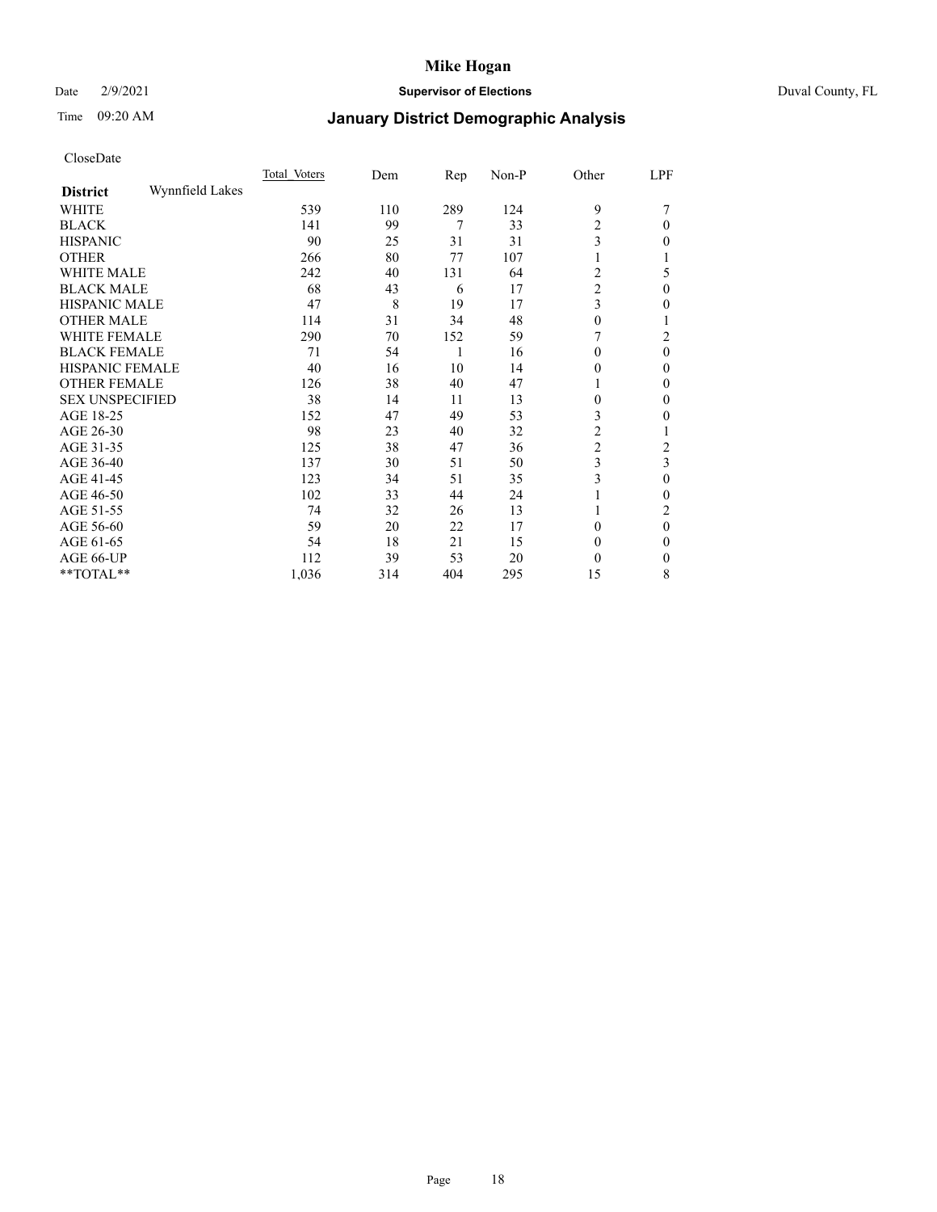# Mike Hogan

Date 2/9/2021 **Supervisor of Elections** Duval County, FL

Time 09:20 AM

## January District Demographic Analysis

CloseDate

| **District** Wynnfield Lakes | Total Voters | Dem | Rep | Non-P | Other | LPF |
|---|---|---|---|---|---|---|
| WHITE | 539 | 110 | 289 | 124 | 9 | 7 |
| BLACK | 141 | 99 | 7 | 33 | 2 | 0 |
| HISPANIC | 90 | 25 | 31 | 31 | 3 | 0 |
| OTHER | 266 | 80 | 77 | 107 | 1 | 1 |
| WHITE MALE | 242 | 40 | 131 | 64 | 2 | 5 |
| BLACK MALE | 68 | 43 | 6 | 17 | 2 | 0 |
| HISPANIC MALE | 47 | 8 | 19 | 17 | 3 | 0 |
| OTHER MALE | 114 | 31 | 34 | 48 | 0 | 1 |
| WHITE FEMALE | 290 | 70 | 152 | 59 | 7 | 2 |
| BLACK FEMALE | 71 | 54 | 1 | 16 | 0 | 0 |
| HISPANIC FEMALE | 40 | 16 | 10 | 14 | 0 | 0 |
| OTHER FEMALE | 126 | 38 | 40 | 47 | 1 | 0 |
| SEX UNSPECIFIED | 38 | 14 | 11 | 13 | 0 | 0 |
| AGE 18-25 | 152 | 47 | 49 | 53 | 3 | 0 |
| AGE 26-30 | 98 | 23 | 40 | 32 | 2 | 1 |
| AGE 31-35 | 125 | 38 | 47 | 36 | 2 | 2 |
| AGE 36-40 | 137 | 30 | 51 | 50 | 3 | 3 |
| AGE 41-45 | 123 | 34 | 51 | 35 | 3 | 0 |
| AGE 46-50 | 102 | 33 | 44 | 24 | 1 | 0 |
| AGE 51-55 | 74 | 32 | 26 | 13 | 1 | 2 |
| AGE 56-60 | 59 | 20 | 22 | 17 | 0 | 0 |
| AGE 61-65 | 54 | 18 | 21 | 15 | 0 | 0 |
| AGE 66-UP | 112 | 39 | 53 | 20 | 0 | 0 |
| **TOTAL** | 1,036 | 314 | 404 | 295 | 15 | 8 |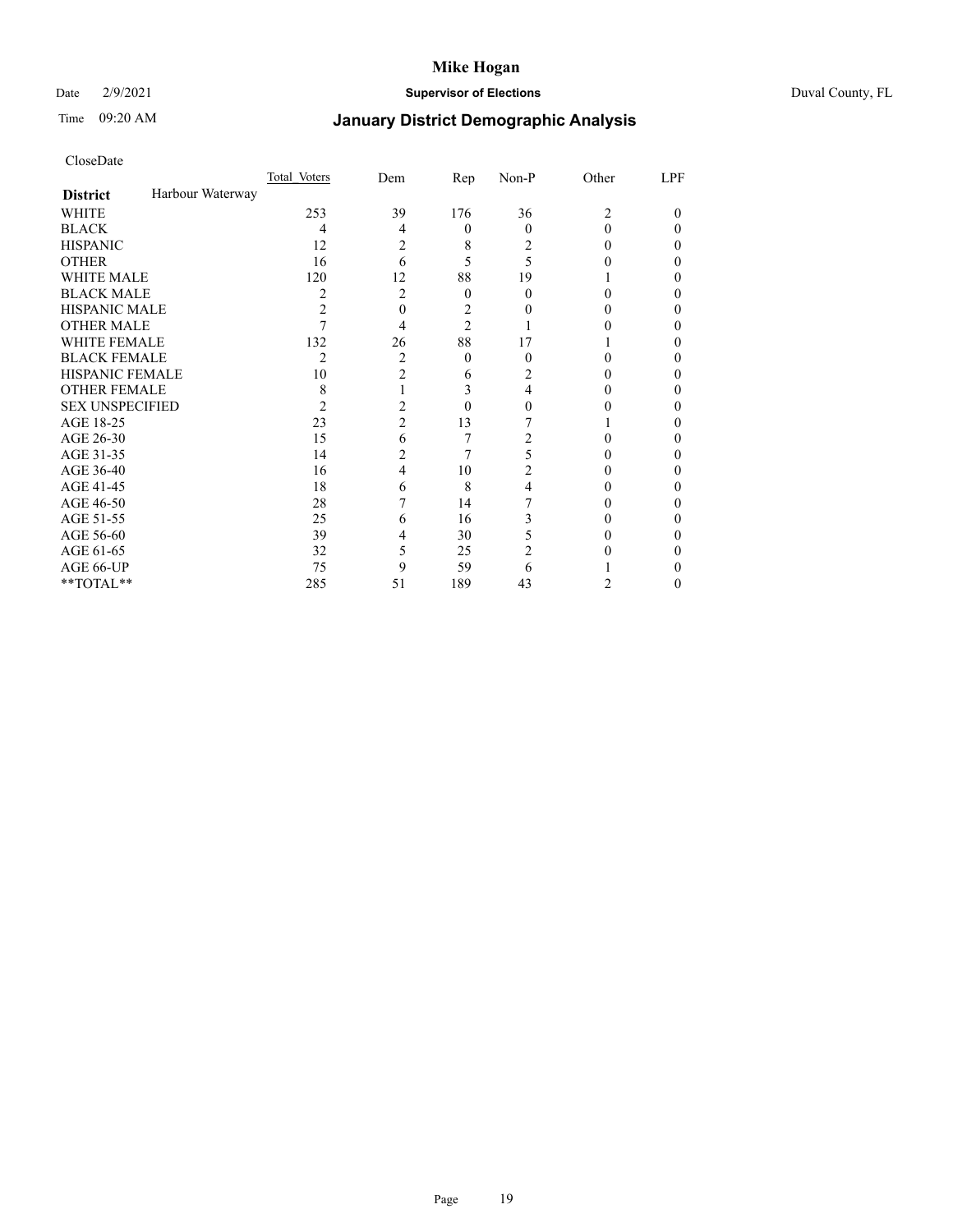# Mike Hogan

Date 2/9/2021 **Supervisor of Elections** Duval County, FL

Time 09:20 AM **January District Demographic Analysis**

CloseDate

| **District** Harbour Waterway | Total Voters | Dem | Rep | Non-P | Other | LPF |
|---|---|---|---|---|---|---|
| WHITE | 253 | 39 | 176 | 36 | 2 | 0 |
| BLACK | 4 | 4 | 0 | 0 | 0 | 0 |
| HISPANIC | 12 | 2 | 8 | 2 | 0 | 0 |
| OTHER | 16 | 6 | 5 | 5 | 0 | 0 |
| WHITE MALE | 120 | 12 | 88 | 19 | 1 | 0 |
| BLACK MALE | 2 | 2 | 0 | 0 | 0 | 0 |
| HISPANIC MALE | 2 | 0 | 2 | 0 | 0 | 0 |
| OTHER MALE | 7 | 4 | 2 | 1 | 0 | 0 |
| WHITE FEMALE | 132 | 26 | 88 | 17 | 1 | 0 |
| BLACK FEMALE | 2 | 2 | 0 | 0 | 0 | 0 |
| HISPANIC FEMALE | 10 | 2 | 6 | 2 | 0 | 0 |
| OTHER FEMALE | 8 | 1 | 3 | 4 | 0 | 0 |
| SEX UNSPECIFIED | 2 | 2 | 0 | 0 | 0 | 0 |
| AGE 18-25 | 23 | 2 | 13 | 7 | 1 | 0 |
| AGE 26-30 | 15 | 6 | 7 | 2 | 0 | 0 |
| AGE 31-35 | 14 | 2 | 7 | 5 | 0 | 0 |
| AGE 36-40 | 16 | 4 | 10 | 2 | 0 | 0 |
| AGE 41-45 | 18 | 6 | 8 | 4 | 0 | 0 |
| AGE 46-50 | 28 | 7 | 14 | 7 | 0 | 0 |
| AGE 51-55 | 25 | 6 | 16 | 3 | 0 | 0 |
| AGE 56-60 | 39 | 4 | 30 | 5 | 0 | 0 |
| AGE 61-65 | 32 | 5 | 25 | 2 | 0 | 0 |
| AGE 66-UP | 75 | 9 | 59 | 6 | 1 | 0 |
| **TOTAL** | 285 | 51 | 189 | 43 | 2 | 0 |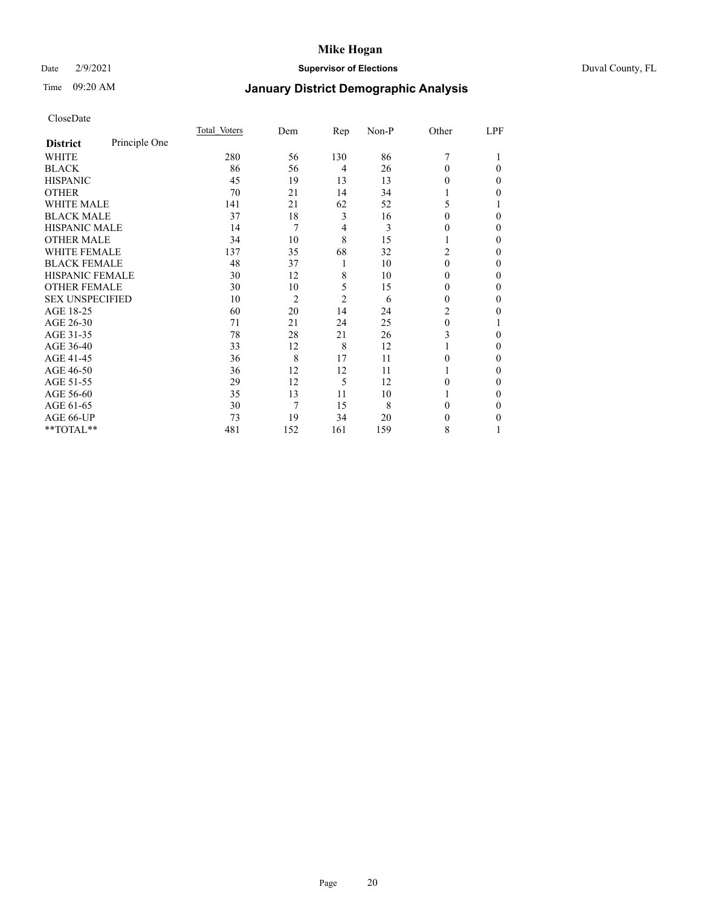# Mike Hogan

Date 2/9/2021 **Supervisor of Elections** Duval County, FL

Time 09:20 AM **January District Demographic Analysis**

CloseDate

| District | Principle One | Total Voters | Dem | Rep | Non-P | Other | LPF |
|---|---|---|---|---|---|---|---|
| WHITE | | 280 | 56 | 130 | 86 | 7 | 1 |
| BLACK | | 86 | 56 | 4 | 26 | 0 | 0 |
| HISPANIC | | 45 | 19 | 13 | 13 | 0 | 0 |
| OTHER | | 70 | 21 | 14 | 34 | 1 | 0 |
| WHITE MALE | | 141 | 21 | 62 | 52 | 5 | 1 |
| BLACK MALE | | 37 | 18 | 3 | 16 | 0 | 0 |
| HISPANIC MALE | | 14 | 7 | 4 | 3 | 0 | 0 |
| OTHER MALE | | 34 | 10 | 8 | 15 | 1 | 0 |
| WHITE FEMALE | | 137 | 35 | 68 | 32 | 2 | 0 |
| BLACK FEMALE | | 48 | 37 | 1 | 10 | 0 | 0 |
| HISPANIC FEMALE | | 30 | 12 | 8 | 10 | 0 | 0 |
| OTHER FEMALE | | 30 | 10 | 5 | 15 | 0 | 0 |
| SEX UNSPECIFIED | | 10 | 2 | 2 | 6 | 0 | 0 |
| AGE 18-25 | | 60 | 20 | 14 | 24 | 2 | 0 |
| AGE 26-30 | | 71 | 21 | 24 | 25 | 0 | 1 |
| AGE 31-35 | | 78 | 28 | 21 | 26 | 3 | 0 |
| AGE 36-40 | | 33 | 12 | 8 | 12 | 1 | 0 |
| AGE 41-45 | | 36 | 8 | 17 | 11 | 0 | 0 |
| AGE 46-50 | | 36 | 12 | 12 | 11 | 1 | 0 |
| AGE 51-55 | | 29 | 12 | 5 | 12 | 0 | 0 |
| AGE 56-60 | | 35 | 13 | 11 | 10 | 1 | 0 |
| AGE 61-65 | | 30 | 7 | 15 | 8 | 0 | 0 |
| AGE 66-UP | | 73 | 19 | 34 | 20 | 0 | 0 |
| **TOTAL** | | 481 | 152 | 161 | 159 | 8 | 1 |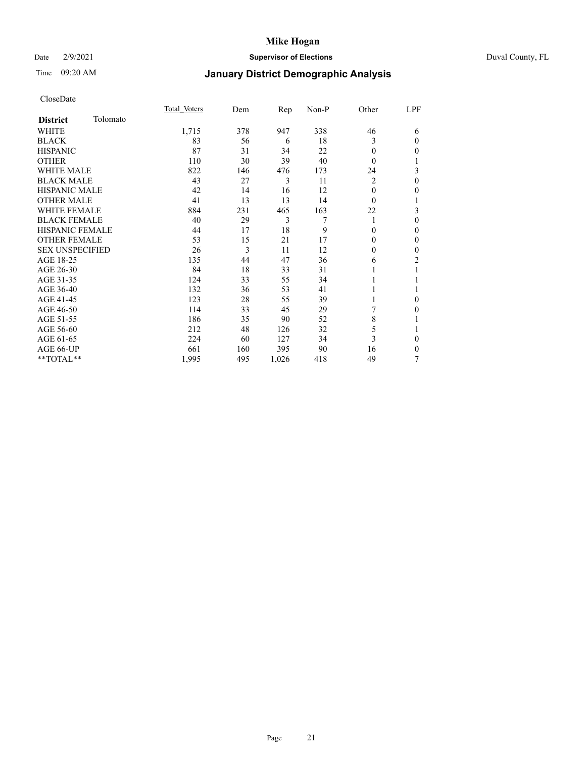# Mike Hogan

Date 2/9/2021 **Supervisor of Elections** Duval County, FL

Time 09:20 AM

## January District Demographic Analysis

CloseDate

| **District** Tolomato | Total Voters | Dem | Rep | Non-P | Other | LPF |
|---|---|---|---|---|---|---|
| WHITE | 1,715 | 378 | 947 | 338 | 46 | 6 |
| BLACK | 83 | 56 | 6 | 18 | 3 | 0 |
| HISPANIC | 87 | 31 | 34 | 22 | 0 | 0 |
| OTHER | 110 | 30 | 39 | 40 | 0 | 1 |
| WHITE MALE | 822 | 146 | 476 | 173 | 24 | 3 |
| BLACK MALE | 43 | 27 | 3 | 11 | 2 | 0 |
| HISPANIC MALE | 42 | 14 | 16 | 12 | 0 | 0 |
| OTHER MALE | 41 | 13 | 13 | 14 | 0 | 1 |
| WHITE FEMALE | 884 | 231 | 465 | 163 | 22 | 3 |
| BLACK FEMALE | 40 | 29 | 3 | 7 | 1 | 0 |
| HISPANIC FEMALE | 44 | 17 | 18 | 9 | 0 | 0 |
| OTHER FEMALE | 53 | 15 | 21 | 17 | 0 | 0 |
| SEX UNSPECIFIED | 26 | 3 | 11 | 12 | 0 | 0 |
| AGE 18-25 | 135 | 44 | 47 | 36 | 6 | 2 |
| AGE 26-30 | 84 | 18 | 33 | 31 | 1 | 1 |
| AGE 31-35 | 124 | 33 | 55 | 34 | 1 | 1 |
| AGE 36-40 | 132 | 36 | 53 | 41 | 1 | 1 |
| AGE 41-45 | 123 | 28 | 55 | 39 | 1 | 0 |
| AGE 46-50 | 114 | 33 | 45 | 29 | 7 | 0 |
| AGE 51-55 | 186 | 35 | 90 | 52 | 8 | 1 |
| AGE 56-60 | 212 | 48 | 126 | 32 | 5 | 1 |
| AGE 61-65 | 224 | 60 | 127 | 34 | 3 | 0 |
| AGE 66-UP | 661 | 160 | 395 | 90 | 16 | 0 |
| **TOTAL** | 1,995 | 495 | 1,026 | 418 | 49 | 7 |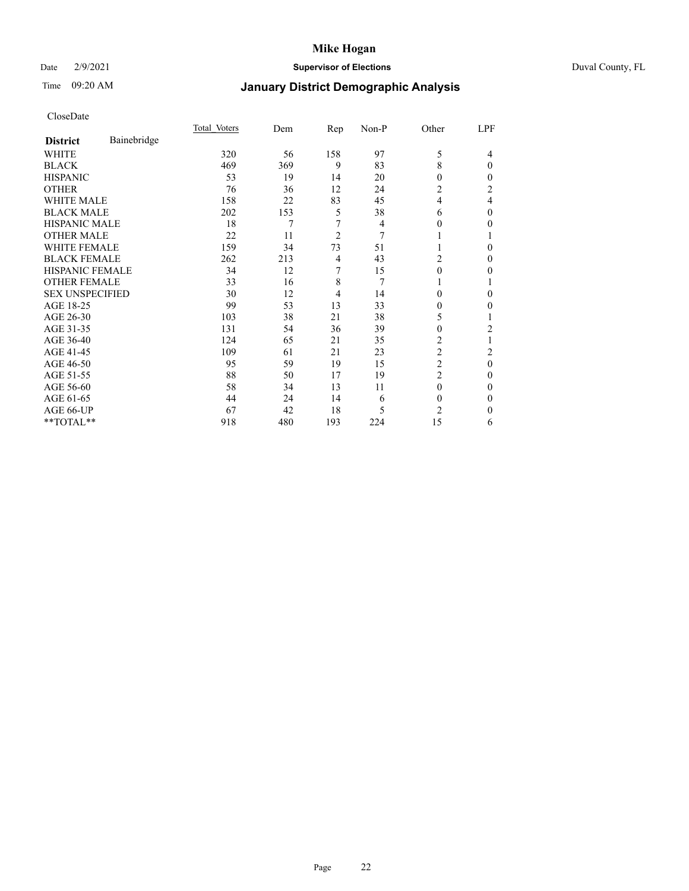CloseDate

| District | Bainebridge | Total Voters | Dem | Rep | Non-P | Other | LPF |
|---|---|---|---|---|---|---|---|
| WHITE | | 320 | 56 | 158 | 97 | 5 | 4 |
| BLACK | | 469 | 369 | 9 | 83 | 8 | 0 |
| HISPANIC | | 53 | 19 | 14 | 20 | 0 | 0 |
| OTHER | | 76 | 36 | 12 | 24 | 2 | 2 |
| WHITE MALE | | 158 | 22 | 83 | 45 | 4 | 4 |
| BLACK MALE | | 202 | 153 | 5 | 38 | 6 | 0 |
| HISPANIC MALE | | 18 | 7 | 7 | 4 | 0 | 0 |
| OTHER MALE | | 22 | 11 | 2 | 7 | 1 | 1 |
| WHITE FEMALE | | 159 | 34 | 73 | 51 | 1 | 0 |
| BLACK FEMALE | | 262 | 213 | 4 | 43 | 2 | 0 |
| HISPANIC FEMALE | | 34 | 12 | 7 | 15 | 0 | 0 |
| OTHER FEMALE | | 33 | 16 | 8 | 7 | 1 | 1 |
| SEX UNSPECIFIED | | 30 | 12 | 4 | 14 | 0 | 0 |
| AGE 18-25 | | 99 | 53 | 13 | 33 | 0 | 0 |
| AGE 26-30 | | 103 | 38 | 21 | 38 | 5 | 1 |
| AGE 31-35 | | 131 | 54 | 36 | 39 | 0 | 2 |
| AGE 36-40 | | 124 | 65 | 21 | 35 | 2 | 1 |
| AGE 41-45 | | 109 | 61 | 21 | 23 | 2 | 2 |
| AGE 46-50 | | 95 | 59 | 19 | 15 | 2 | 0 |
| AGE 51-55 | | 88 | 50 | 17 | 19 | 2 | 0 |
| AGE 56-60 | | 58 | 34 | 13 | 11 | 0 | 0 |
| AGE 61-65 | | 44 | 24 | 14 | 6 | 0 | 0 |
| AGE 66-UP | | 67 | 42 | 18 | 5 | 2 | 0 |
| **TOTAL** | | 918 | 480 | 193 | 224 | 15 | 6 |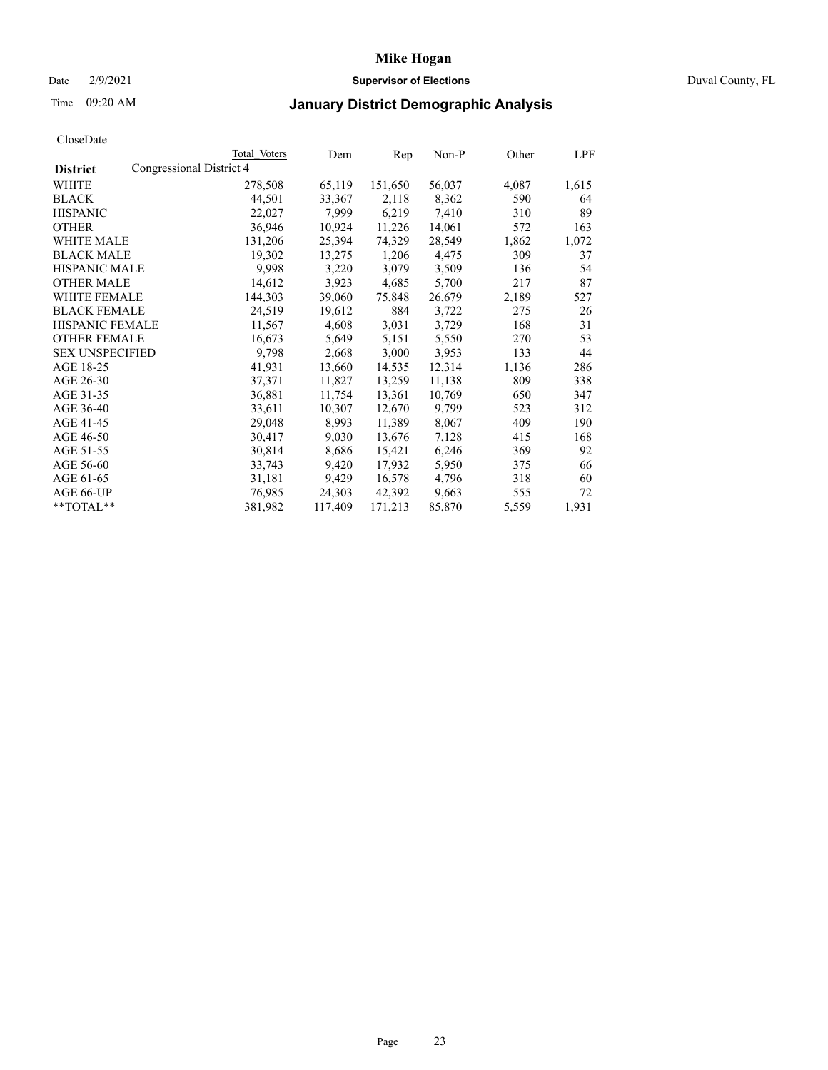# Mike Hogan

Date 2/9/2021 **Supervisor of Elections** Duval County, FL

Time 09:20 AM **January District Demographic Analysis**

CloseDate

| **District** | Total Voters | Dem | Rep | Non-P | Other | LPF |
|---|---|---|---|---|---|---|
| Congressional District 4 | | | | | | |
| WHITE | 278,508 | 65,119 | 151,650 | 56,037 | 4,087 | 1,615 |
| BLACK | 44,501 | 33,367 | 2,118 | 8,362 | 590 | 64 |
| HISPANIC | 22,027 | 7,999 | 6,219 | 7,410 | 310 | 89 |
| OTHER | 36,946 | 10,924 | 11,226 | 14,061 | 572 | 163 |
| WHITE MALE | 131,206 | 25,394 | 74,329 | 28,549 | 1,862 | 1,072 |
| BLACK MALE | 19,302 | 13,275 | 1,206 | 4,475 | 309 | 37 |
| HISPANIC MALE | 9,998 | 3,220 | 3,079 | 3,509 | 136 | 54 |
| OTHER MALE | 14,612 | 3,923 | 4,685 | 5,700 | 217 | 87 |
| WHITE FEMALE | 144,303 | 39,060 | 75,848 | 26,679 | 2,189 | 527 |
| BLACK FEMALE | 24,519 | 19,612 | 884 | 3,722 | 275 | 26 |
| HISPANIC FEMALE | 11,567 | 4,608 | 3,031 | 3,729 | 168 | 31 |
| OTHER FEMALE | 16,673 | 5,649 | 5,151 | 5,550 | 270 | 53 |
| SEX UNSPECIFIED | 9,798 | 2,668 | 3,000 | 3,953 | 133 | 44 |
| AGE 18-25 | 41,931 | 13,660 | 14,535 | 12,314 | 1,136 | 286 |
| AGE 26-30 | 37,371 | 11,827 | 13,259 | 11,138 | 809 | 338 |
| AGE 31-35 | 36,881 | 11,754 | 13,361 | 10,769 | 650 | 347 |
| AGE 36-40 | 33,611 | 10,307 | 12,670 | 9,799 | 523 | 312 |
| AGE 41-45 | 29,048 | 8,993 | 11,389 | 8,067 | 409 | 190 |
| AGE 46-50 | 30,417 | 9,030 | 13,676 | 7,128 | 415 | 168 |
| AGE 51-55 | 30,814 | 8,686 | 15,421 | 6,246 | 369 | 92 |
| AGE 56-60 | 33,743 | 9,420 | 17,932 | 5,950 | 375 | 66 |
| AGE 61-65 | 31,181 | 9,429 | 16,578 | 4,796 | 318 | 60 |
| AGE 66-UP | 76,985 | 24,303 | 42,392 | 9,663 | 555 | 72 |
| **TOTAL** | 381,982 | 117,409 | 171,213 | 85,870 | 5,559 | 1,931 |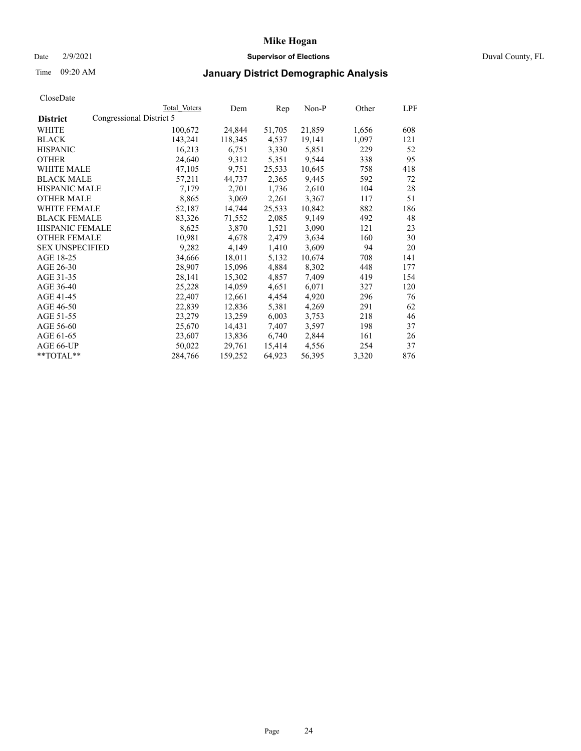# Mike Hogan

Date 2/9/2021 **Supervisor of Elections** Duval County, FL

Time 09:20 AM **January District Demographic Analysis**

CloseDate

| District | Total Voters | Dem | Rep | Non-P | Other | LPF |
|---|---|---|---|---|---|---|
| Congressional District 5 | | | | | | |
| WHITE | 100,672 | 24,844 | 51,705 | 21,859 | 1,656 | 608 |
| BLACK | 143,241 | 118,345 | 4,537 | 19,141 | 1,097 | 121 |
| HISPANIC | 16,213 | 6,751 | 3,330 | 5,851 | 229 | 52 |
| OTHER | 24,640 | 9,312 | 5,351 | 9,544 | 338 | 95 |
| WHITE MALE | 47,105 | 9,751 | 25,533 | 10,645 | 758 | 418 |
| BLACK MALE | 57,211 | 44,737 | 2,365 | 9,445 | 592 | 72 |
| HISPANIC MALE | 7,179 | 2,701 | 1,736 | 2,610 | 104 | 28 |
| OTHER MALE | 8,865 | 3,069 | 2,261 | 3,367 | 117 | 51 |
| WHITE FEMALE | 52,187 | 14,744 | 25,533 | 10,842 | 882 | 186 |
| BLACK FEMALE | 83,326 | 71,552 | 2,085 | 9,149 | 492 | 48 |
| HISPANIC FEMALE | 8,625 | 3,870 | 1,521 | 3,090 | 121 | 23 |
| OTHER FEMALE | 10,981 | 4,678 | 2,479 | 3,634 | 160 | 30 |
| SEX UNSPECIFIED | 9,282 | 4,149 | 1,410 | 3,609 | 94 | 20 |
| AGE 18-25 | 34,666 | 18,011 | 5,132 | 10,674 | 708 | 141 |
| AGE 26-30 | 28,907 | 15,096 | 4,884 | 8,302 | 448 | 177 |
| AGE 31-35 | 28,141 | 15,302 | 4,857 | 7,409 | 419 | 154 |
| AGE 36-40 | 25,228 | 14,059 | 4,651 | 6,071 | 327 | 120 |
| AGE 41-45 | 22,407 | 12,661 | 4,454 | 4,920 | 296 | 76 |
| AGE 46-50 | 22,839 | 12,836 | 5,381 | 4,269 | 291 | 62 |
| AGE 51-55 | 23,279 | 13,259 | 6,003 | 3,753 | 218 | 46 |
| AGE 56-60 | 25,670 | 14,431 | 7,407 | 3,597 | 198 | 37 |
| AGE 61-65 | 23,607 | 13,836 | 6,740 | 2,844 | 161 | 26 |
| AGE 66-UP | 50,022 | 29,761 | 15,414 | 4,556 | 254 | 37 |
| **TOTAL** | 284,766 | 159,252 | 64,923 | 56,395 | 3,320 | 876 |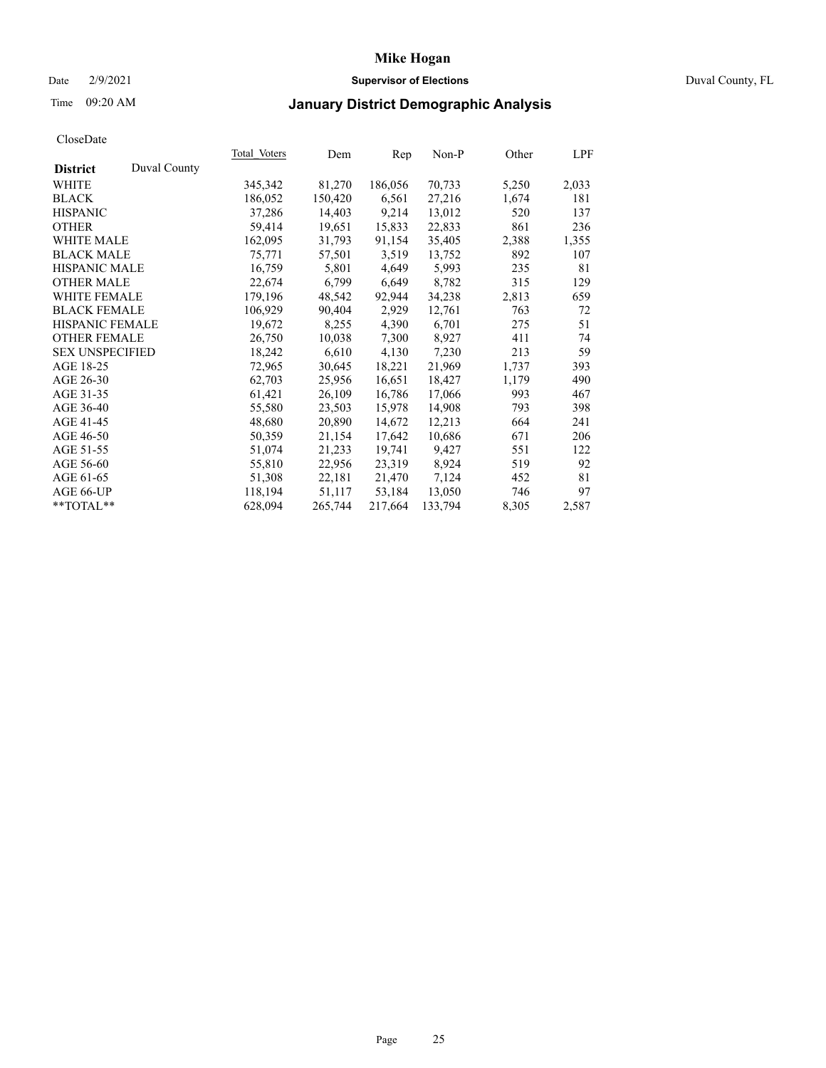# Mike Hogan

Date 2/9/2021 **Supervisor of Elections** Duval County, FL

Time 09:20 AM **January District Demographic Analysis**

CloseDate

| **District** Duval County | Total Voters | Dem | Rep | Non-P | Other | LPF |
|---|---|---|---|---|---|---|
| WHITE | 345,342 | 81,270 | 186,056 | 70,733 | 5,250 | 2,033 |
| BLACK | 186,052 | 150,420 | 6,561 | 27,216 | 1,674 | 181 |
| HISPANIC | 37,286 | 14,403 | 9,214 | 13,012 | 520 | 137 |
| OTHER | 59,414 | 19,651 | 15,833 | 22,833 | 861 | 236 |
| WHITE MALE | 162,095 | 31,793 | 91,154 | 35,405 | 2,388 | 1,355 |
| BLACK MALE | 75,771 | 57,501 | 3,519 | 13,752 | 892 | 107 |
| HISPANIC MALE | 16,759 | 5,801 | 4,649 | 5,993 | 235 | 81 |
| OTHER MALE | 22,674 | 6,799 | 6,649 | 8,782 | 315 | 129 |
| WHITE FEMALE | 179,196 | 48,542 | 92,944 | 34,238 | 2,813 | 659 |
| BLACK FEMALE | 106,929 | 90,404 | 2,929 | 12,761 | 763 | 72 |
| HISPANIC FEMALE | 19,672 | 8,255 | 4,390 | 6,701 | 275 | 51 |
| OTHER FEMALE | 26,750 | 10,038 | 7,300 | 8,927 | 411 | 74 |
| SEX UNSPECIFIED | 18,242 | 6,610 | 4,130 | 7,230 | 213 | 59 |
| AGE 18-25 | 72,965 | 30,645 | 18,221 | 21,969 | 1,737 | 393 |
| AGE 26-30 | 62,703 | 25,956 | 16,651 | 18,427 | 1,179 | 490 |
| AGE 31-35 | 61,421 | 26,109 | 16,786 | 17,066 | 993 | 467 |
| AGE 36-40 | 55,580 | 23,503 | 15,978 | 14,908 | 793 | 398 |
| AGE 41-45 | 48,680 | 20,890 | 14,672 | 12,213 | 664 | 241 |
| AGE 46-50 | 50,359 | 21,154 | 17,642 | 10,686 | 671 | 206 |
| AGE 51-55 | 51,074 | 21,233 | 19,741 | 9,427 | 551 | 122 |
| AGE 56-60 | 55,810 | 22,956 | 23,319 | 8,924 | 519 | 92 |
| AGE 61-65 | 51,308 | 22,181 | 21,470 | 7,124 | 452 | 81 |
| AGE 66-UP | 118,194 | 51,117 | 53,184 | 13,050 | 746 | 97 |
| **TOTAL** | 628,094 | 265,744 | 217,664 | 133,794 | 8,305 | 2,587 |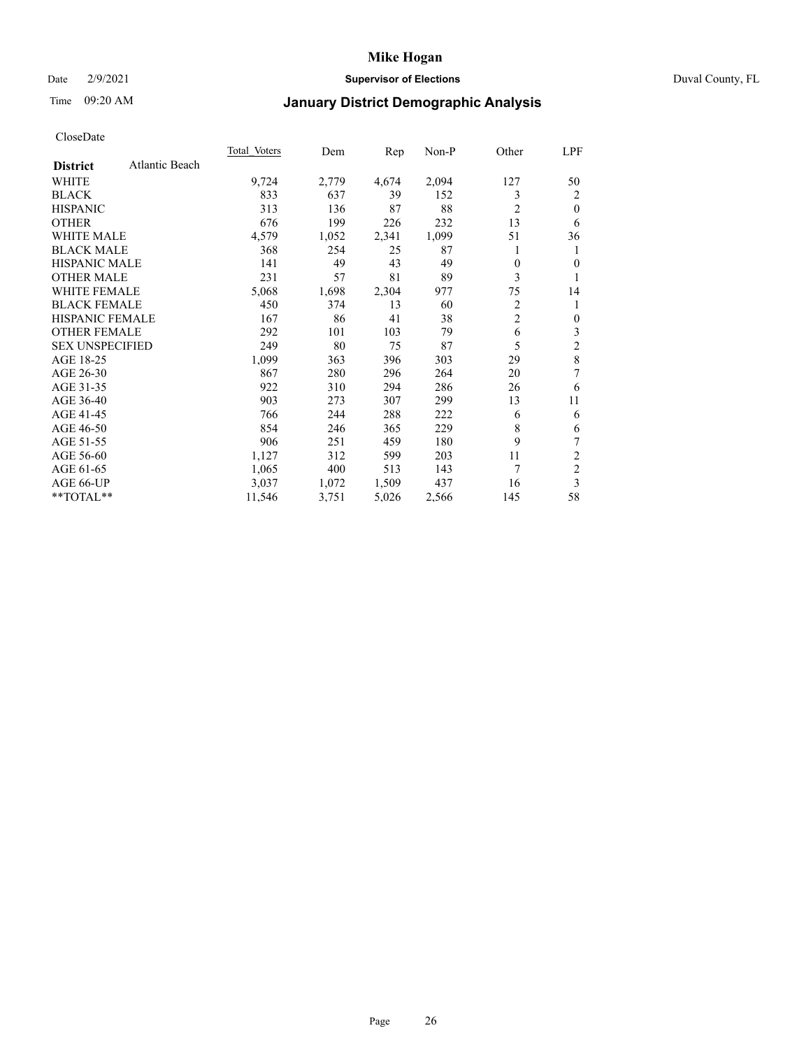# Mike Hogan

Date 2/9/2021 **Supervisor of Elections** Duval County, FL

Time 09:20 AM **January District Demographic Analysis**

CloseDate

| **District** Atlantic Beach | Total Voters | Dem | Rep | Non-P | Other | LPF |
|---|---|---|---|---|---|---|
| WHITE | 9,724 | 2,779 | 4,674 | 2,094 | 127 | 50 |
| BLACK | 833 | 637 | 39 | 152 | 3 | 2 |
| HISPANIC | 313 | 136 | 87 | 88 | 2 | 0 |
| OTHER | 676 | 199 | 226 | 232 | 13 | 6 |
| WHITE MALE | 4,579 | 1,052 | 2,341 | 1,099 | 51 | 36 |
| BLACK MALE | 368 | 254 | 25 | 87 | 1 | 1 |
| HISPANIC MALE | 141 | 49 | 43 | 49 | 0 | 0 |
| OTHER MALE | 231 | 57 | 81 | 89 | 3 | 1 |
| WHITE FEMALE | 5,068 | 1,698 | 2,304 | 977 | 75 | 14 |
| BLACK FEMALE | 450 | 374 | 13 | 60 | 2 | 1 |
| HISPANIC FEMALE | 167 | 86 | 41 | 38 | 2 | 0 |
| OTHER FEMALE | 292 | 101 | 103 | 79 | 6 | 3 |
| SEX UNSPECIFIED | 249 | 80 | 75 | 87 | 5 | 2 |
| AGE 18-25 | 1,099 | 363 | 396 | 303 | 29 | 8 |
| AGE 26-30 | 867 | 280 | 296 | 264 | 20 | 7 |
| AGE 31-35 | 922 | 310 | 294 | 286 | 26 | 6 |
| AGE 36-40 | 903 | 273 | 307 | 299 | 13 | 11 |
| AGE 41-45 | 766 | 244 | 288 | 222 | 6 | 6 |
| AGE 46-50 | 854 | 246 | 365 | 229 | 8 | 6 |
| AGE 51-55 | 906 | 251 | 459 | 180 | 9 | 7 |
| AGE 56-60 | 1,127 | 312 | 599 | 203 | 11 | 2 |
| AGE 61-65 | 1,065 | 400 | 513 | 143 | 7 | 2 |
| AGE 66-UP | 3,037 | 1,072 | 1,509 | 437 | 16 | 3 |
| **TOTAL** | 11,546 | 3,751 | 5,026 | 2,566 | 145 | 58 |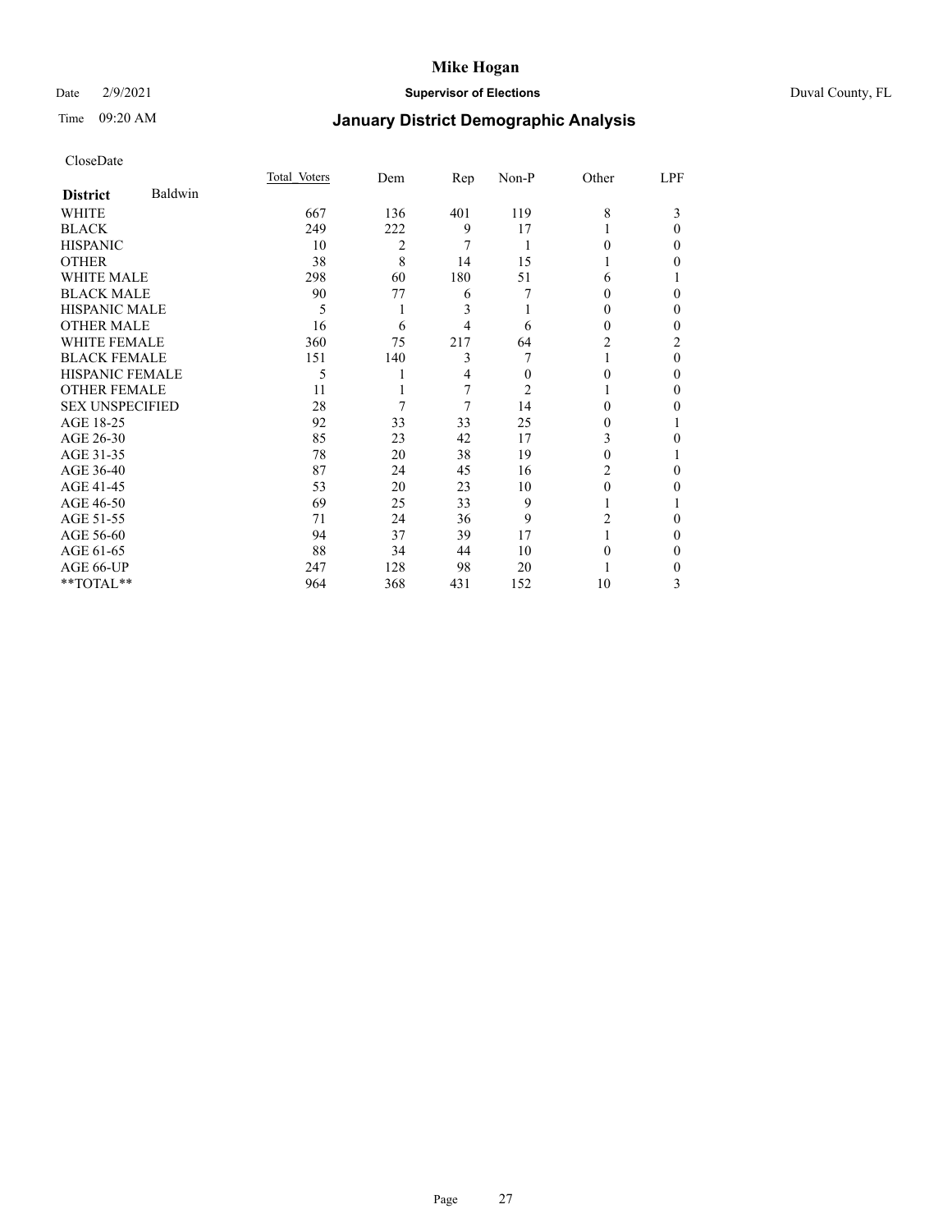CloseDate

| District Baldwin | Total Voters | Dem | Rep | Non-P | Other | LPF |
|---|---|---|---|---|---|---|
| WHITE | 667 | 136 | 401 | 119 | 8 | 3 |
| BLACK | 249 | 222 | 9 | 17 | 1 | 0 |
| HISPANIC | 10 | 2 | 7 | 1 | 0 | 0 |
| OTHER | 38 | 8 | 14 | 15 | 1 | 0 |
| WHITE MALE | 298 | 60 | 180 | 51 | 6 | 1 |
| BLACK MALE | 90 | 77 | 6 | 7 | 0 | 0 |
| HISPANIC MALE | 5 | 1 | 3 | 1 | 0 | 0 |
| OTHER MALE | 16 | 6 | 4 | 6 | 0 | 0 |
| WHITE FEMALE | 360 | 75 | 217 | 64 | 2 | 2 |
| BLACK FEMALE | 151 | 140 | 3 | 7 | 1 | 0 |
| HISPANIC FEMALE | 5 | 1 | 4 | 0 | 0 | 0 |
| OTHER FEMALE | 11 | 1 | 7 | 2 | 1 | 0 |
| SEX UNSPECIFIED | 28 | 7 | 7 | 14 | 0 | 0 |
| AGE 18-25 | 92 | 33 | 33 | 25 | 0 | 1 |
| AGE 26-30 | 85 | 23 | 42 | 17 | 3 | 0 |
| AGE 31-35 | 78 | 20 | 38 | 19 | 0 | 1 |
| AGE 36-40 | 87 | 24 | 45 | 16 | 2 | 0 |
| AGE 41-45 | 53 | 20 | 23 | 10 | 0 | 0 |
| AGE 46-50 | 69 | 25 | 33 | 9 | 1 | 1 |
| AGE 51-55 | 71 | 24 | 36 | 9 | 2 | 0 |
| AGE 56-60 | 94 | 37 | 39 | 17 | 1 | 0 |
| AGE 61-65 | 88 | 34 | 44 | 10 | 0 | 0 |
| AGE 66-UP | 247 | 128 | 98 | 20 | 1 | 0 |
| **TOTAL** | 964 | 368 | 431 | 152 | 10 | 3 |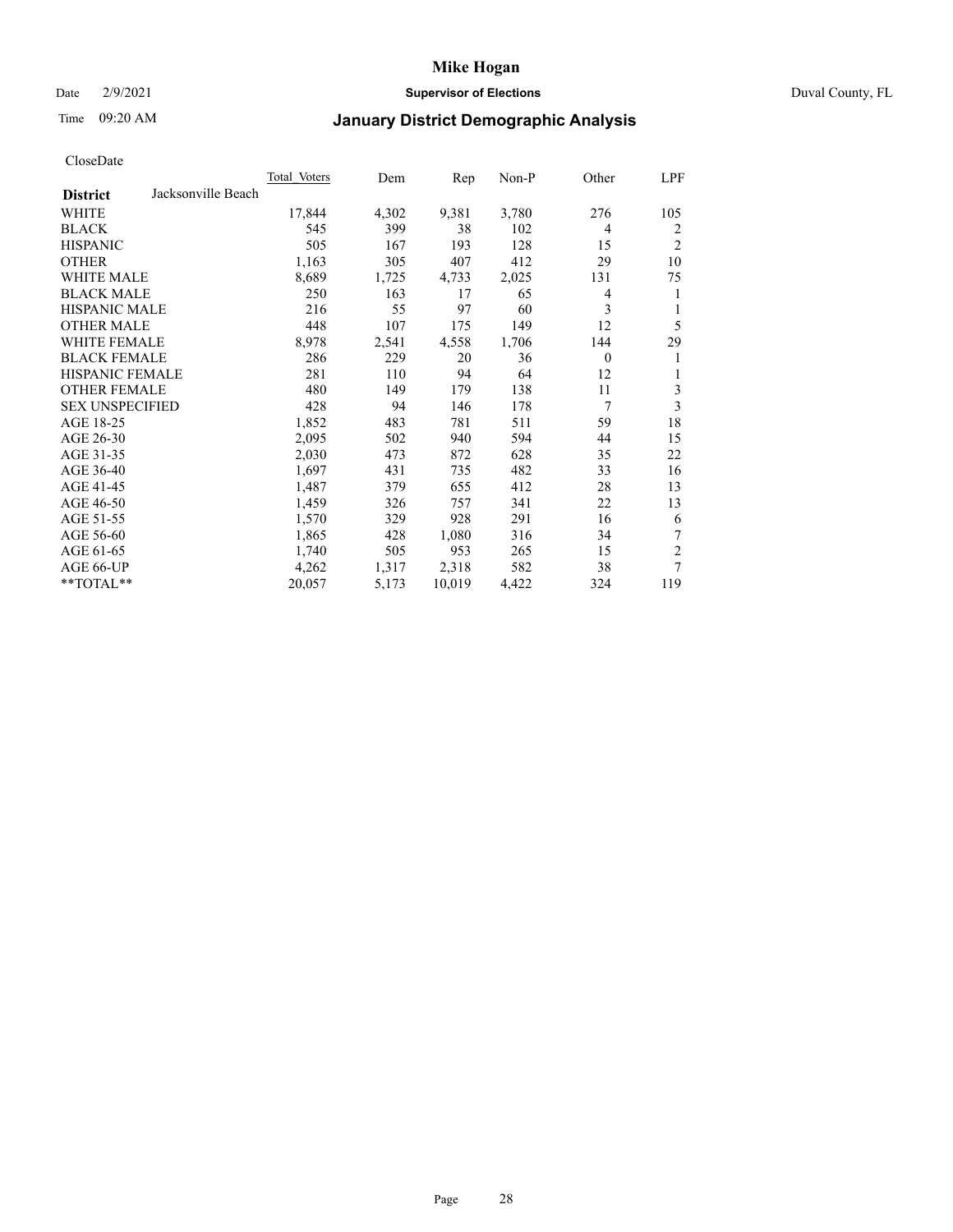CloseDate

| District | Jacksonville Beach | Total Voters | Dem | Rep | Non-P | Other | LPF |
|---|---|---|---|---|---|---|---|
| WHITE | | 17,844 | 4,302 | 9,381 | 3,780 | 276 | 105 |
| BLACK | | 545 | 399 | 38 | 102 | 4 | 2 |
| HISPANIC | | 505 | 167 | 193 | 128 | 15 | 2 |
| OTHER | | 1,163 | 305 | 407 | 412 | 29 | 10 |
| WHITE MALE | | 8,689 | 1,725 | 4,733 | 2,025 | 131 | 75 |
| BLACK MALE | | 250 | 163 | 17 | 65 | 4 | 1 |
| HISPANIC MALE | | 216 | 55 | 97 | 60 | 3 | 1 |
| OTHER MALE | | 448 | 107 | 175 | 149 | 12 | 5 |
| WHITE FEMALE | | 8,978 | 2,541 | 4,558 | 1,706 | 144 | 29 |
| BLACK FEMALE | | 286 | 229 | 20 | 36 | 0 | 1 |
| HISPANIC FEMALE | | 281 | 110 | 94 | 64 | 12 | 1 |
| OTHER FEMALE | | 480 | 149 | 179 | 138 | 11 | 3 |
| SEX UNSPECIFIED | | 428 | 94 | 146 | 178 | 7 | 3 |
| AGE 18-25 | | 1,852 | 483 | 781 | 511 | 59 | 18 |
| AGE 26-30 | | 2,095 | 502 | 940 | 594 | 44 | 15 |
| AGE 31-35 | | 2,030 | 473 | 872 | 628 | 35 | 22 |
| AGE 36-40 | | 1,697 | 431 | 735 | 482 | 33 | 16 |
| AGE 41-45 | | 1,487 | 379 | 655 | 412 | 28 | 13 |
| AGE 46-50 | | 1,459 | 326 | 757 | 341 | 22 | 13 |
| AGE 51-55 | | 1,570 | 329 | 928 | 291 | 16 | 6 |
| AGE 56-60 | | 1,865 | 428 | 1,080 | 316 | 34 | 7 |
| AGE 61-65 | | 1,740 | 505 | 953 | 265 | 15 | 2 |
| AGE 66-UP | | 4,262 | 1,317 | 2,318 | 582 | 38 | 7 |
| **TOTAL** | | 20,057 | 5,173 | 10,019 | 4,422 | 324 | 119 |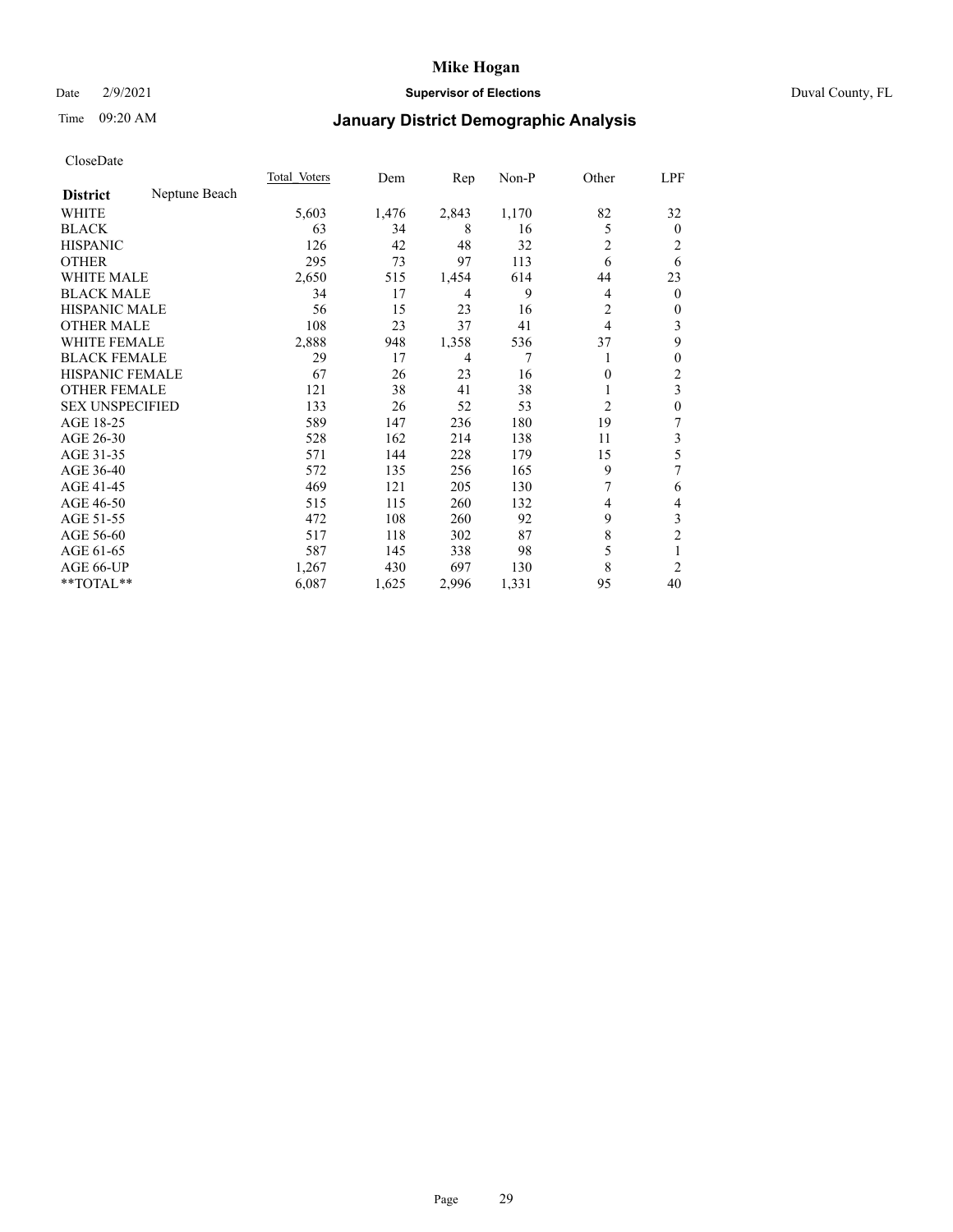# Mike Hogan

Date 2/9/2021 **Supervisor of Elections** Duval County, FL

Time 09:20 AM **January District Demographic Analysis**

CloseDate

| **District** Neptune Beach | Total Voters | Dem | Rep | Non-P | Other | LPF |
|---|---|---|---|---|---|---|
| WHITE | 5,603 | 1,476 | 2,843 | 1,170 | 82 | 32 |
| BLACK | 63 | 34 | 8 | 16 | 5 | 0 |
| HISPANIC | 126 | 42 | 48 | 32 | 2 | 2 |
| OTHER | 295 | 73 | 97 | 113 | 6 | 6 |
| WHITE MALE | 2,650 | 515 | 1,454 | 614 | 44 | 23 |
| BLACK MALE | 34 | 17 | 4 | 9 | 4 | 0 |
| HISPANIC MALE | 56 | 15 | 23 | 16 | 2 | 0 |
| OTHER MALE | 108 | 23 | 37 | 41 | 4 | 3 |
| WHITE FEMALE | 2,888 | 948 | 1,358 | 536 | 37 | 9 |
| BLACK FEMALE | 29 | 17 | 4 | 7 | 1 | 0 |
| HISPANIC FEMALE | 67 | 26 | 23 | 16 | 0 | 2 |
| OTHER FEMALE | 121 | 38 | 41 | 38 | 1 | 3 |
| SEX UNSPECIFIED | 133 | 26 | 52 | 53 | 2 | 0 |
| AGE 18-25 | 589 | 147 | 236 | 180 | 19 | 7 |
| AGE 26-30 | 528 | 162 | 214 | 138 | 11 | 3 |
| AGE 31-35 | 571 | 144 | 228 | 179 | 15 | 5 |
| AGE 36-40 | 572 | 135 | 256 | 165 | 9 | 7 |
| AGE 41-45 | 469 | 121 | 205 | 130 | 7 | 6 |
| AGE 46-50 | 515 | 115 | 260 | 132 | 4 | 4 |
| AGE 51-55 | 472 | 108 | 260 | 92 | 9 | 3 |
| AGE 56-60 | 517 | 118 | 302 | 87 | 8 | 2 |
| AGE 61-65 | 587 | 145 | 338 | 98 | 5 | 1 |
| AGE 66-UP | 1,267 | 430 | 697 | 130 | 8 | 2 |
| **TOTAL** | 6,087 | 1,625 | 2,996 | 1,331 | 95 | 40 |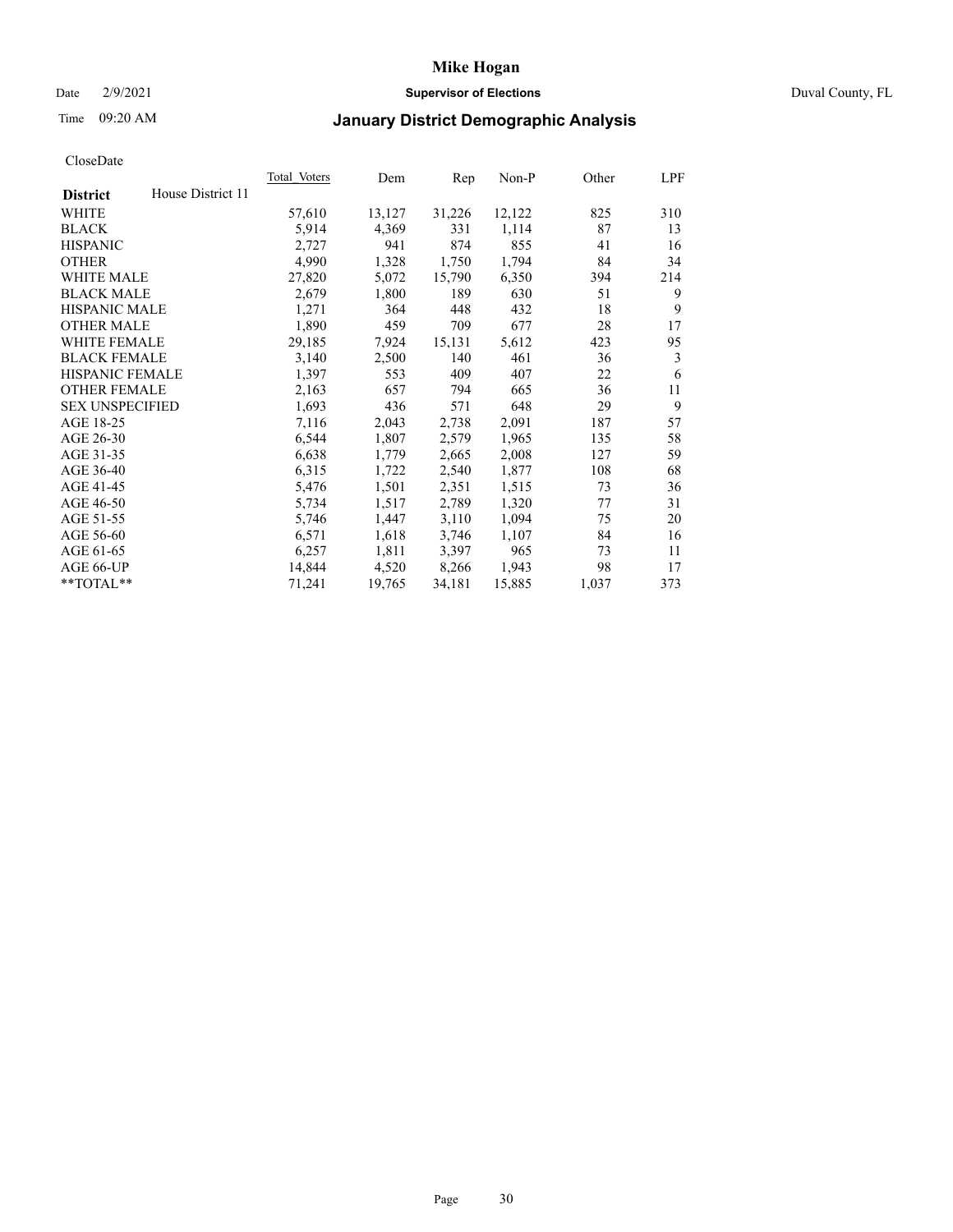# Mike Hogan

Date 2/9/2021 **Supervisor of Elections** Duval County, FL

Time 09:20 AM

## January District Demographic Analysis

CloseDate

| **District** House District 11 | Total Voters | Dem | Rep | Non-P | Other | LPF |
|---|---|---|---|---|---|---|
| WHITE | 57,610 | 13,127 | 31,226 | 12,122 | 825 | 310 |
| BLACK | 5,914 | 4,369 | 331 | 1,114 | 87 | 13 |
| HISPANIC | 2,727 | 941 | 874 | 855 | 41 | 16 |
| OTHER | 4,990 | 1,328 | 1,750 | 1,794 | 84 | 34 |
| WHITE MALE | 27,820 | 5,072 | 15,790 | 6,350 | 394 | 214 |
| BLACK MALE | 2,679 | 1,800 | 189 | 630 | 51 | 9 |
| HISPANIC MALE | 1,271 | 364 | 448 | 432 | 18 | 9 |
| OTHER MALE | 1,890 | 459 | 709 | 677 | 28 | 17 |
| WHITE FEMALE | 29,185 | 7,924 | 15,131 | 5,612 | 423 | 95 |
| BLACK FEMALE | 3,140 | 2,500 | 140 | 461 | 36 | 3 |
| HISPANIC FEMALE | 1,397 | 553 | 409 | 407 | 22 | 6 |
| OTHER FEMALE | 2,163 | 657 | 794 | 665 | 36 | 11 |
| SEX UNSPECIFIED | 1,693 | 436 | 571 | 648 | 29 | 9 |
| AGE 18-25 | 7,116 | 2,043 | 2,738 | 2,091 | 187 | 57 |
| AGE 26-30 | 6,544 | 1,807 | 2,579 | 1,965 | 135 | 58 |
| AGE 31-35 | 6,638 | 1,779 | 2,665 | 2,008 | 127 | 59 |
| AGE 36-40 | 6,315 | 1,722 | 2,540 | 1,877 | 108 | 68 |
| AGE 41-45 | 5,476 | 1,501 | 2,351 | 1,515 | 73 | 36 |
| AGE 46-50 | 5,734 | 1,517 | 2,789 | 1,320 | 77 | 31 |
| AGE 51-55 | 5,746 | 1,447 | 3,110 | 1,094 | 75 | 20 |
| AGE 56-60 | 6,571 | 1,618 | 3,746 | 1,107 | 84 | 16 |
| AGE 61-65 | 6,257 | 1,811 | 3,397 | 965 | 73 | 11 |
| AGE 66-UP | 14,844 | 4,520 | 8,266 | 1,943 | 98 | 17 |
| **TOTAL** | 71,241 | 19,765 | 34,181 | 15,885 | 1,037 | 373 |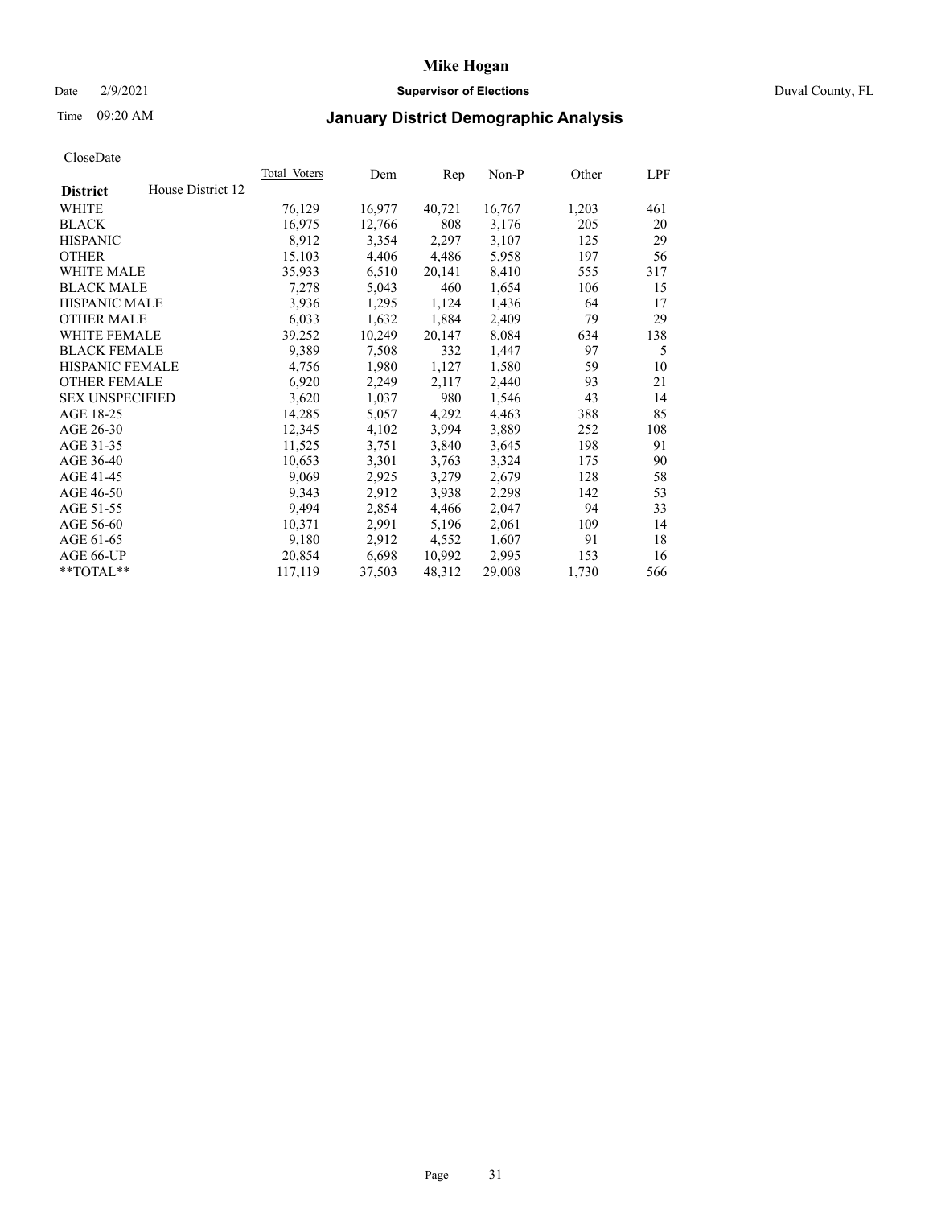# Mike Hogan

Date 2/9/2021 **Supervisor of Elections** Duval County, FL

Time 09:20 AM **January District Demographic Analysis**

CloseDate

| **District** House District 12 | Total Voters | Dem | Rep | Non-P | Other | LPF |
|---|---|---|---|---|---|---|
| WHITE | 76,129 | 16,977 | 40,721 | 16,767 | 1,203 | 461 |
| BLACK | 16,975 | 12,766 | 808 | 3,176 | 205 | 20 |
| HISPANIC | 8,912 | 3,354 | 2,297 | 3,107 | 125 | 29 |
| OTHER | 15,103 | 4,406 | 4,486 | 5,958 | 197 | 56 |
| WHITE MALE | 35,933 | 6,510 | 20,141 | 8,410 | 555 | 317 |
| BLACK MALE | 7,278 | 5,043 | 460 | 1,654 | 106 | 15 |
| HISPANIC MALE | 3,936 | 1,295 | 1,124 | 1,436 | 64 | 17 |
| OTHER MALE | 6,033 | 1,632 | 1,884 | 2,409 | 79 | 29 |
| WHITE FEMALE | 39,252 | 10,249 | 20,147 | 8,084 | 634 | 138 |
| BLACK FEMALE | 9,389 | 7,508 | 332 | 1,447 | 97 | 5 |
| HISPANIC FEMALE | 4,756 | 1,980 | 1,127 | 1,580 | 59 | 10 |
| OTHER FEMALE | 6,920 | 2,249 | 2,117 | 2,440 | 93 | 21 |
| SEX UNSPECIFIED | 3,620 | 1,037 | 980 | 1,546 | 43 | 14 |
| AGE 18-25 | 14,285 | 5,057 | 4,292 | 4,463 | 388 | 85 |
| AGE 26-30 | 12,345 | 4,102 | 3,994 | 3,889 | 252 | 108 |
| AGE 31-35 | 11,525 | 3,751 | 3,840 | 3,645 | 198 | 91 |
| AGE 36-40 | 10,653 | 3,301 | 3,763 | 3,324 | 175 | 90 |
| AGE 41-45 | 9,069 | 2,925 | 3,279 | 2,679 | 128 | 58 |
| AGE 46-50 | 9,343 | 2,912 | 3,938 | 2,298 | 142 | 53 |
| AGE 51-55 | 9,494 | 2,854 | 4,466 | 2,047 | 94 | 33 |
| AGE 56-60 | 10,371 | 2,991 | 5,196 | 2,061 | 109 | 14 |
| AGE 61-65 | 9,180 | 2,912 | 4,552 | 1,607 | 91 | 18 |
| AGE 66-UP | 20,854 | 6,698 | 10,992 | 2,995 | 153 | 16 |
| **TOTAL** | 117,119 | 37,503 | 48,312 | 29,008 | 1,730 | 566 |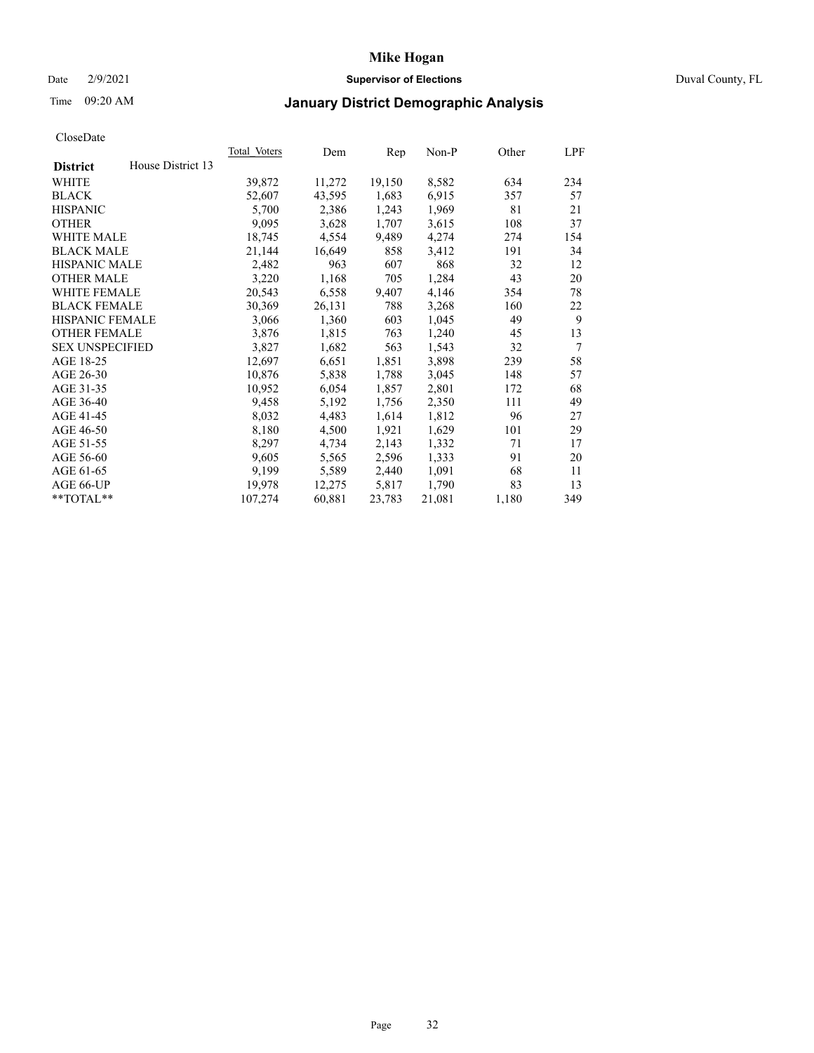# Mike Hogan

Date 2/9/2021 **Supervisor of Elections** Duval County, FL

Time 09:20 AM **January District Demographic Analysis**

CloseDate

| **District** House District 13 | Total Voters | Dem | Rep | Non-P | Other | LPF |
|---|---|---|---|---|---|---|
| WHITE | 39,872 | 11,272 | 19,150 | 8,582 | 634 | 234 |
| BLACK | 52,607 | 43,595 | 1,683 | 6,915 | 357 | 57 |
| HISPANIC | 5,700 | 2,386 | 1,243 | 1,969 | 81 | 21 |
| OTHER | 9,095 | 3,628 | 1,707 | 3,615 | 108 | 37 |
| WHITE MALE | 18,745 | 4,554 | 9,489 | 4,274 | 274 | 154 |
| BLACK MALE | 21,144 | 16,649 | 858 | 3,412 | 191 | 34 |
| HISPANIC MALE | 2,482 | 963 | 607 | 868 | 32 | 12 |
| OTHER MALE | 3,220 | 1,168 | 705 | 1,284 | 43 | 20 |
| WHITE FEMALE | 20,543 | 6,558 | 9,407 | 4,146 | 354 | 78 |
| BLACK FEMALE | 30,369 | 26,131 | 788 | 3,268 | 160 | 22 |
| HISPANIC FEMALE | 3,066 | 1,360 | 603 | 1,045 | 49 | 9 |
| OTHER FEMALE | 3,876 | 1,815 | 763 | 1,240 | 45 | 13 |
| SEX UNSPECIFIED | 3,827 | 1,682 | 563 | 1,543 | 32 | 7 |
| AGE 18-25 | 12,697 | 6,651 | 1,851 | 3,898 | 239 | 58 |
| AGE 26-30 | 10,876 | 5,838 | 1,788 | 3,045 | 148 | 57 |
| AGE 31-35 | 10,952 | 6,054 | 1,857 | 2,801 | 172 | 68 |
| AGE 36-40 | 9,458 | 5,192 | 1,756 | 2,350 | 111 | 49 |
| AGE 41-45 | 8,032 | 4,483 | 1,614 | 1,812 | 96 | 27 |
| AGE 46-50 | 8,180 | 4,500 | 1,921 | 1,629 | 101 | 29 |
| AGE 51-55 | 8,297 | 4,734 | 2,143 | 1,332 | 71 | 17 |
| AGE 56-60 | 9,605 | 5,565 | 2,596 | 1,333 | 91 | 20 |
| AGE 61-65 | 9,199 | 5,589 | 2,440 | 1,091 | 68 | 11 |
| AGE 66-UP | 19,978 | 12,275 | 5,817 | 1,790 | 83 | 13 |
| **TOTAL** | 107,274 | 60,881 | 23,783 | 21,081 | 1,180 | 349 |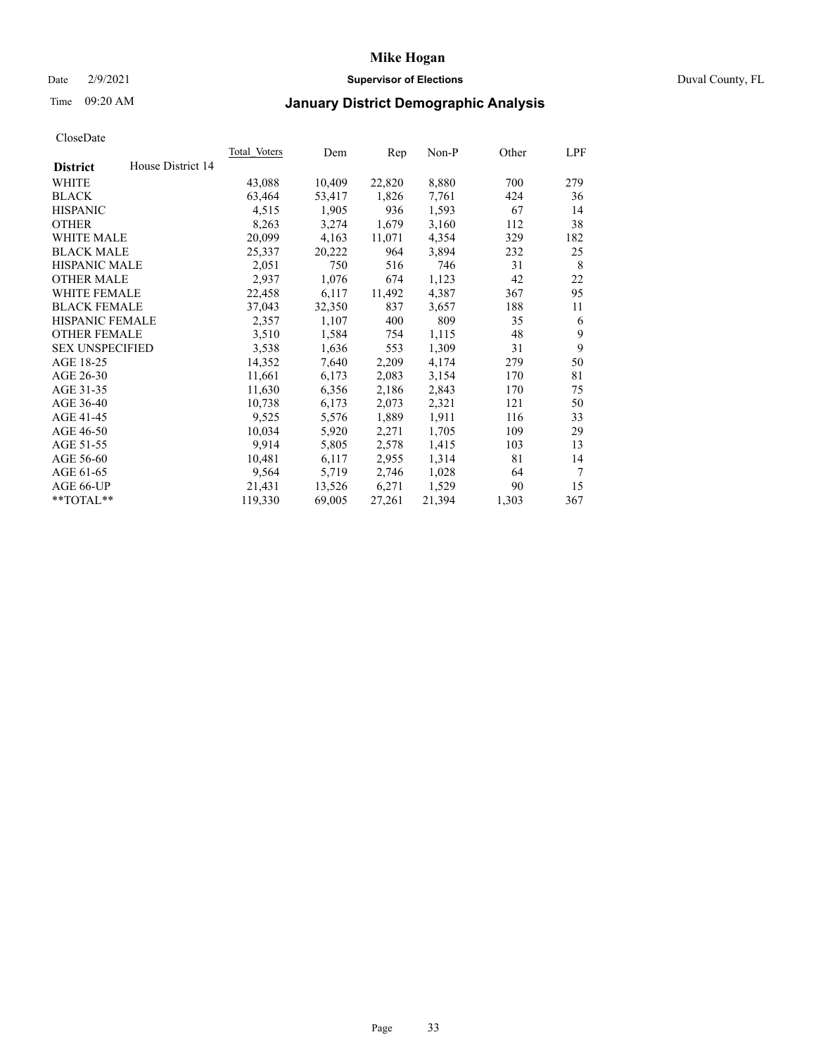# Mike Hogan

Date 2/9/2021 **Supervisor of Elections** Duval County, FL

Time 09:20 AM **January District Demographic Analysis**

CloseDate

| **District** House District 14 | Total Voters | Dem | Rep | Non-P | Other | LPF |
|---|---|---|---|---|---|---|
| WHITE | 43,088 | 10,409 | 22,820 | 8,880 | 700 | 279 |
| BLACK | 63,464 | 53,417 | 1,826 | 7,761 | 424 | 36 |
| HISPANIC | 4,515 | 1,905 | 936 | 1,593 | 67 | 14 |
| OTHER | 8,263 | 3,274 | 1,679 | 3,160 | 112 | 38 |
| WHITE MALE | 20,099 | 4,163 | 11,071 | 4,354 | 329 | 182 |
| BLACK MALE | 25,337 | 20,222 | 964 | 3,894 | 232 | 25 |
| HISPANIC MALE | 2,051 | 750 | 516 | 746 | 31 | 8 |
| OTHER MALE | 2,937 | 1,076 | 674 | 1,123 | 42 | 22 |
| WHITE FEMALE | 22,458 | 6,117 | 11,492 | 4,387 | 367 | 95 |
| BLACK FEMALE | 37,043 | 32,350 | 837 | 3,657 | 188 | 11 |
| HISPANIC FEMALE | 2,357 | 1,107 | 400 | 809 | 35 | 6 |
| OTHER FEMALE | 3,510 | 1,584 | 754 | 1,115 | 48 | 9 |
| SEX UNSPECIFIED | 3,538 | 1,636 | 553 | 1,309 | 31 | 9 |
| AGE 18-25 | 14,352 | 7,640 | 2,209 | 4,174 | 279 | 50 |
| AGE 26-30 | 11,661 | 6,173 | 2,083 | 3,154 | 170 | 81 |
| AGE 31-35 | 11,630 | 6,356 | 2,186 | 2,843 | 170 | 75 |
| AGE 36-40 | 10,738 | 6,173 | 2,073 | 2,321 | 121 | 50 |
| AGE 41-45 | 9,525 | 5,576 | 1,889 | 1,911 | 116 | 33 |
| AGE 46-50 | 10,034 | 5,920 | 2,271 | 1,705 | 109 | 29 |
| AGE 51-55 | 9,914 | 5,805 | 2,578 | 1,415 | 103 | 13 |
| AGE 56-60 | 10,481 | 6,117 | 2,955 | 1,314 | 81 | 14 |
| AGE 61-65 | 9,564 | 5,719 | 2,746 | 1,028 | 64 | 7 |
| AGE 66-UP | 21,431 | 13,526 | 6,271 | 1,529 | 90 | 15 |
| **TOTAL** | 119,330 | 69,005 | 27,261 | 21,394 | 1,303 | 367 |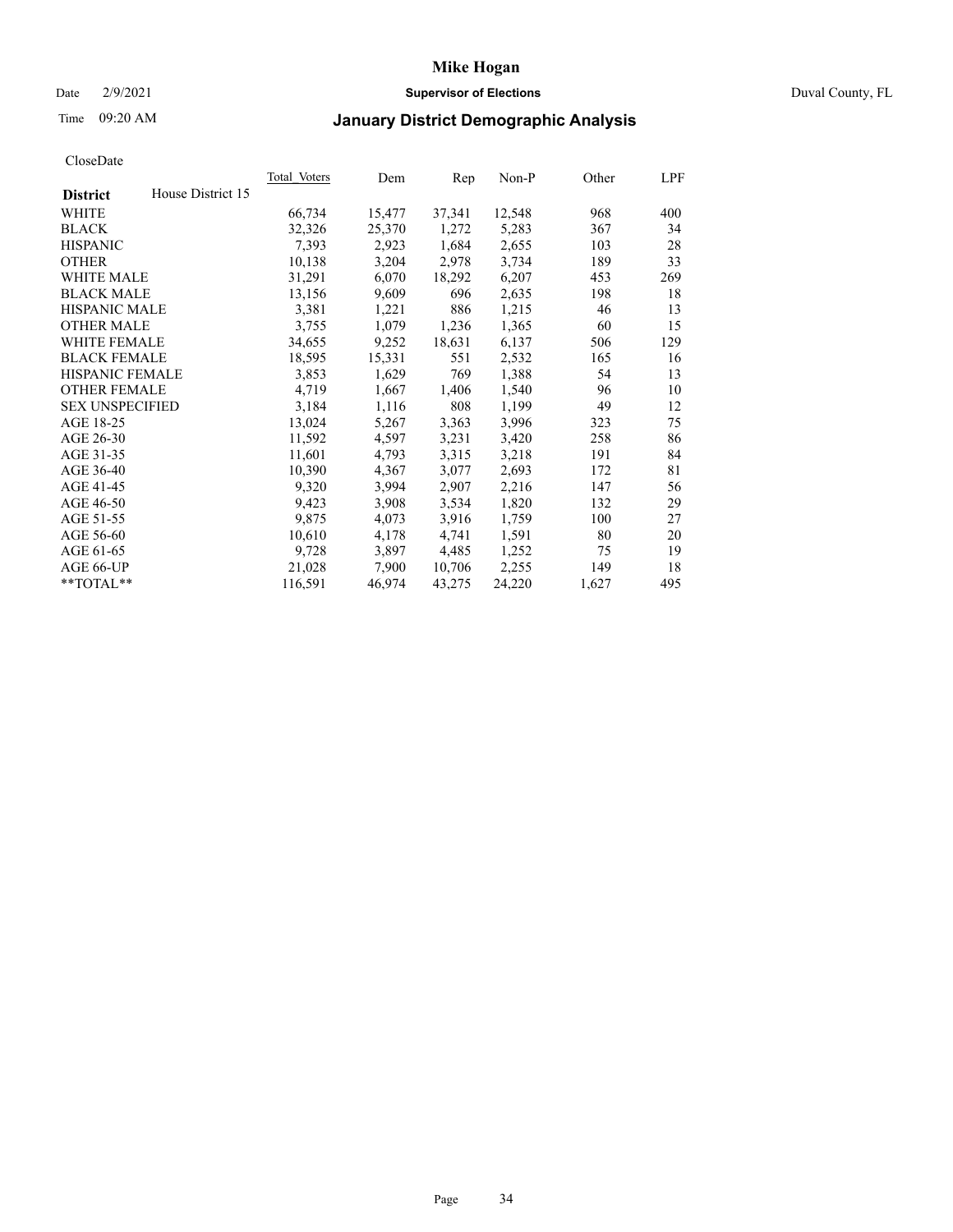# Mike Hogan

Date 2/9/2021 **Supervisor of Elections** Duval County, FL

Time 09:20 AM **January District Demographic Analysis**

CloseDate

| **District** House District 15 | Total Voters | Dem | Rep | Non-P | Other | LPF |
|---|---|---|---|---|---|---|
| WHITE | 66,734 | 15,477 | 37,341 | 12,548 | 968 | 400 |
| BLACK | 32,326 | 25,370 | 1,272 | 5,283 | 367 | 34 |
| HISPANIC | 7,393 | 2,923 | 1,684 | 2,655 | 103 | 28 |
| OTHER | 10,138 | 3,204 | 2,978 | 3,734 | 189 | 33 |
| WHITE MALE | 31,291 | 6,070 | 18,292 | 6,207 | 453 | 269 |
| BLACK MALE | 13,156 | 9,609 | 696 | 2,635 | 198 | 18 |
| HISPANIC MALE | 3,381 | 1,221 | 886 | 1,215 | 46 | 13 |
| OTHER MALE | 3,755 | 1,079 | 1,236 | 1,365 | 60 | 15 |
| WHITE FEMALE | 34,655 | 9,252 | 18,631 | 6,137 | 506 | 129 |
| BLACK FEMALE | 18,595 | 15,331 | 551 | 2,532 | 165 | 16 |
| HISPANIC FEMALE | 3,853 | 1,629 | 769 | 1,388 | 54 | 13 |
| OTHER FEMALE | 4,719 | 1,667 | 1,406 | 1,540 | 96 | 10 |
| SEX UNSPECIFIED | 3,184 | 1,116 | 808 | 1,199 | 49 | 12 |
| AGE 18-25 | 13,024 | 5,267 | 3,363 | 3,996 | 323 | 75 |
| AGE 26-30 | 11,592 | 4,597 | 3,231 | 3,420 | 258 | 86 |
| AGE 31-35 | 11,601 | 4,793 | 3,315 | 3,218 | 191 | 84 |
| AGE 36-40 | 10,390 | 4,367 | 3,077 | 2,693 | 172 | 81 |
| AGE 41-45 | 9,320 | 3,994 | 2,907 | 2,216 | 147 | 56 |
| AGE 46-50 | 9,423 | 3,908 | 3,534 | 1,820 | 132 | 29 |
| AGE 51-55 | 9,875 | 4,073 | 3,916 | 1,759 | 100 | 27 |
| AGE 56-60 | 10,610 | 4,178 | 4,741 | 1,591 | 80 | 20 |
| AGE 61-65 | 9,728 | 3,897 | 4,485 | 1,252 | 75 | 19 |
| AGE 66-UP | 21,028 | 7,900 | 10,706 | 2,255 | 149 | 18 |
| **TOTAL** | 116,591 | 46,974 | 43,275 | 24,220 | 1,627 | 495 |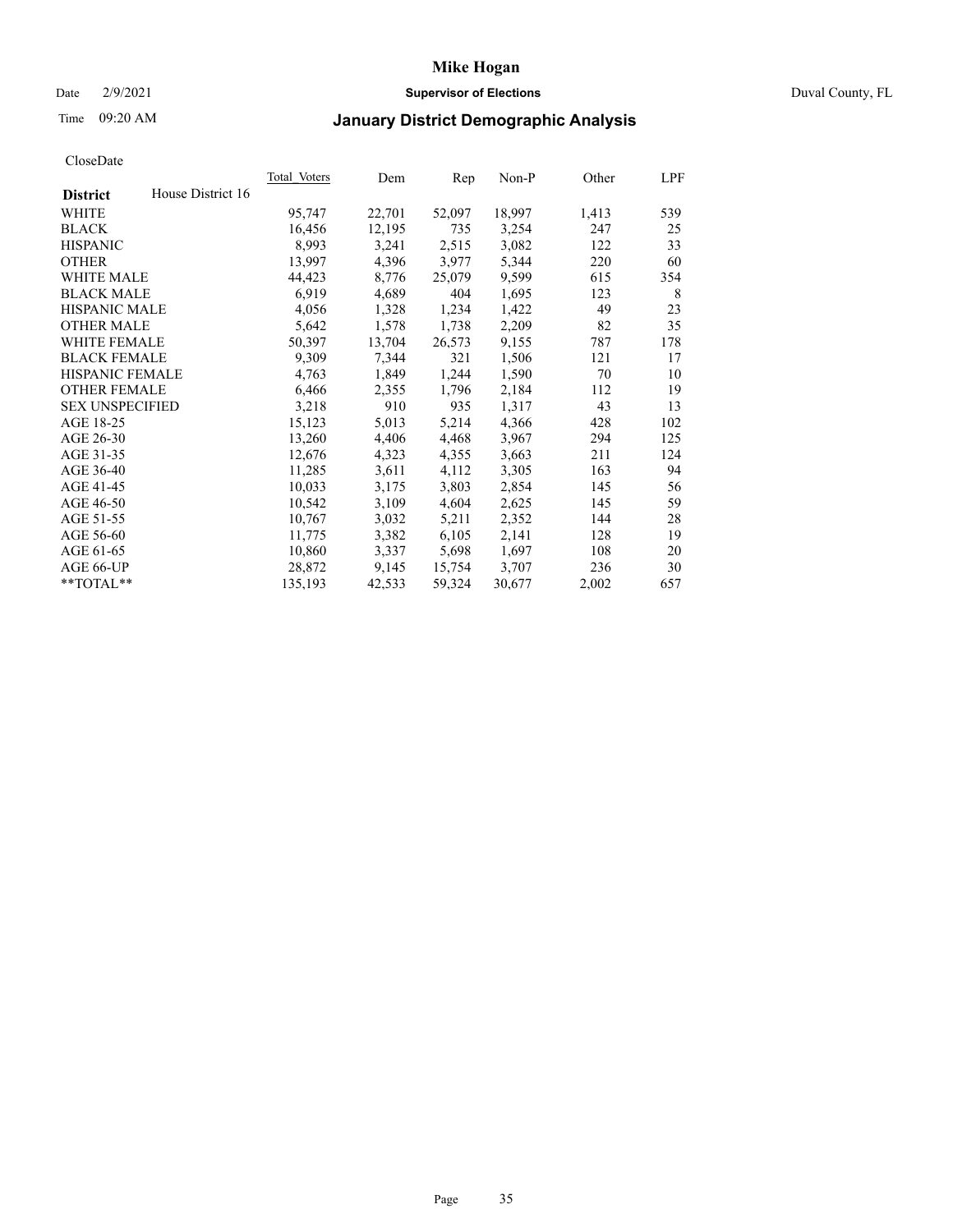# Mike Hogan

Date 2/9/2021 **Supervisor of Elections** Duval County, FL

Time 09:20 AM

## January District Demographic Analysis

CloseDate

| **District** House District 16 | Total Voters | Dem | Rep | Non-P | Other | LPF |
|---|---|---|---|---|---|---|
| WHITE | 95,747 | 22,701 | 52,097 | 18,997 | 1,413 | 539 |
| BLACK | 16,456 | 12,195 | 735 | 3,254 | 247 | 25 |
| HISPANIC | 8,993 | 3,241 | 2,515 | 3,082 | 122 | 33 |
| OTHER | 13,997 | 4,396 | 3,977 | 5,344 | 220 | 60 |
| WHITE MALE | 44,423 | 8,776 | 25,079 | 9,599 | 615 | 354 |
| BLACK MALE | 6,919 | 4,689 | 404 | 1,695 | 123 | 8 |
| HISPANIC MALE | 4,056 | 1,328 | 1,234 | 1,422 | 49 | 23 |
| OTHER MALE | 5,642 | 1,578 | 1,738 | 2,209 | 82 | 35 |
| WHITE FEMALE | 50,397 | 13,704 | 26,573 | 9,155 | 787 | 178 |
| BLACK FEMALE | 9,309 | 7,344 | 321 | 1,506 | 121 | 17 |
| HISPANIC FEMALE | 4,763 | 1,849 | 1,244 | 1,590 | 70 | 10 |
| OTHER FEMALE | 6,466 | 2,355 | 1,796 | 2,184 | 112 | 19 |
| SEX UNSPECIFIED | 3,218 | 910 | 935 | 1,317 | 43 | 13 |
| AGE 18-25 | 15,123 | 5,013 | 5,214 | 4,366 | 428 | 102 |
| AGE 26-30 | 13,260 | 4,406 | 4,468 | 3,967 | 294 | 125 |
| AGE 31-35 | 12,676 | 4,323 | 4,355 | 3,663 | 211 | 124 |
| AGE 36-40 | 11,285 | 3,611 | 4,112 | 3,305 | 163 | 94 |
| AGE 41-45 | 10,033 | 3,175 | 3,803 | 2,854 | 145 | 56 |
| AGE 46-50 | 10,542 | 3,109 | 4,604 | 2,625 | 145 | 59 |
| AGE 51-55 | 10,767 | 3,032 | 5,211 | 2,352 | 144 | 28 |
| AGE 56-60 | 11,775 | 3,382 | 6,105 | 2,141 | 128 | 19 |
| AGE 61-65 | 10,860 | 3,337 | 5,698 | 1,697 | 108 | 20 |
| AGE 66-UP | 28,872 | 9,145 | 15,754 | 3,707 | 236 | 30 |
| **TOTAL** | 135,193 | 42,533 | 59,324 | 30,677 | 2,002 | 657 |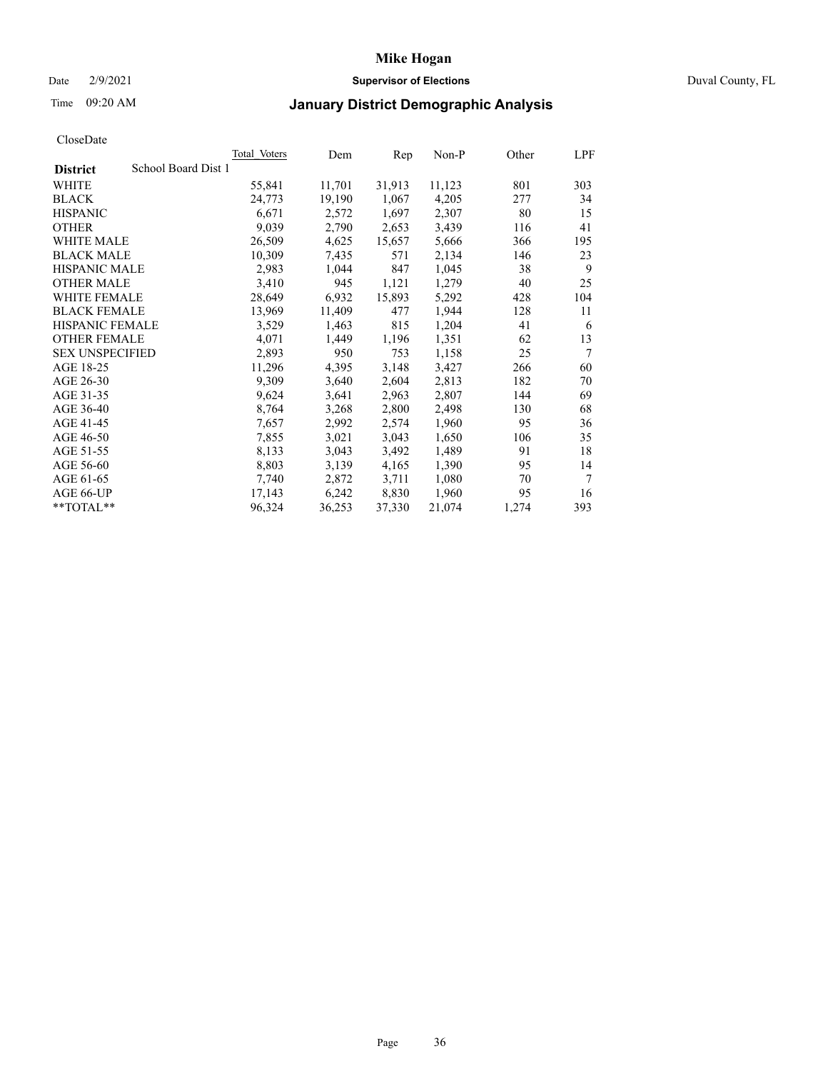# Mike Hogan

Date 2/9/2021 **Supervisor of Elections** Duval County, FL

Time 09:20 AM

## January District Demographic Analysis

CloseDate

| District | School Board Dist 1 | Total Voters | Dem | Rep | Non-P | Other | LPF |
|---|---|---|---|---|---|---|---|
| WHITE | | 55,841 | 11,701 | 31,913 | 11,123 | 801 | 303 |
| BLACK | | 24,773 | 19,190 | 1,067 | 4,205 | 277 | 34 |
| HISPANIC | | 6,671 | 2,572 | 1,697 | 2,307 | 80 | 15 |
| OTHER | | 9,039 | 2,790 | 2,653 | 3,439 | 116 | 41 |
| WHITE MALE | | 26,509 | 4,625 | 15,657 | 5,666 | 366 | 195 |
| BLACK MALE | | 10,309 | 7,435 | 571 | 2,134 | 146 | 23 |
| HISPANIC MALE | | 2,983 | 1,044 | 847 | 1,045 | 38 | 9 |
| OTHER MALE | | 3,410 | 945 | 1,121 | 1,279 | 40 | 25 |
| WHITE FEMALE | | 28,649 | 6,932 | 15,893 | 5,292 | 428 | 104 |
| BLACK FEMALE | | 13,969 | 11,409 | 477 | 1,944 | 128 | 11 |
| HISPANIC FEMALE | | 3,529 | 1,463 | 815 | 1,204 | 41 | 6 |
| OTHER FEMALE | | 4,071 | 1,449 | 1,196 | 1,351 | 62 | 13 |
| SEX UNSPECIFIED | | 2,893 | 950 | 753 | 1,158 | 25 | 7 |
| AGE 18-25 | | 11,296 | 4,395 | 3,148 | 3,427 | 266 | 60 |
| AGE 26-30 | | 9,309 | 3,640 | 2,604 | 2,813 | 182 | 70 |
| AGE 31-35 | | 9,624 | 3,641 | 2,963 | 2,807 | 144 | 69 |
| AGE 36-40 | | 8,764 | 3,268 | 2,800 | 2,498 | 130 | 68 |
| AGE 41-45 | | 7,657 | 2,992 | 2,574 | 1,960 | 95 | 36 |
| AGE 46-50 | | 7,855 | 3,021 | 3,043 | 1,650 | 106 | 35 |
| AGE 51-55 | | 8,133 | 3,043 | 3,492 | 1,489 | 91 | 18 |
| AGE 56-60 | | 8,803 | 3,139 | 4,165 | 1,390 | 95 | 14 |
| AGE 61-65 | | 7,740 | 2,872 | 3,711 | 1,080 | 70 | 7 |
| AGE 66-UP | | 17,143 | 6,242 | 8,830 | 1,960 | 95 | 16 |
| **TOTAL** | | 96,324 | 36,253 | 37,330 | 21,074 | 1,274 | 393 |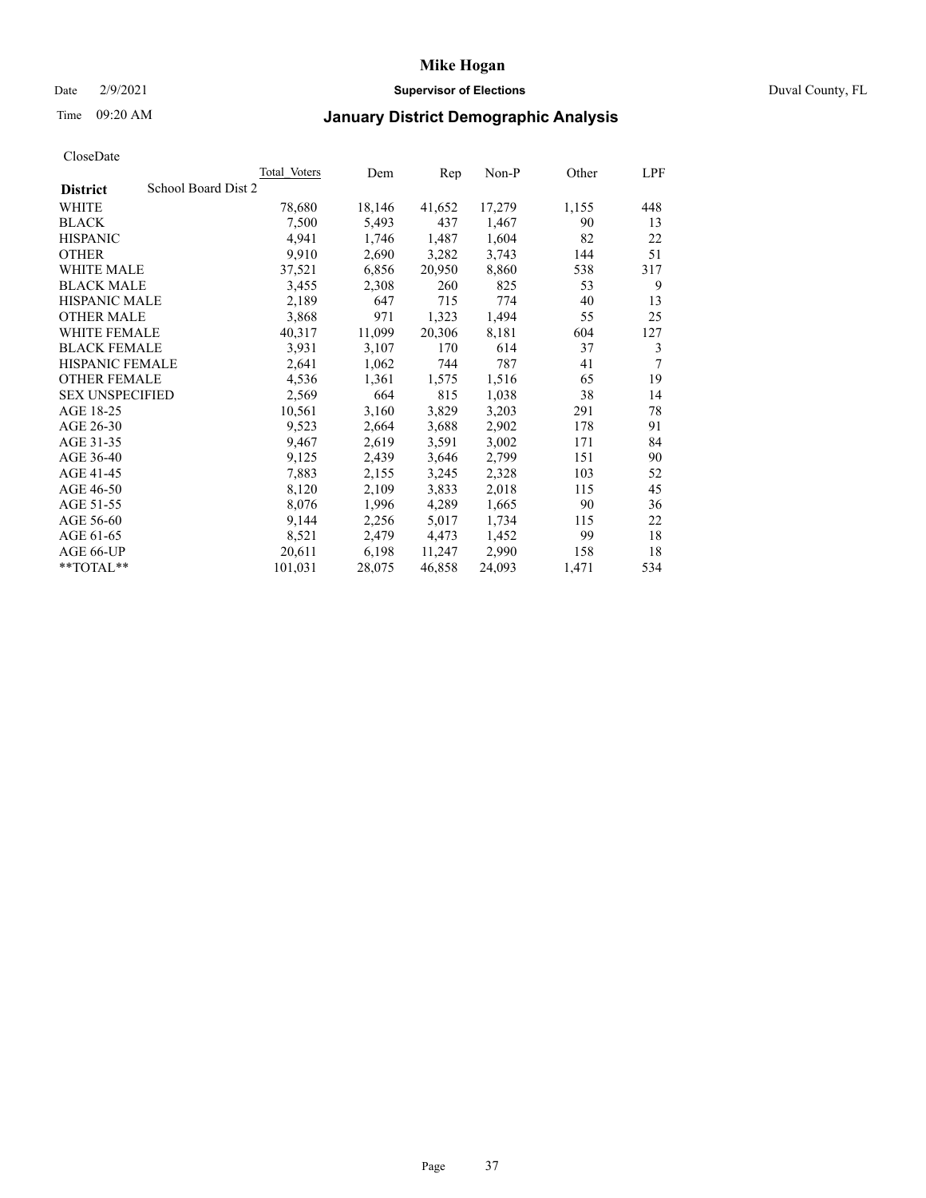# Mike Hogan

Date 2/9/2021 **Supervisor of Elections** Duval County, FL

Time 09:20 AM **January District Demographic Analysis**

CloseDate

| **District** School Board Dist 2 | Total Voters | Dem | Rep | Non-P | Other | LPF |
|---|---|---|---|---|---|---|
| WHITE | 78,680 | 18,146 | 41,652 | 17,279 | 1,155 | 448 |
| BLACK | 7,500 | 5,493 | 437 | 1,467 | 90 | 13 |
| HISPANIC | 4,941 | 1,746 | 1,487 | 1,604 | 82 | 22 |
| OTHER | 9,910 | 2,690 | 3,282 | 3,743 | 144 | 51 |
| WHITE MALE | 37,521 | 6,856 | 20,950 | 8,860 | 538 | 317 |
| BLACK MALE | 3,455 | 2,308 | 260 | 825 | 53 | 9 |
| HISPANIC MALE | 2,189 | 647 | 715 | 774 | 40 | 13 |
| OTHER MALE | 3,868 | 971 | 1,323 | 1,494 | 55 | 25 |
| WHITE FEMALE | 40,317 | 11,099 | 20,306 | 8,181 | 604 | 127 |
| BLACK FEMALE | 3,931 | 3,107 | 170 | 614 | 37 | 3 |
| HISPANIC FEMALE | 2,641 | 1,062 | 744 | 787 | 41 | 7 |
| OTHER FEMALE | 4,536 | 1,361 | 1,575 | 1,516 | 65 | 19 |
| SEX UNSPECIFIED | 2,569 | 664 | 815 | 1,038 | 38 | 14 |
| AGE 18-25 | 10,561 | 3,160 | 3,829 | 3,203 | 291 | 78 |
| AGE 26-30 | 9,523 | 2,664 | 3,688 | 2,902 | 178 | 91 |
| AGE 31-35 | 9,467 | 2,619 | 3,591 | 3,002 | 171 | 84 |
| AGE 36-40 | 9,125 | 2,439 | 3,646 | 2,799 | 151 | 90 |
| AGE 41-45 | 7,883 | 2,155 | 3,245 | 2,328 | 103 | 52 |
| AGE 46-50 | 8,120 | 2,109 | 3,833 | 2,018 | 115 | 45 |
| AGE 51-55 | 8,076 | 1,996 | 4,289 | 1,665 | 90 | 36 |
| AGE 56-60 | 9,144 | 2,256 | 5,017 | 1,734 | 115 | 22 |
| AGE 61-65 | 8,521 | 2,479 | 4,473 | 1,452 | 99 | 18 |
| AGE 66-UP | 20,611 | 6,198 | 11,247 | 2,990 | 158 | 18 |
| **TOTAL** | 101,031 | 28,075 | 46,858 | 24,093 | 1,471 | 534 |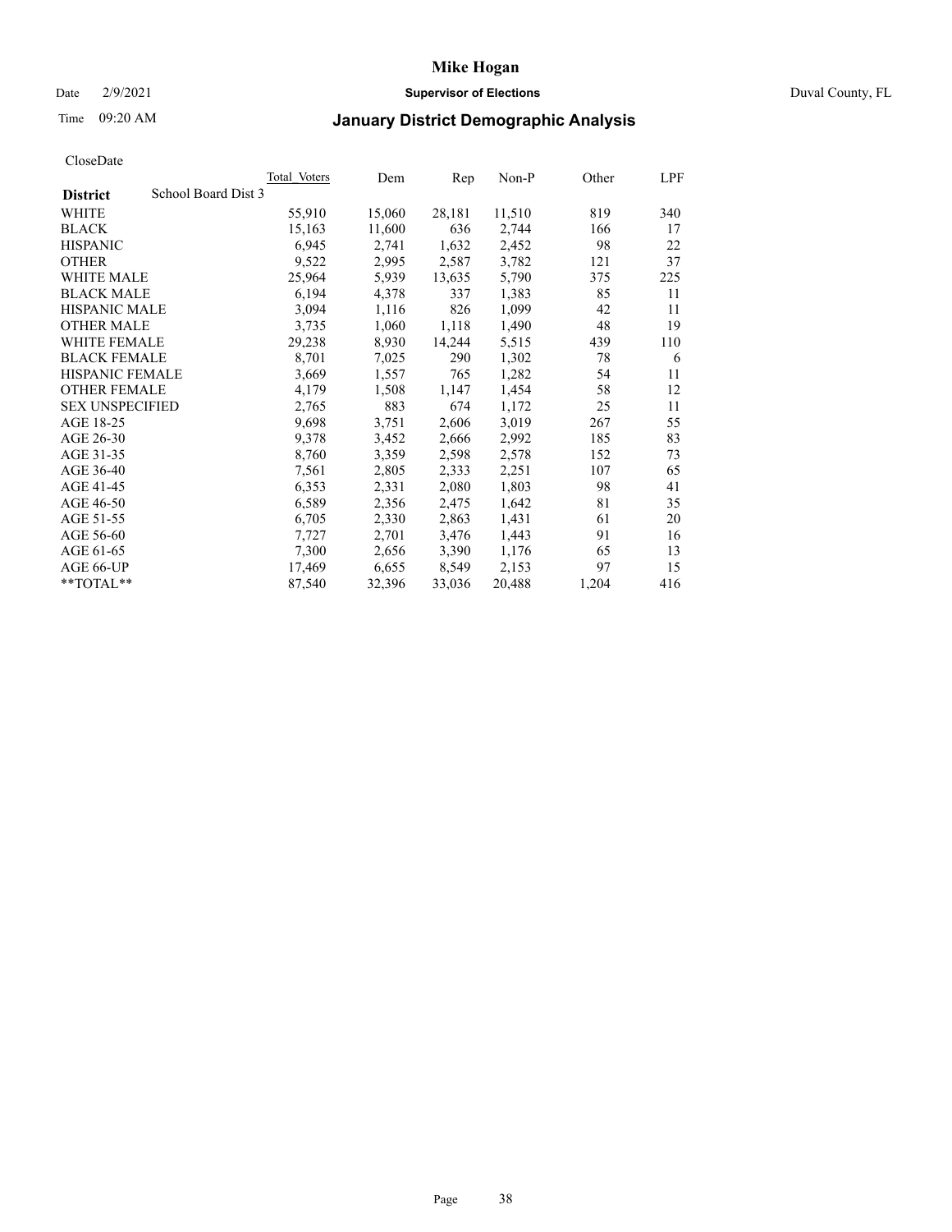# Mike Hogan

Date 2/9/2021 **Supervisor of Elections** Duval County, FL

Time 09:20 AM **January District Demographic Analysis**

CloseDate

| **District** School Board Dist 3 | Total Voters | Dem | Rep | Non-P | Other | LPF |
|---|---|---|---|---|---|---|
| WHITE | 55,910 | 15,060 | 28,181 | 11,510 | 819 | 340 |
| BLACK | 15,163 | 11,600 | 636 | 2,744 | 166 | 17 |
| HISPANIC | 6,945 | 2,741 | 1,632 | 2,452 | 98 | 22 |
| OTHER | 9,522 | 2,995 | 2,587 | 3,782 | 121 | 37 |
| WHITE MALE | 25,964 | 5,939 | 13,635 | 5,790 | 375 | 225 |
| BLACK MALE | 6,194 | 4,378 | 337 | 1,383 | 85 | 11 |
| HISPANIC MALE | 3,094 | 1,116 | 826 | 1,099 | 42 | 11 |
| OTHER MALE | 3,735 | 1,060 | 1,118 | 1,490 | 48 | 19 |
| WHITE FEMALE | 29,238 | 8,930 | 14,244 | 5,515 | 439 | 110 |
| BLACK FEMALE | 8,701 | 7,025 | 290 | 1,302 | 78 | 6 |
| HISPANIC FEMALE | 3,669 | 1,557 | 765 | 1,282 | 54 | 11 |
| OTHER FEMALE | 4,179 | 1,508 | 1,147 | 1,454 | 58 | 12 |
| SEX UNSPECIFIED | 2,765 | 883 | 674 | 1,172 | 25 | 11 |
| AGE 18-25 | 9,698 | 3,751 | 2,606 | 3,019 | 267 | 55 |
| AGE 26-30 | 9,378 | 3,452 | 2,666 | 2,992 | 185 | 83 |
| AGE 31-35 | 8,760 | 3,359 | 2,598 | 2,578 | 152 | 73 |
| AGE 36-40 | 7,561 | 2,805 | 2,333 | 2,251 | 107 | 65 |
| AGE 41-45 | 6,353 | 2,331 | 2,080 | 1,803 | 98 | 41 |
| AGE 46-50 | 6,589 | 2,356 | 2,475 | 1,642 | 81 | 35 |
| AGE 51-55 | 6,705 | 2,330 | 2,863 | 1,431 | 61 | 20 |
| AGE 56-60 | 7,727 | 2,701 | 3,476 | 1,443 | 91 | 16 |
| AGE 61-65 | 7,300 | 2,656 | 3,390 | 1,176 | 65 | 13 |
| AGE 66-UP | 17,469 | 6,655 | 8,549 | 2,153 | 97 | 15 |
| **TOTAL** | 87,540 | 32,396 | 33,036 | 20,488 | 1,204 | 416 |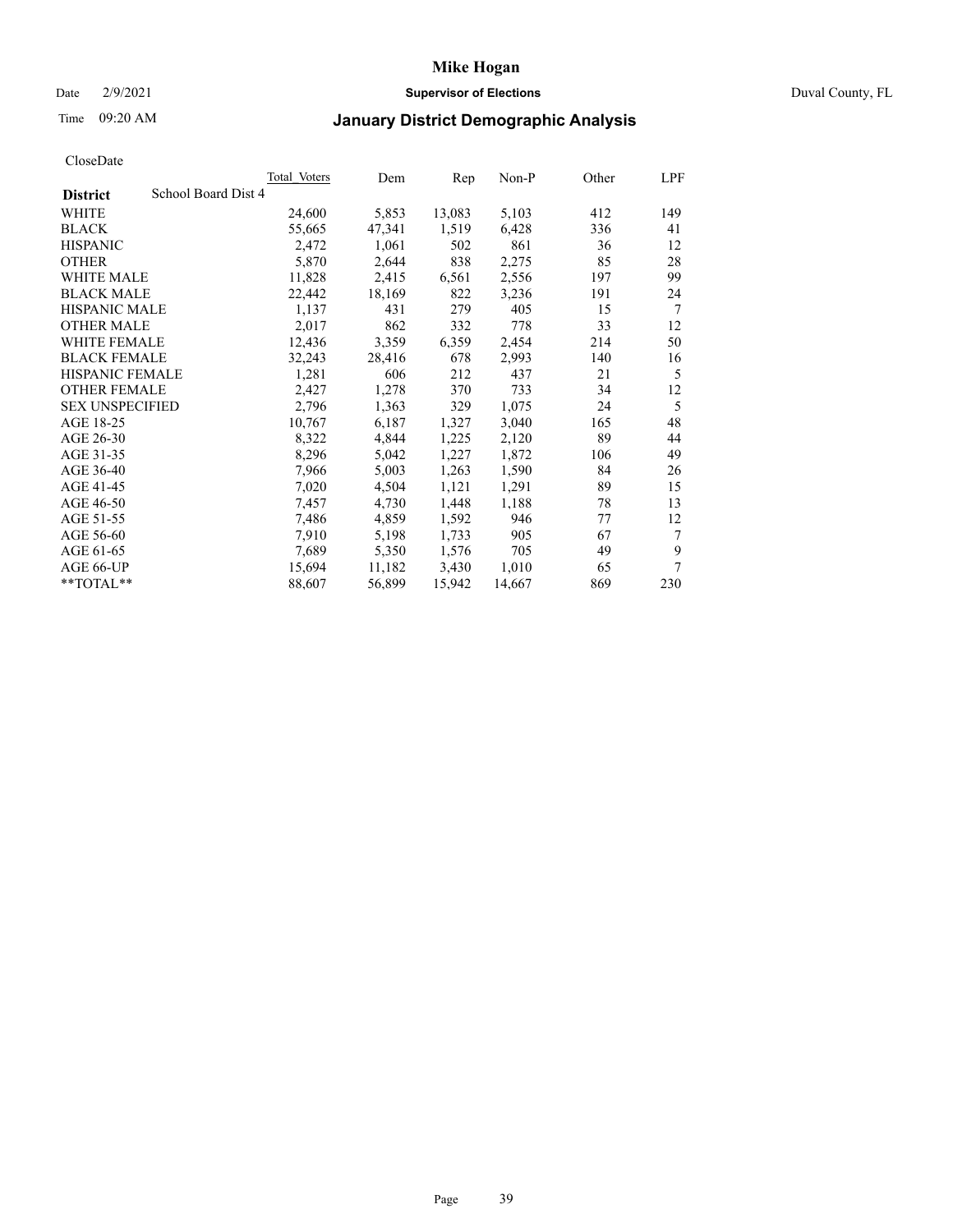CloseDate

| District | School Board Dist 4 | Total Voters | Dem | Rep | Non-P | Other | LPF |
|---|---|---|---|---|---|---|---|
| WHITE | | 24,600 | 5,853 | 13,083 | 5,103 | 412 | 149 |
| BLACK | | 55,665 | 47,341 | 1,519 | 6,428 | 336 | 41 |
| HISPANIC | | 2,472 | 1,061 | 502 | 861 | 36 | 12 |
| OTHER | | 5,870 | 2,644 | 838 | 2,275 | 85 | 28 |
| WHITE MALE | | 11,828 | 2,415 | 6,561 | 2,556 | 197 | 99 |
| BLACK MALE | | 22,442 | 18,169 | 822 | 3,236 | 191 | 24 |
| HISPANIC MALE | | 1,137 | 431 | 279 | 405 | 15 | 7 |
| OTHER MALE | | 2,017 | 862 | 332 | 778 | 33 | 12 |
| WHITE FEMALE | | 12,436 | 3,359 | 6,359 | 2,454 | 214 | 50 |
| BLACK FEMALE | | 32,243 | 28,416 | 678 | 2,993 | 140 | 16 |
| HISPANIC FEMALE | | 1,281 | 606 | 212 | 437 | 21 | 5 |
| OTHER FEMALE | | 2,427 | 1,278 | 370 | 733 | 34 | 12 |
| SEX UNSPECIFIED | | 2,796 | 1,363 | 329 | 1,075 | 24 | 5 |
| AGE 18-25 | | 10,767 | 6,187 | 1,327 | 3,040 | 165 | 48 |
| AGE 26-30 | | 8,322 | 4,844 | 1,225 | 2,120 | 89 | 44 |
| AGE 31-35 | | 8,296 | 5,042 | 1,227 | 1,872 | 106 | 49 |
| AGE 36-40 | | 7,966 | 5,003 | 1,263 | 1,590 | 84 | 26 |
| AGE 41-45 | | 7,020 | 4,504 | 1,121 | 1,291 | 89 | 15 |
| AGE 46-50 | | 7,457 | 4,730 | 1,448 | 1,188 | 78 | 13 |
| AGE 51-55 | | 7,486 | 4,859 | 1,592 | 946 | 77 | 12 |
| AGE 56-60 | | 7,910 | 5,198 | 1,733 | 905 | 67 | 7 |
| AGE 61-65 | | 7,689 | 5,350 | 1,576 | 705 | 49 | 9 |
| AGE 66-UP | | 15,694 | 11,182 | 3,430 | 1,010 | 65 | 7 |
| **TOTAL** | | 88,607 | 56,899 | 15,942 | 14,667 | 869 | 230 |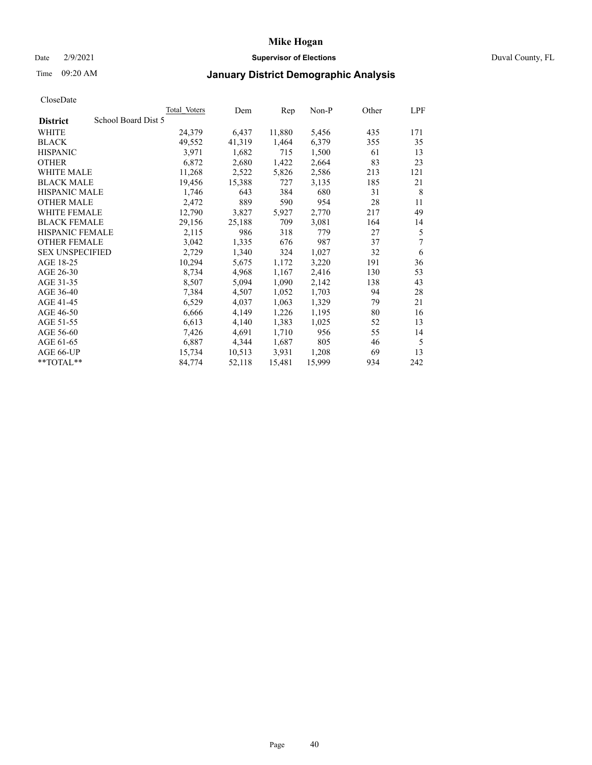# Mike Hogan

Date 2/9/2021 **Supervisor of Elections** Duval County, FL

Time 09:20 AM

## January District Demographic Analysis

CloseDate

| **District** School Board Dist 5 | Total Voters | Dem | Rep | Non-P | Other | LPF |
|---|---|---|---|---|---|---|
| WHITE | 24,379 | 6,437 | 11,880 | 5,456 | 435 | 171 |
| BLACK | 49,552 | 41,319 | 1,464 | 6,379 | 355 | 35 |
| HISPANIC | 3,971 | 1,682 | 715 | 1,500 | 61 | 13 |
| OTHER | 6,872 | 2,680 | 1,422 | 2,664 | 83 | 23 |
| WHITE MALE | 11,268 | 2,522 | 5,826 | 2,586 | 213 | 121 |
| BLACK MALE | 19,456 | 15,388 | 727 | 3,135 | 185 | 21 |
| HISPANIC MALE | 1,746 | 643 | 384 | 680 | 31 | 8 |
| OTHER MALE | 2,472 | 889 | 590 | 954 | 28 | 11 |
| WHITE FEMALE | 12,790 | 3,827 | 5,927 | 2,770 | 217 | 49 |
| BLACK FEMALE | 29,156 | 25,188 | 709 | 3,081 | 164 | 14 |
| HISPANIC FEMALE | 2,115 | 986 | 318 | 779 | 27 | 5 |
| OTHER FEMALE | 3,042 | 1,335 | 676 | 987 | 37 | 7 |
| SEX UNSPECIFIED | 2,729 | 1,340 | 324 | 1,027 | 32 | 6 |
| AGE 18-25 | 10,294 | 5,675 | 1,172 | 3,220 | 191 | 36 |
| AGE 26-30 | 8,734 | 4,968 | 1,167 | 2,416 | 130 | 53 |
| AGE 31-35 | 8,507 | 5,094 | 1,090 | 2,142 | 138 | 43 |
| AGE 36-40 | 7,384 | 4,507 | 1,052 | 1,703 | 94 | 28 |
| AGE 41-45 | 6,529 | 4,037 | 1,063 | 1,329 | 79 | 21 |
| AGE 46-50 | 6,666 | 4,149 | 1,226 | 1,195 | 80 | 16 |
| AGE 51-55 | 6,613 | 4,140 | 1,383 | 1,025 | 52 | 13 |
| AGE 56-60 | 7,426 | 4,691 | 1,710 | 956 | 55 | 14 |
| AGE 61-65 | 6,887 | 4,344 | 1,687 | 805 | 46 | 5 |
| AGE 66-UP | 15,734 | 10,513 | 3,931 | 1,208 | 69 | 13 |
| **TOTAL** | 84,774 | 52,118 | 15,481 | 15,999 | 934 | 242 |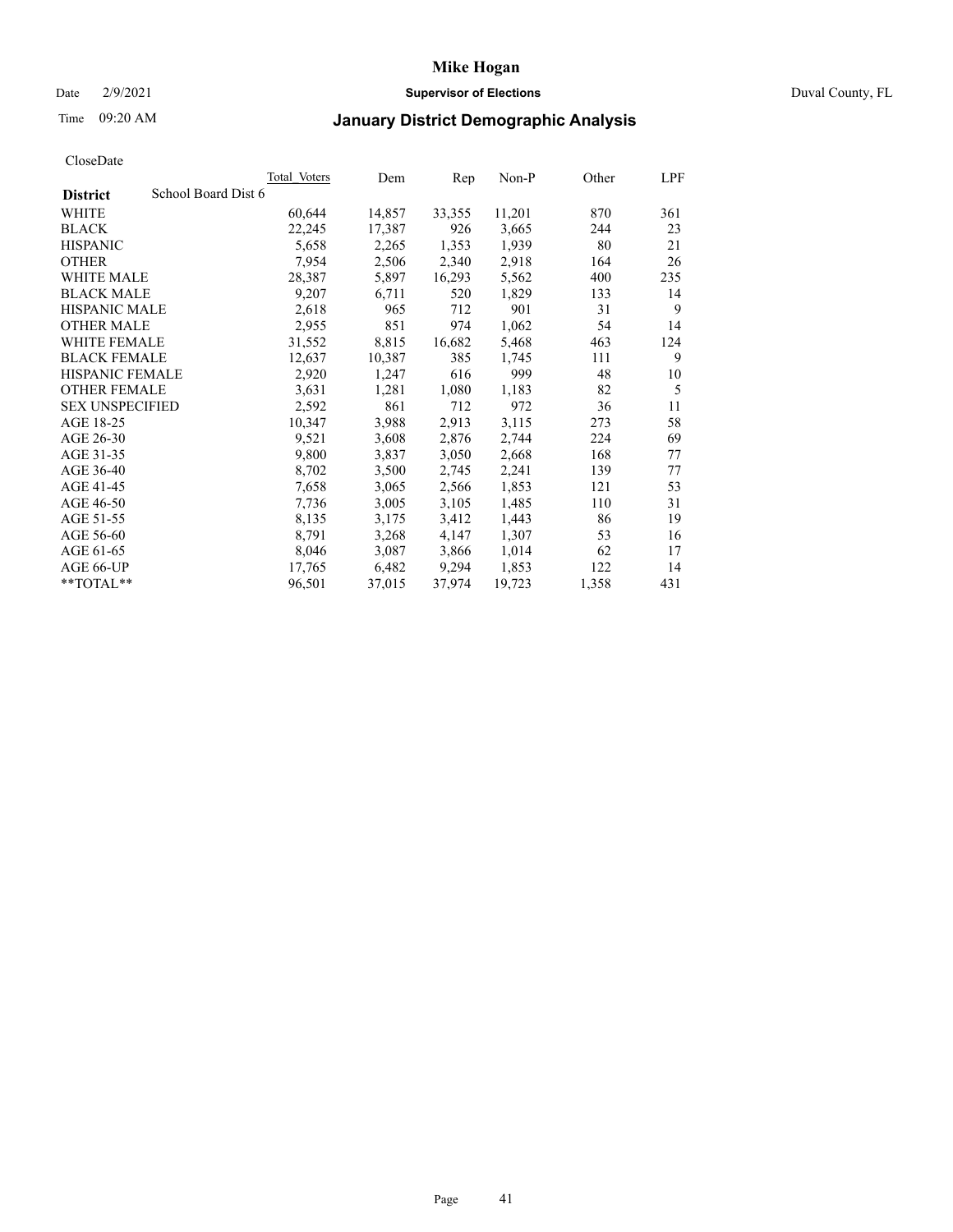# Mike Hogan

Date 2/9/2021 **Supervisor of Elections** Duval County, FL

Time 09:20 AM **January District Demographic Analysis**

CloseDate

| **District** School Board Dist 6 | Total Voters | Dem | Rep | Non-P | Other | LPF |
|---|---|---|---|---|---|---|
| WHITE | 60,644 | 14,857 | 33,355 | 11,201 | 870 | 361 |
| BLACK | 22,245 | 17,387 | 926 | 3,665 | 244 | 23 |
| HISPANIC | 5,658 | 2,265 | 1,353 | 1,939 | 80 | 21 |
| OTHER | 7,954 | 2,506 | 2,340 | 2,918 | 164 | 26 |
| WHITE MALE | 28,387 | 5,897 | 16,293 | 5,562 | 400 | 235 |
| BLACK MALE | 9,207 | 6,711 | 520 | 1,829 | 133 | 14 |
| HISPANIC MALE | 2,618 | 965 | 712 | 901 | 31 | 9 |
| OTHER MALE | 2,955 | 851 | 974 | 1,062 | 54 | 14 |
| WHITE FEMALE | 31,552 | 8,815 | 16,682 | 5,468 | 463 | 124 |
| BLACK FEMALE | 12,637 | 10,387 | 385 | 1,745 | 111 | 9 |
| HISPANIC FEMALE | 2,920 | 1,247 | 616 | 999 | 48 | 10 |
| OTHER FEMALE | 3,631 | 1,281 | 1,080 | 1,183 | 82 | 5 |
| SEX UNSPECIFIED | 2,592 | 861 | 712 | 972 | 36 | 11 |
| AGE 18-25 | 10,347 | 3,988 | 2,913 | 3,115 | 273 | 58 |
| AGE 26-30 | 9,521 | 3,608 | 2,876 | 2,744 | 224 | 69 |
| AGE 31-35 | 9,800 | 3,837 | 3,050 | 2,668 | 168 | 77 |
| AGE 36-40 | 8,702 | 3,500 | 2,745 | 2,241 | 139 | 77 |
| AGE 41-45 | 7,658 | 3,065 | 2,566 | 1,853 | 121 | 53 |
| AGE 46-50 | 7,736 | 3,005 | 3,105 | 1,485 | 110 | 31 |
| AGE 51-55 | 8,135 | 3,175 | 3,412 | 1,443 | 86 | 19 |
| AGE 56-60 | 8,791 | 3,268 | 4,147 | 1,307 | 53 | 16 |
| AGE 61-65 | 8,046 | 3,087 | 3,866 | 1,014 | 62 | 17 |
| AGE 66-UP | 17,765 | 6,482 | 9,294 | 1,853 | 122 | 14 |
| **TOTAL** | 96,501 | 37,015 | 37,974 | 19,723 | 1,358 | 431 |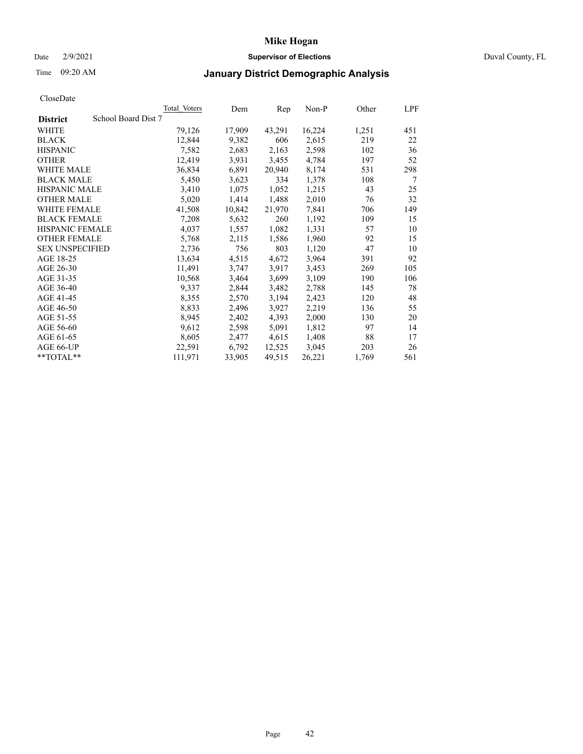# Mike Hogan

Date 2/9/2021 **Supervisor of Elections** Duval County, FL

Time 09:20 AM **January District Demographic Analysis**

CloseDate

| District | School Board Dist 7 | Total Voters | Dem | Rep | Non-P | Other | LPF |
|---|---|---|---|---|---|---|---|
| WHITE | | 79,126 | 17,909 | 43,291 | 16,224 | 1,251 | 451 |
| BLACK | | 12,844 | 9,382 | 606 | 2,615 | 219 | 22 |
| HISPANIC | | 7,582 | 2,683 | 2,163 | 2,598 | 102 | 36 |
| OTHER | | 12,419 | 3,931 | 3,455 | 4,784 | 197 | 52 |
| WHITE MALE | | 36,834 | 6,891 | 20,940 | 8,174 | 531 | 298 |
| BLACK MALE | | 5,450 | 3,623 | 334 | 1,378 | 108 | 7 |
| HISPANIC MALE | | 3,410 | 1,075 | 1,052 | 1,215 | 43 | 25 |
| OTHER MALE | | 5,020 | 1,414 | 1,488 | 2,010 | 76 | 32 |
| WHITE FEMALE | | 41,508 | 10,842 | 21,970 | 7,841 | 706 | 149 |
| BLACK FEMALE | | 7,208 | 5,632 | 260 | 1,192 | 109 | 15 |
| HISPANIC FEMALE | | 4,037 | 1,557 | 1,082 | 1,331 | 57 | 10 |
| OTHER FEMALE | | 5,768 | 2,115 | 1,586 | 1,960 | 92 | 15 |
| SEX UNSPECIFIED | | 2,736 | 756 | 803 | 1,120 | 47 | 10 |
| AGE 18-25 | | 13,634 | 4,515 | 4,672 | 3,964 | 391 | 92 |
| AGE 26-30 | | 11,491 | 3,747 | 3,917 | 3,453 | 269 | 105 |
| AGE 31-35 | | 10,568 | 3,464 | 3,699 | 3,109 | 190 | 106 |
| AGE 36-40 | | 9,337 | 2,844 | 3,482 | 2,788 | 145 | 78 |
| AGE 41-45 | | 8,355 | 2,570 | 3,194 | 2,423 | 120 | 48 |
| AGE 46-50 | | 8,833 | 2,496 | 3,927 | 2,219 | 136 | 55 |
| AGE 51-55 | | 8,945 | 2,402 | 4,393 | 2,000 | 130 | 20 |
| AGE 56-60 | | 9,612 | 2,598 | 5,091 | 1,812 | 97 | 14 |
| AGE 61-65 | | 8,605 | 2,477 | 4,615 | 1,408 | 88 | 17 |
| AGE 66-UP | | 22,591 | 6,792 | 12,525 | 3,045 | 203 | 26 |
| **TOTAL** | | 111,971 | 33,905 | 49,515 | 26,221 | 1,769 | 561 |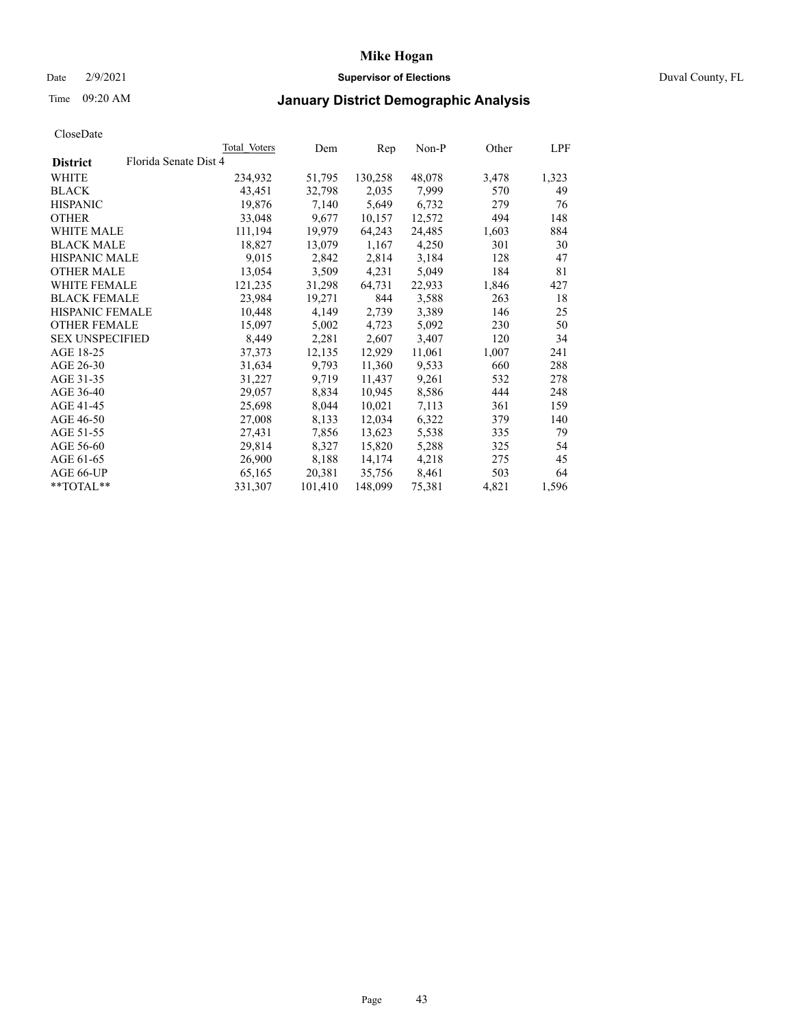# Mike Hogan

Date 2/9/2021 **Supervisor of Elections** Duval County, FL

Time 09:20 AM **January District Demographic Analysis**

CloseDate

| | Total Voters | Dem | Rep | Non-P | Other | LPF |
|---|---|---|---|---|---|---|
| **District** Florida Senate Dist 4 | | | | | | |
| WHITE | 234,932 | 51,795 | 130,258 | 48,078 | 3,478 | 1,323 |
| BLACK | 43,451 | 32,798 | 2,035 | 7,999 | 570 | 49 |
| HISPANIC | 19,876 | 7,140 | 5,649 | 6,732 | 279 | 76 |
| OTHER | 33,048 | 9,677 | 10,157 | 12,572 | 494 | 148 |
| WHITE MALE | 111,194 | 19,979 | 64,243 | 24,485 | 1,603 | 884 |
| BLACK MALE | 18,827 | 13,079 | 1,167 | 4,250 | 301 | 30 |
| HISPANIC MALE | 9,015 | 2,842 | 2,814 | 3,184 | 128 | 47 |
| OTHER MALE | 13,054 | 3,509 | 4,231 | 5,049 | 184 | 81 |
| WHITE FEMALE | 121,235 | 31,298 | 64,731 | 22,933 | 1,846 | 427 |
| BLACK FEMALE | 23,984 | 19,271 | 844 | 3,588 | 263 | 18 |
| HISPANIC FEMALE | 10,448 | 4,149 | 2,739 | 3,389 | 146 | 25 |
| OTHER FEMALE | 15,097 | 5,002 | 4,723 | 5,092 | 230 | 50 |
| SEX UNSPECIFIED | 8,449 | 2,281 | 2,607 | 3,407 | 120 | 34 |
| AGE 18-25 | 37,373 | 12,135 | 12,929 | 11,061 | 1,007 | 241 |
| AGE 26-30 | 31,634 | 9,793 | 11,360 | 9,533 | 660 | 288 |
| AGE 31-35 | 31,227 | 9,719 | 11,437 | 9,261 | 532 | 278 |
| AGE 36-40 | 29,057 | 8,834 | 10,945 | 8,586 | 444 | 248 |
| AGE 41-45 | 25,698 | 8,044 | 10,021 | 7,113 | 361 | 159 |
| AGE 46-50 | 27,008 | 8,133 | 12,034 | 6,322 | 379 | 140 |
| AGE 51-55 | 27,431 | 7,856 | 13,623 | 5,538 | 335 | 79 |
| AGE 56-60 | 29,814 | 8,327 | 15,820 | 5,288 | 325 | 54 |
| AGE 61-65 | 26,900 | 8,188 | 14,174 | 4,218 | 275 | 45 |
| AGE 66-UP | 65,165 | 20,381 | 35,756 | 8,461 | 503 | 64 |
| **TOTAL** | 331,307 | 101,410 | 148,099 | 75,381 | 4,821 | 1,596 |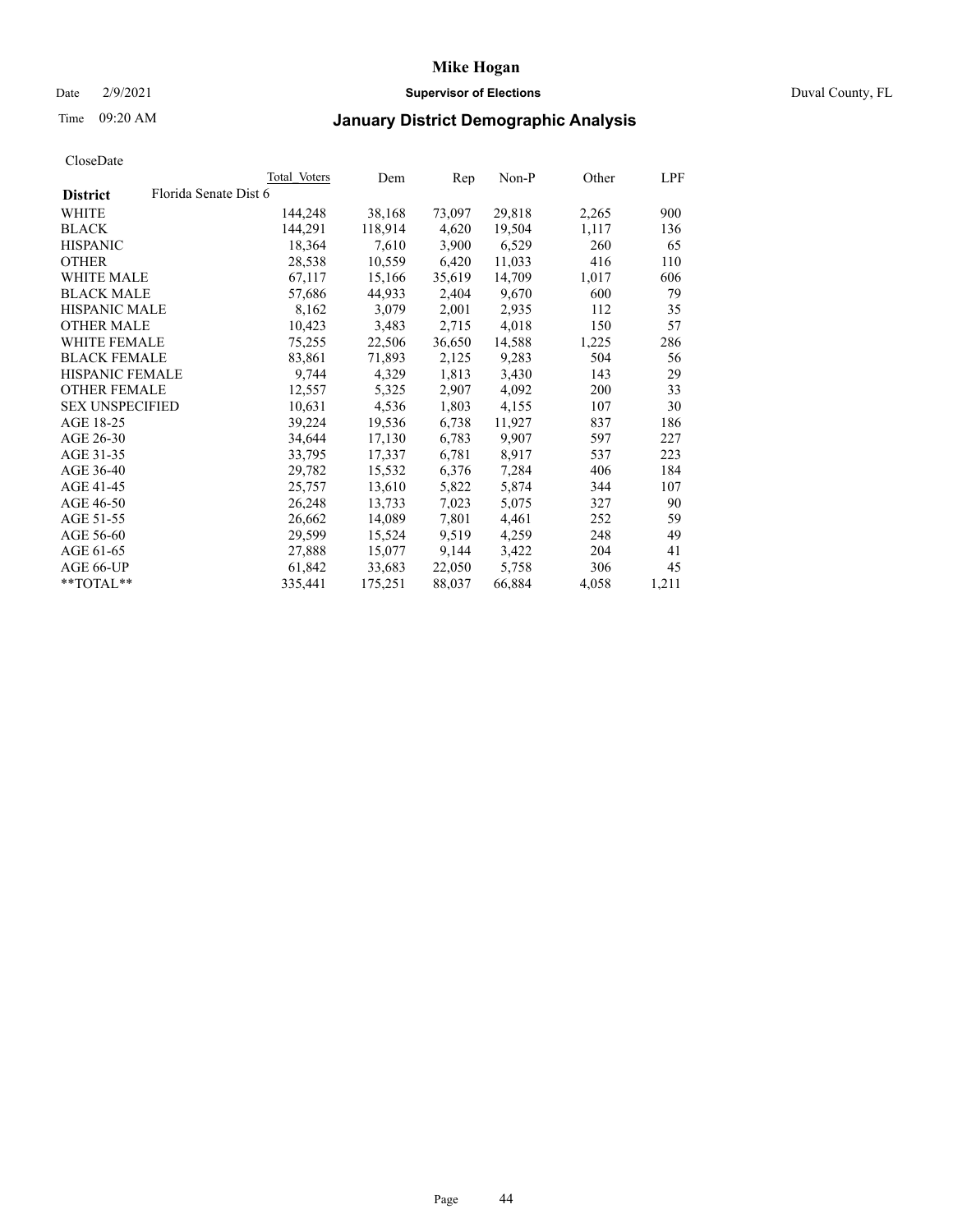# Mike Hogan

Date 2/9/2021 **Supervisor of Elections** Duval County, FL

Time 09:20 AM **January District Demographic Analysis**

CloseDate

| | Total Voters | Dem | Rep | Non-P | Other | LPF |
|---|---|---|---|---|---|---|
| **District** Florida Senate Dist 6 | | | | | | |
| WHITE | 144,248 | 38,168 | 73,097 | 29,818 | 2,265 | 900 |
| BLACK | 144,291 | 118,914 | 4,620 | 19,504 | 1,117 | 136 |
| HISPANIC | 18,364 | 7,610 | 3,900 | 6,529 | 260 | 65 |
| OTHER | 28,538 | 10,559 | 6,420 | 11,033 | 416 | 110 |
| WHITE MALE | 67,117 | 15,166 | 35,619 | 14,709 | 1,017 | 606 |
| BLACK MALE | 57,686 | 44,933 | 2,404 | 9,670 | 600 | 79 |
| HISPANIC MALE | 8,162 | 3,079 | 2,001 | 2,935 | 112 | 35 |
| OTHER MALE | 10,423 | 3,483 | 2,715 | 4,018 | 150 | 57 |
| WHITE FEMALE | 75,255 | 22,506 | 36,650 | 14,588 | 1,225 | 286 |
| BLACK FEMALE | 83,861 | 71,893 | 2,125 | 9,283 | 504 | 56 |
| HISPANIC FEMALE | 9,744 | 4,329 | 1,813 | 3,430 | 143 | 29 |
| OTHER FEMALE | 12,557 | 5,325 | 2,907 | 4,092 | 200 | 33 |
| SEX UNSPECIFIED | 10,631 | 4,536 | 1,803 | 4,155 | 107 | 30 |
| AGE 18-25 | 39,224 | 19,536 | 6,738 | 11,927 | 837 | 186 |
| AGE 26-30 | 34,644 | 17,130 | 6,783 | 9,907 | 597 | 227 |
| AGE 31-35 | 33,795 | 17,337 | 6,781 | 8,917 | 537 | 223 |
| AGE 36-40 | 29,782 | 15,532 | 6,376 | 7,284 | 406 | 184 |
| AGE 41-45 | 25,757 | 13,610 | 5,822 | 5,874 | 344 | 107 |
| AGE 46-50 | 26,248 | 13,733 | 7,023 | 5,075 | 327 | 90 |
| AGE 51-55 | 26,662 | 14,089 | 7,801 | 4,461 | 252 | 59 |
| AGE 56-60 | 29,599 | 15,524 | 9,519 | 4,259 | 248 | 49 |
| AGE 61-65 | 27,888 | 15,077 | 9,144 | 3,422 | 204 | 41 |
| AGE 66-UP | 61,842 | 33,683 | 22,050 | 5,758 | 306 | 45 |
| **TOTAL** | 335,441 | 175,251 | 88,037 | 66,884 | 4,058 | 1,211 |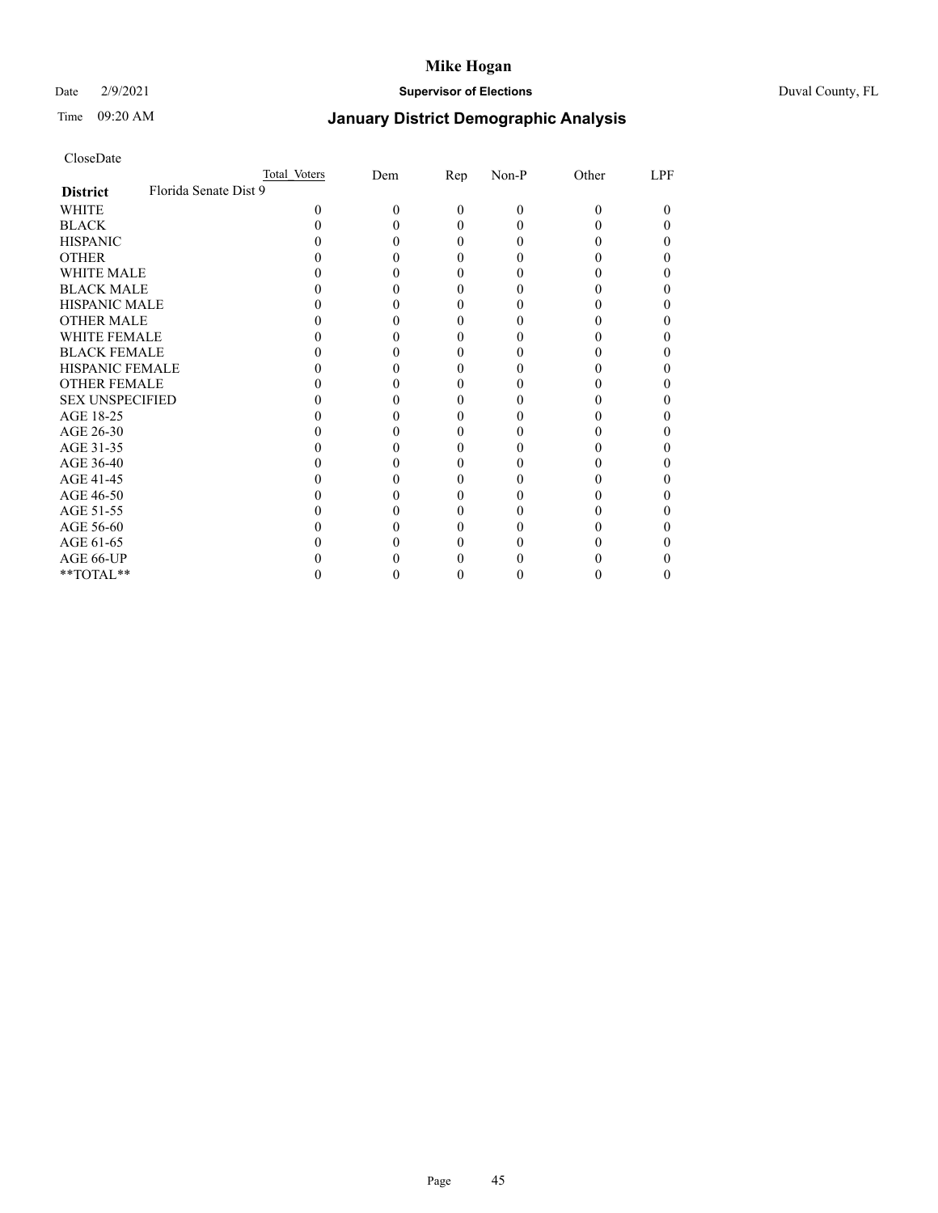# Mike Hogan

Date 2/9/2021 **Supervisor of Elections** Duval County, FL

Time 09:20 AM **January District Demographic Analysis**

CloseDate

| District | Total Voters | Dem | Rep | Non-P | Other | LPF |
|---|---|---|---|---|---|---|
| **Florida Senate Dist 9** | | | | | | |
| WHITE | 0 | 0 | 0 | 0 | 0 | 0 |
| BLACK | 0 | 0 | 0 | 0 | 0 | 0 |
| HISPANIC | 0 | 0 | 0 | 0 | 0 | 0 |
| OTHER | 0 | 0 | 0 | 0 | 0 | 0 |
| WHITE MALE | 0 | 0 | 0 | 0 | 0 | 0 |
| BLACK MALE | 0 | 0 | 0 | 0 | 0 | 0 |
| HISPANIC MALE | 0 | 0 | 0 | 0 | 0 | 0 |
| OTHER MALE | 0 | 0 | 0 | 0 | 0 | 0 |
| WHITE FEMALE | 0 | 0 | 0 | 0 | 0 | 0 |
| BLACK FEMALE | 0 | 0 | 0 | 0 | 0 | 0 |
| HISPANIC FEMALE | 0 | 0 | 0 | 0 | 0 | 0 |
| OTHER FEMALE | 0 | 0 | 0 | 0 | 0 | 0 |
| SEX UNSPECIFIED | 0 | 0 | 0 | 0 | 0 | 0 |
| AGE 18-25 | 0 | 0 | 0 | 0 | 0 | 0 |
| AGE 26-30 | 0 | 0 | 0 | 0 | 0 | 0 |
| AGE 31-35 | 0 | 0 | 0 | 0 | 0 | 0 |
| AGE 36-40 | 0 | 0 | 0 | 0 | 0 | 0 |
| AGE 41-45 | 0 | 0 | 0 | 0 | 0 | 0 |
| AGE 46-50 | 0 | 0 | 0 | 0 | 0 | 0 |
| AGE 51-55 | 0 | 0 | 0 | 0 | 0 | 0 |
| AGE 56-60 | 0 | 0 | 0 | 0 | 0 | 0 |
| AGE 61-65 | 0 | 0 | 0 | 0 | 0 | 0 |
| AGE 66-UP | 0 | 0 | 0 | 0 | 0 | 0 |
| **TOTAL** | 0 | 0 | 0 | 0 | 0 | 0 |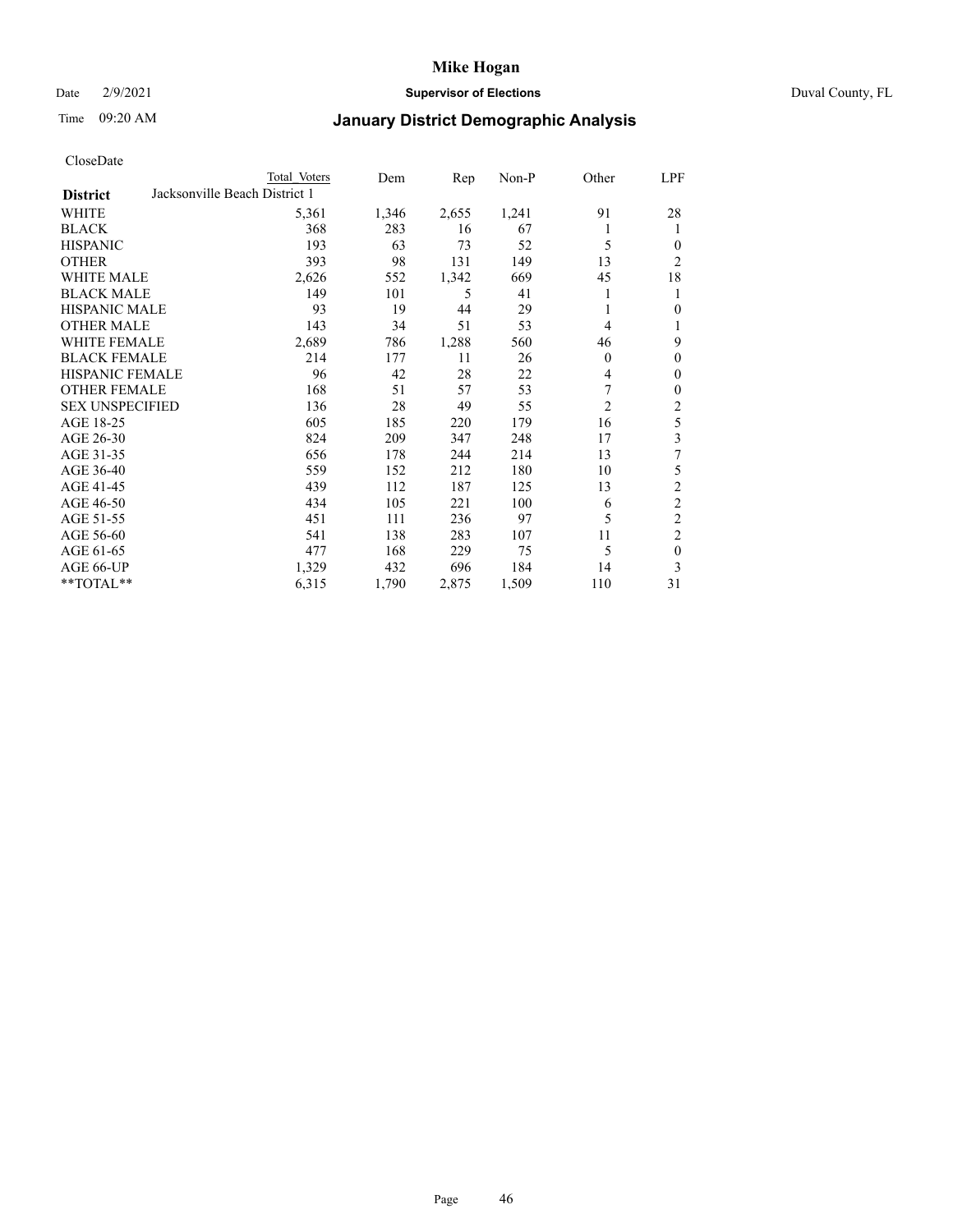CloseDate

| | Total Voters | Dem | Rep | Non-P | Other | LPF |
|---|---|---|---|---|---|---|
| **District** | Jacksonville Beach District 1 | | | | | |
| WHITE | 5,361 | 1,346 | 2,655 | 1,241 | 91 | 28 |
| BLACK | 368 | 283 | 16 | 67 | 1 | 1 |
| HISPANIC | 193 | 63 | 73 | 52 | 5 | 0 |
| OTHER | 393 | 98 | 131 | 149 | 13 | 2 |
| WHITE MALE | 2,626 | 552 | 1,342 | 669 | 45 | 18 |
| BLACK MALE | 149 | 101 | 5 | 41 | 1 | 1 |
| HISPANIC MALE | 93 | 19 | 44 | 29 | 1 | 0 |
| OTHER MALE | 143 | 34 | 51 | 53 | 4 | 1 |
| WHITE FEMALE | 2,689 | 786 | 1,288 | 560 | 46 | 9 |
| BLACK FEMALE | 214 | 177 | 11 | 26 | 0 | 0 |
| HISPANIC FEMALE | 96 | 42 | 28 | 22 | 4 | 0 |
| OTHER FEMALE | 168 | 51 | 57 | 53 | 7 | 0 |
| SEX UNSPECIFIED | 136 | 28 | 49 | 55 | 2 | 2 |
| AGE 18-25 | 605 | 185 | 220 | 179 | 16 | 5 |
| AGE 26-30 | 824 | 209 | 347 | 248 | 17 | 3 |
| AGE 31-35 | 656 | 178 | 244 | 214 | 13 | 7 |
| AGE 36-40 | 559 | 152 | 212 | 180 | 10 | 5 |
| AGE 41-45 | 439 | 112 | 187 | 125 | 13 | 2 |
| AGE 46-50 | 434 | 105 | 221 | 100 | 6 | 2 |
| AGE 51-55 | 451 | 111 | 236 | 97 | 5 | 2 |
| AGE 56-60 | 541 | 138 | 283 | 107 | 11 | 2 |
| AGE 61-65 | 477 | 168 | 229 | 75 | 5 | 0 |
| AGE 66-UP | 1,329 | 432 | 696 | 184 | 14 | 3 |
| **TOTAL** | 6,315 | 1,790 | 2,875 | 1,509 | 110 | 31 |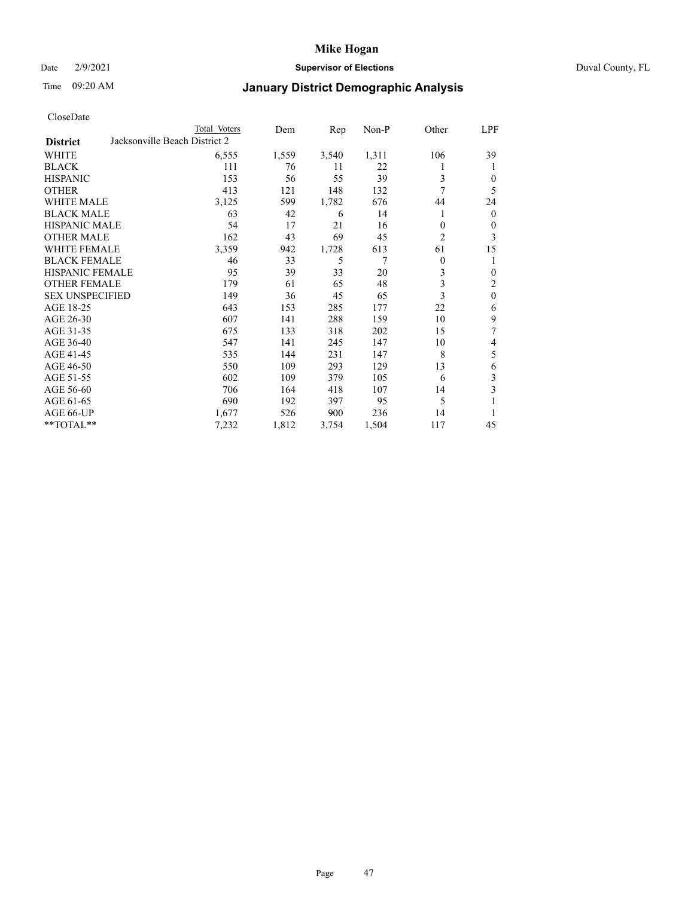# Mike Hogan

Date 2/9/2021 **Supervisor of Elections** Duval County, FL

Time 09:20 AM **January District Demographic Analysis**

CloseDate

| District | Total Voters | Dem | Rep | Non-P | Other | LPF |
|---|---|---|---|---|---|---|
| **Jacksonville Beach District 2** | | | | | | |
| WHITE | 6,555 | 1,559 | 3,540 | 1,311 | 106 | 39 |
| BLACK | 111 | 76 | 11 | 22 | 1 | 1 |
| HISPANIC | 153 | 56 | 55 | 39 | 3 | 0 |
| OTHER | 413 | 121 | 148 | 132 | 7 | 5 |
| WHITE MALE | 3,125 | 599 | 1,782 | 676 | 44 | 24 |
| BLACK MALE | 63 | 42 | 6 | 14 | 1 | 0 |
| HISPANIC MALE | 54 | 17 | 21 | 16 | 0 | 0 |
| OTHER MALE | 162 | 43 | 69 | 45 | 2 | 3 |
| WHITE FEMALE | 3,359 | 942 | 1,728 | 613 | 61 | 15 |
| BLACK FEMALE | 46 | 33 | 5 | 7 | 0 | 1 |
| HISPANIC FEMALE | 95 | 39 | 33 | 20 | 3 | 0 |
| OTHER FEMALE | 179 | 61 | 65 | 48 | 3 | 2 |
| SEX UNSPECIFIED | 149 | 36 | 45 | 65 | 3 | 0 |
| AGE 18-25 | 643 | 153 | 285 | 177 | 22 | 6 |
| AGE 26-30 | 607 | 141 | 288 | 159 | 10 | 9 |
| AGE 31-35 | 675 | 133 | 318 | 202 | 15 | 7 |
| AGE 36-40 | 547 | 141 | 245 | 147 | 10 | 4 |
| AGE 41-45 | 535 | 144 | 231 | 147 | 8 | 5 |
| AGE 46-50 | 550 | 109 | 293 | 129 | 13 | 6 |
| AGE 51-55 | 602 | 109 | 379 | 105 | 6 | 3 |
| AGE 56-60 | 706 | 164 | 418 | 107 | 14 | 3 |
| AGE 61-65 | 690 | 192 | 397 | 95 | 5 | 1 |
| AGE 66-UP | 1,677 | 526 | 900 | 236 | 14 | 1 |
| **TOTAL** | 7,232 | 1,812 | 3,754 | 1,504 | 117 | 45 |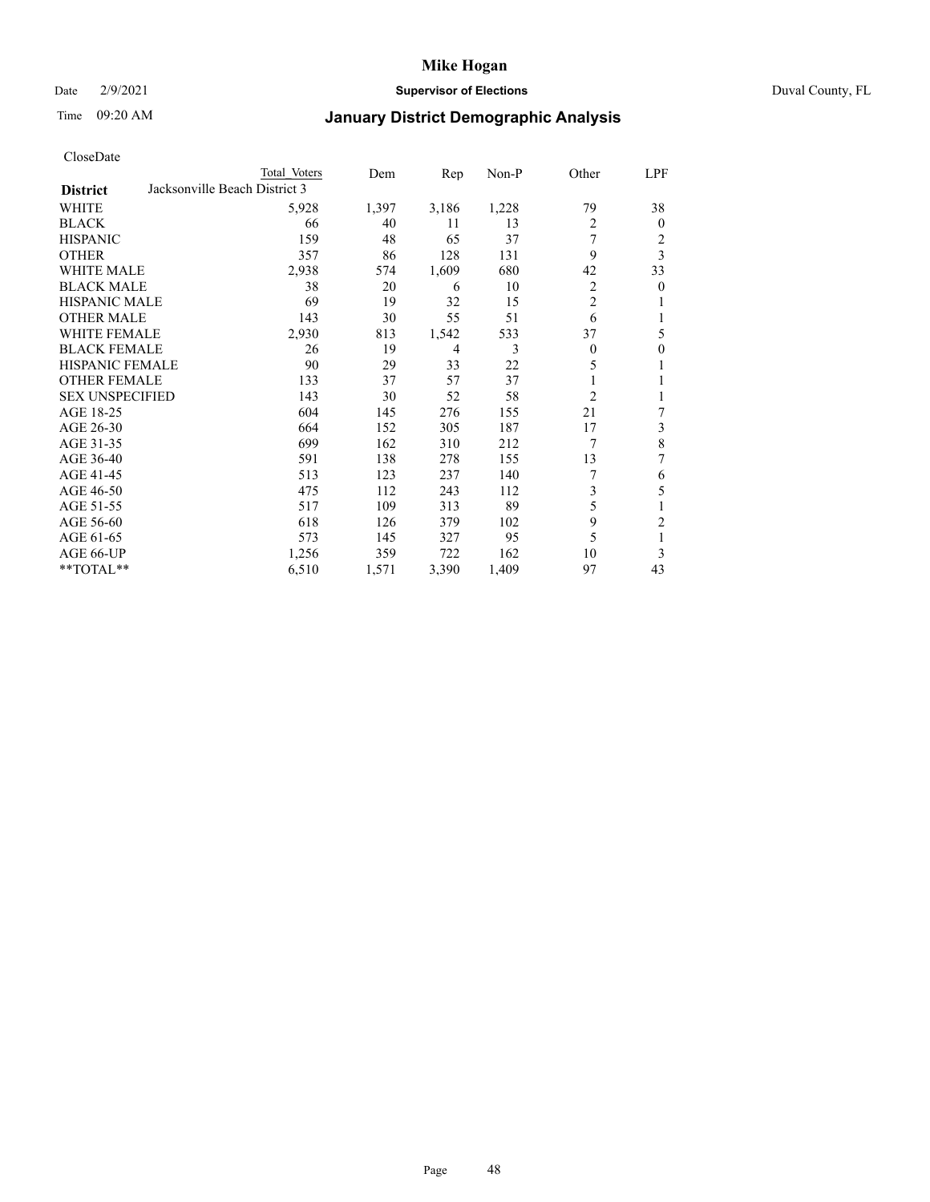# Mike Hogan

Date 2/9/2021 **Supervisor of Elections** Duval County, FL

Time 09:20 AM **January District Demographic Analysis**

CloseDate

| | Total Voters | Dem | Rep | Non-P | Other | LPF |
|---|---|---|---|---|---|---|
| **District** Jacksonville Beach District 3 | | | | | | |
| WHITE | 5,928 | 1,397 | 3,186 | 1,228 | 79 | 38 |
| BLACK | 66 | 40 | 11 | 13 | 2 | 0 |
| HISPANIC | 159 | 48 | 65 | 37 | 7 | 2 |
| OTHER | 357 | 86 | 128 | 131 | 9 | 3 |
| WHITE MALE | 2,938 | 574 | 1,609 | 680 | 42 | 33 |
| BLACK MALE | 38 | 20 | 6 | 10 | 2 | 0 |
| HISPANIC MALE | 69 | 19 | 32 | 15 | 2 | 1 |
| OTHER MALE | 143 | 30 | 55 | 51 | 6 | 1 |
| WHITE FEMALE | 2,930 | 813 | 1,542 | 533 | 37 | 5 |
| BLACK FEMALE | 26 | 19 | 4 | 3 | 0 | 0 |
| HISPANIC FEMALE | 90 | 29 | 33 | 22 | 5 | 1 |
| OTHER FEMALE | 133 | 37 | 57 | 37 | 1 | 1 |
| SEX UNSPECIFIED | 143 | 30 | 52 | 58 | 2 | 1 |
| AGE 18-25 | 604 | 145 | 276 | 155 | 21 | 7 |
| AGE 26-30 | 664 | 152 | 305 | 187 | 17 | 3 |
| AGE 31-35 | 699 | 162 | 310 | 212 | 7 | 8 |
| AGE 36-40 | 591 | 138 | 278 | 155 | 13 | 7 |
| AGE 41-45 | 513 | 123 | 237 | 140 | 7 | 6 |
| AGE 46-50 | 475 | 112 | 243 | 112 | 3 | 5 |
| AGE 51-55 | 517 | 109 | 313 | 89 | 5 | 1 |
| AGE 56-60 | 618 | 126 | 379 | 102 | 9 | 2 |
| AGE 61-65 | 573 | 145 | 327 | 95 | 5 | 1 |
| AGE 66-UP | 1,256 | 359 | 722 | 162 | 10 | 3 |
| **TOTAL** | 6,510 | 1,571 | 3,390 | 1,409 | 97 | 43 |